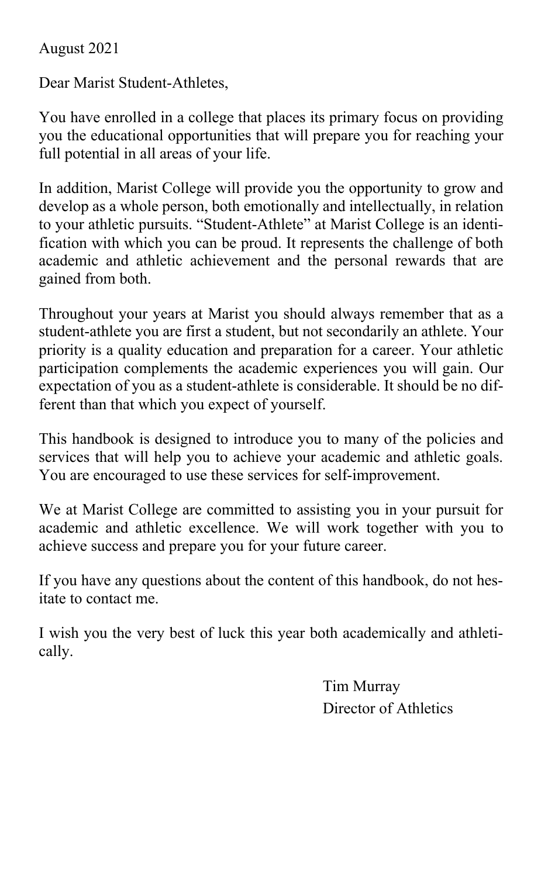August 2021

Dear Marist Student-Athletes,

You have enrolled in a college that places its primary focus on providing you the educational opportunities that will prepare you for reaching your full potential in all areas of your life.

In addition, Marist College will provide you the opportunity to grow and develop as a whole person, both emotionally and intellectually, in relation to your athletic pursuits. "Student-Athlete" at Marist College is an identification with which you can be proud. It represents the challenge of both academic and athletic achievement and the personal rewards that are gained from both.

Throughout your years at Marist you should always remember that as a student-athlete you are first a student, but not secondarily an athlete. Your priority is a quality education and preparation for a career. Your athletic participation complements the academic experiences you will gain. Our expectation of you as a student-athlete is considerable. It should be no different than that which you expect of yourself.

This handbook is designed to introduce you to many of the policies and services that will help you to achieve your academic and athletic goals. You are encouraged to use these services for self-improvement.

We at Marist College are committed to assisting you in your pursuit for academic and athletic excellence. We will work together with you to achieve success and prepare you for your future career.

If you have any questions about the content of this handbook, do not hesitate to contact me.

I wish you the very best of luck this year both academically and athletically.

Tim Murray
Director of Athletics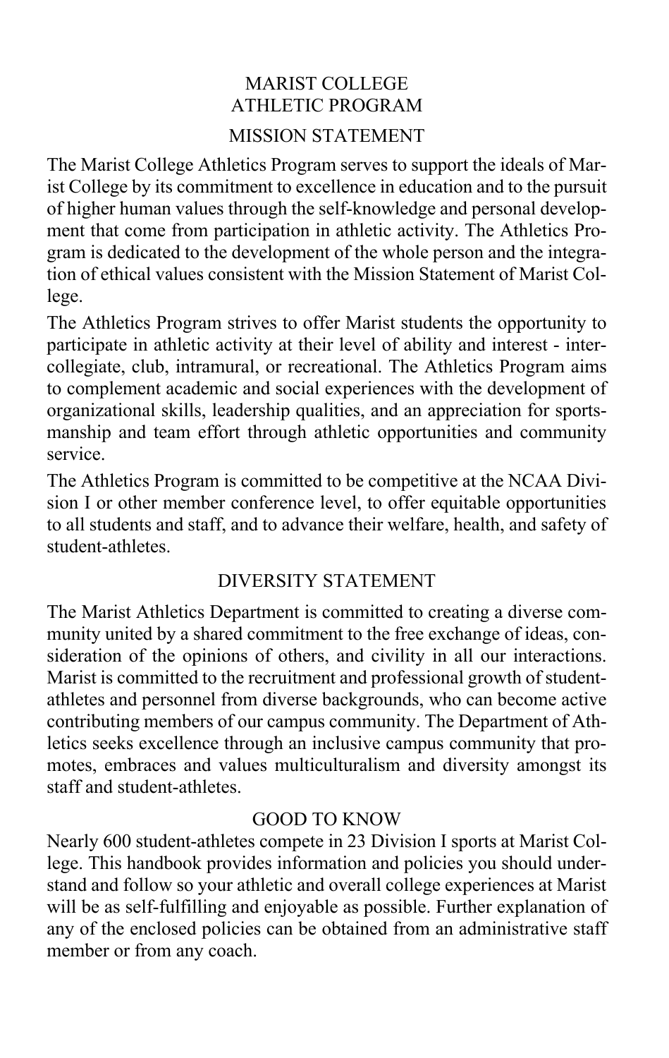# MARIST COLLEGE ATHLETIC PROGRAM

## MISSION STATEMENT

The Marist College Athletics Program serves to support the ideals of Marist College by its commitment to excellence in education and to the pursuit of higher human values through the self-knowledge and personal development that come from participation in athletic activity. The Athletics Program is dedicated to the development of the whole person and the integration of ethical values consistent with the Mission Statement of Marist College.

The Athletics Program strives to offer Marist students the opportunity to participate in athletic activity at their level of ability and interest - intercollegiate, club, intramural, or recreational. The Athletics Program aims to complement academic and social experiences with the development of organizational skills, leadership qualities, and an appreciation for sportsmanship and team effort through athletic opportunities and community service.

The Athletics Program is committed to be competitive at the NCAA Division I or other member conference level, to offer equitable opportunities to all students and staff, and to advance their welfare, health, and safety of student-athletes.

## DIVERSITY STATEMENT

The Marist Athletics Department is committed to creating a diverse community united by a shared commitment to the free exchange of ideas, consideration of the opinions of others, and civility in all our interactions. Marist is committed to the recruitment and professional growth of student-athletes and personnel from diverse backgrounds, who can become active contributing members of our campus community. The Department of Athletics seeks excellence through an inclusive campus community that promotes, embraces and values multiculturalism and diversity amongst its staff and student-athletes.

## GOOD TO KNOW

Nearly 600 student-athletes compete in 23 Division I sports at Marist College. This handbook provides information and policies you should understand and follow so your athletic and overall college experiences at Marist will be as self-fulfilling and enjoyable as possible. Further explanation of any of the enclosed policies can be obtained from an administrative staff member or from any coach.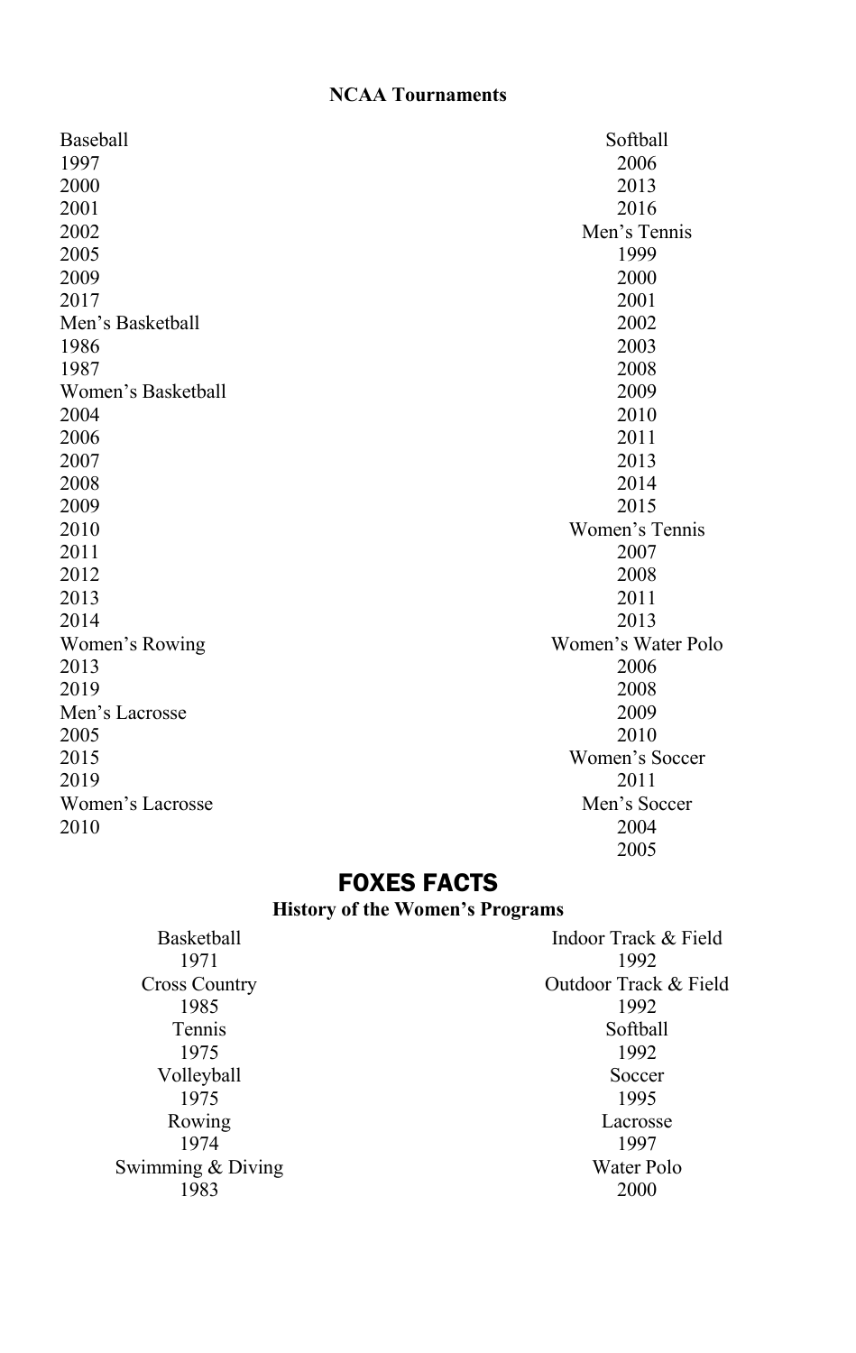**NCAA Tournaments**

Baseball
1997
2000
2001
2002
2005
2009
2017

Men's Basketball
1986
1987

Women's Basketball
2004
2006
2007
2008
2009
2010
2011
2012
2013
2014

Women's Rowing
2013
2019

Men's Lacrosse
2005
2015
2019

Women's Lacrosse
2010

Softball
2006
2013
2016

Men's Tennis
1999
2000
2001
2002
2003
2008
2009
2010
2011
2013
2014
2015

Women's Tennis
2007
2008
2011
2013

Women's Water Polo
2006
2008
2009
2010

Women's Soccer
2011

Men's Soccer
2004
2005

## FOXES FACTS

**History of the Women's Programs**

Basketball
1971

Cross Country
1985

Tennis
1975

Volleyball
1975

Rowing
1974

Swimming & Diving
1983

Indoor Track & Field
1992

Outdoor Track & Field
1992

Softball
1992

Soccer
1995

Lacrosse
1997

Water Polo
2000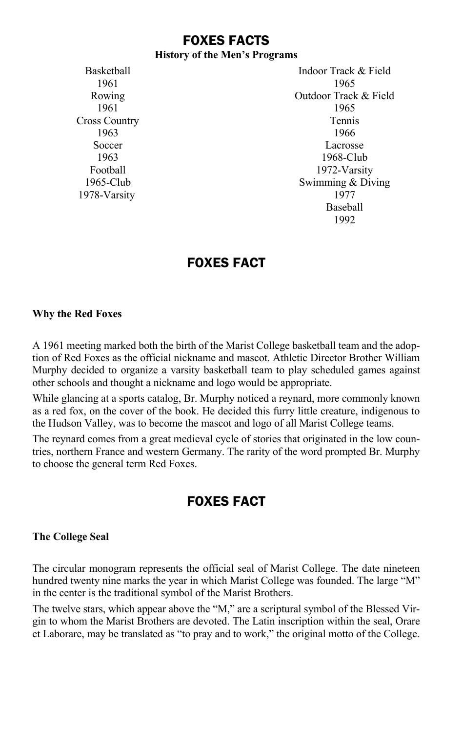# FOXES FACTS

**History of the Men's Programs**

Basketball
1961

Rowing
1961

Cross Country
1963

Soccer
1963

Football
1965-Club
1978-Varsity

Indoor Track & Field
1965

Outdoor Track & Field
1965

Tennis
1966

Lacrosse
1968-Club
1972-Varsity

Swimming & Diving
1977

Baseball
1992

# FOXES FACT

**Why the Red Foxes**

A 1961 meeting marked both the birth of the Marist College basketball team and the adoption of Red Foxes as the official nickname and mascot. Athletic Director Brother William Murphy decided to organize a varsity basketball team to play scheduled games against other schools and thought a nickname and logo would be appropriate.

While glancing at a sports catalog, Br. Murphy noticed a reynard, more commonly known as a red fox, on the cover of the book. He decided this furry little creature, indigenous to the Hudson Valley, was to become the mascot and logo of all Marist College teams.

The reynard comes from a great medieval cycle of stories that originated in the low countries, northern France and western Germany. The rarity of the word prompted Br. Murphy to choose the general term Red Foxes.

# FOXES FACT

**The College Seal**

The circular monogram represents the official seal of Marist College. The date nineteen hundred twenty nine marks the year in which Marist College was founded. The large "M" in the center is the traditional symbol of the Marist Brothers.

The twelve stars, which appear above the "M," are a scriptural symbol of the Blessed Virgin to whom the Marist Brothers are devoted. The Latin inscription within the seal, Orare et Laborare, may be translated as "to pray and to work," the original motto of the College.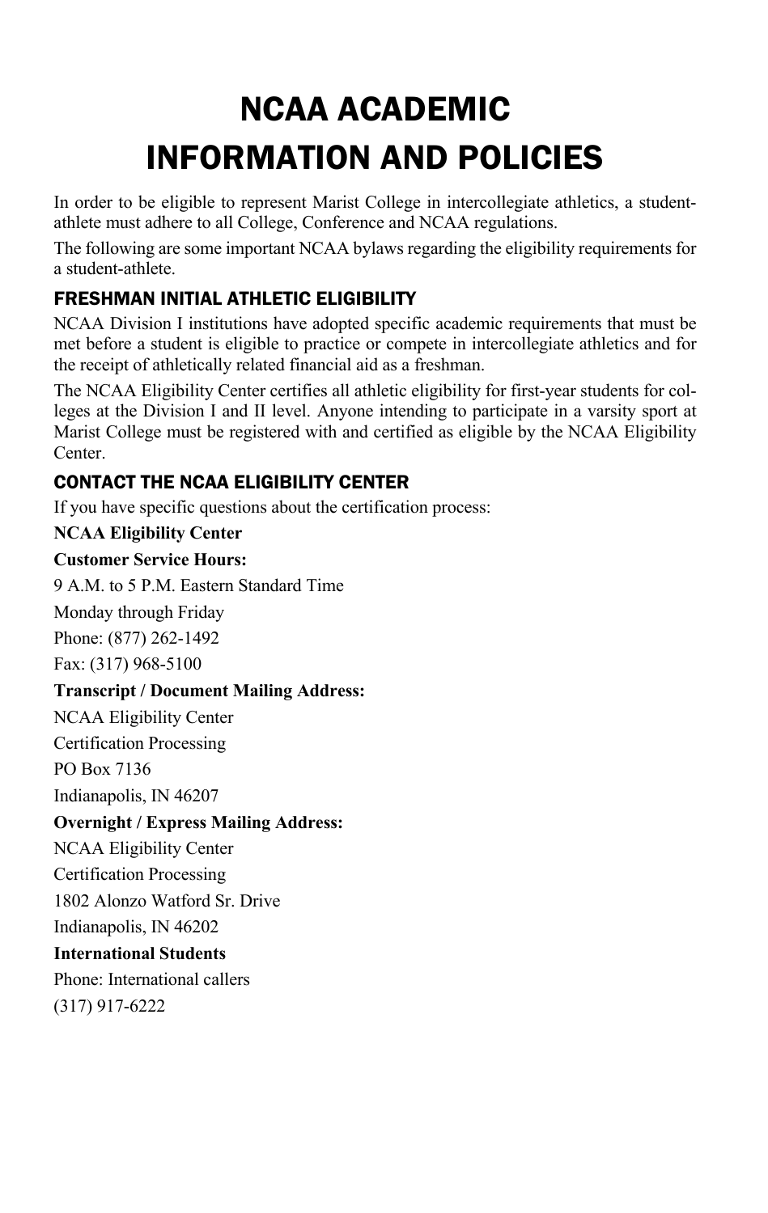# NCAA ACADEMIC INFORMATION AND POLICIES

In order to be eligible to represent Marist College in intercollegiate athletics, a student-athlete must adhere to all College, Conference and NCAA regulations.

The following are some important NCAA bylaws regarding the eligibility requirements for a student-athlete.

## FRESHMAN INITIAL ATHLETIC ELIGIBILITY

NCAA Division I institutions have adopted specific academic requirements that must be met before a student is eligible to practice or compete in intercollegiate athletics and for the receipt of athletically related financial aid as a freshman.

The NCAA Eligibility Center certifies all athletic eligibility for first-year students for colleges at the Division I and II level. Anyone intending to participate in a varsity sport at Marist College must be registered with and certified as eligible by the NCAA Eligibility Center.

## CONTACT THE NCAA ELIGIBILITY CENTER

If you have specific questions about the certification process:

**NCAA Eligibility Center**

**Customer Service Hours:**

9 A.M. to 5 P.M. Eastern Standard Time

Monday through Friday

Phone: (877) 262-1492

Fax: (317) 968-5100

**Transcript / Document Mailing Address:**

NCAA Eligibility Center

Certification Processing

PO Box 7136

Indianapolis, IN 46207

**Overnight / Express Mailing Address:**

NCAA Eligibility Center

Certification Processing

1802 Alonzo Watford Sr. Drive

Indianapolis, IN 46202

**International Students**

Phone: International callers

(317) 917-6222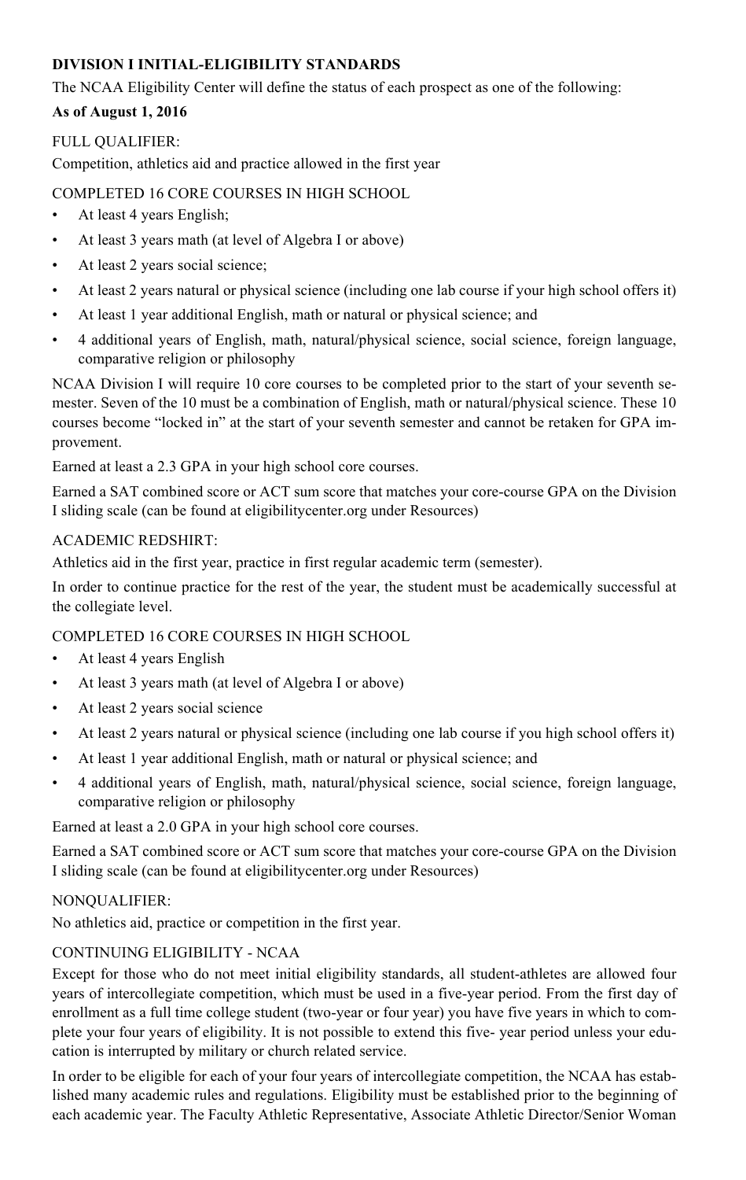**DIVISION I INITIAL-ELIGIBILITY STANDARDS**

The NCAA Eligibility Center will define the status of each prospect as one of the following:

**As of August 1, 2016**

FULL QUALIFIER:

Competition, athletics aid and practice allowed in the first year

COMPLETED 16 CORE COURSES IN HIGH SCHOOL

- At least 4 years English;
- At least 3 years math (at level of Algebra I or above)
- At least 2 years social science;
- At least 2 years natural or physical science (including one lab course if your high school offers it)
- At least 1 year additional English, math or natural or physical science; and
- 4 additional years of English, math, natural/physical science, social science, foreign language, comparative religion or philosophy

NCAA Division I will require 10 core courses to be completed prior to the start of your seventh semester. Seven of the 10 must be a combination of English, math or natural/physical science. These 10 courses become "locked in" at the start of your seventh semester and cannot be retaken for GPA improvement.

Earned at least a 2.3 GPA in your high school core courses.

Earned a SAT combined score or ACT sum score that matches your core-course GPA on the Division I sliding scale (can be found at eligibilitycenter.org under Resources)

ACADEMIC REDSHIRT:

Athletics aid in the first year, practice in first regular academic term (semester).

In order to continue practice for the rest of the year, the student must be academically successful at the collegiate level.

COMPLETED 16 CORE COURSES IN HIGH SCHOOL

- At least 4 years English
- At least 3 years math (at level of Algebra I or above)
- At least 2 years social science
- At least 2 years natural or physical science (including one lab course if you high school offers it)
- At least 1 year additional English, math or natural or physical science; and
- 4 additional years of English, math, natural/physical science, social science, foreign language, comparative religion or philosophy

Earned at least a 2.0 GPA in your high school core courses.

Earned a SAT combined score or ACT sum score that matches your core-course GPA on the Division I sliding scale (can be found at eligibilitycenter.org under Resources)

NONQUALIFIER:

No athletics aid, practice or competition in the first year.

CONTINUING ELIGIBILITY - NCAA

Except for those who do not meet initial eligibility standards, all student-athletes are allowed four years of intercollegiate competition, which must be used in a five-year period. From the first day of enrollment as a full time college student (two-year or four year) you have five years in which to complete your four years of eligibility. It is not possible to extend this five- year period unless your education is interrupted by military or church related service.

In order to be eligible for each of your four years of intercollegiate competition, the NCAA has established many academic rules and regulations. Eligibility must be established prior to the beginning of each academic year. The Faculty Athletic Representative, Associate Athletic Director/Senior Woman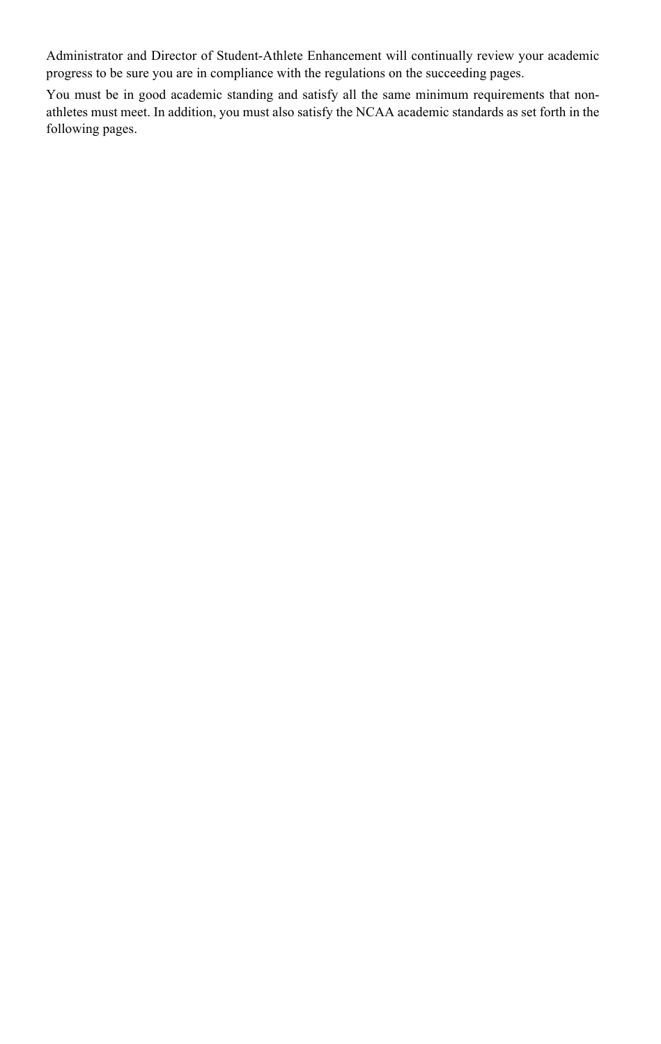Administrator and Director of Student-Athlete Enhancement will continually review your academic progress to be sure you are in compliance with the regulations on the succeeding pages.

You must be in good academic standing and satisfy all the same minimum requirements that non-athletes must meet. In addition, you must also satisfy the NCAA academic standards as set forth in the following pages.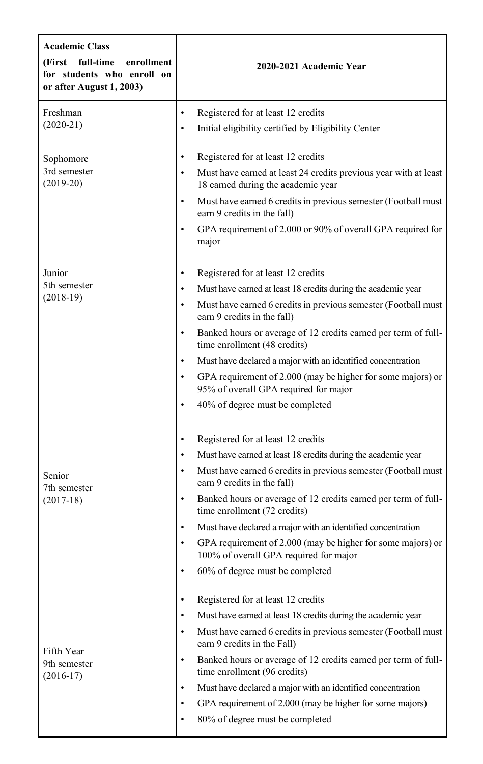| **Academic Class (First full-time enrollment for students who enroll on or after August 1, 2003)** | **2020-2021 Academic Year** |
| --- | --- |
| Freshman (2020-21) | • Registered for at least 12 credits<br>• Initial eligibility certified by Eligibility Center |
| Sophomore 3rd semester (2019-20) | • Registered for at least 12 credits<br>• Must have earned at least 24 credits previous year with at least 18 earned during the academic year<br>• Must have earned 6 credits in previous semester (Football must earn 9 credits in the fall)<br>• GPA requirement of 2.000 or 90% of overall GPA required for major |
| Junior 5th semester (2018-19) | • Registered for at least 12 credits<br>• Must have earned at least 18 credits during the academic year<br>• Must have earned 6 credits in previous semester (Football must earn 9 credits in the fall)<br>• Banked hours or average of 12 credits earned per term of full-time enrollment (48 credits)<br>• Must have declared a major with an identified concentration<br>• GPA requirement of 2.000 (may be higher for some majors) or 95% of overall GPA required for major<br>• 40% of degree must be completed |
| Senior 7th semester (2017-18) | • Registered for at least 12 credits<br>• Must have earned at least 18 credits during the academic year<br>• Must have earned 6 credits in previous semester (Football must earn 9 credits in the fall)<br>• Banked hours or average of 12 credits earned per term of full-time enrollment (72 credits)<br>• Must have declared a major with an identified concentration<br>• GPA requirement of 2.000 (may be higher for some majors) or 100% of overall GPA required for major<br>• 60% of degree must be completed |
| Fifth Year 9th semester (2016-17) | • Registered for at least 12 credits<br>• Must have earned at least 18 credits during the academic year<br>• Must have earned 6 credits in previous semester (Football must earn 9 credits in the Fall)<br>• Banked hours or average of 12 credits earned per term of full-time enrollment (96 credits)<br>• Must have declared a major with an identified concentration<br>• GPA requirement of 2.000 (may be higher for some majors)<br>• 80% of degree must be completed |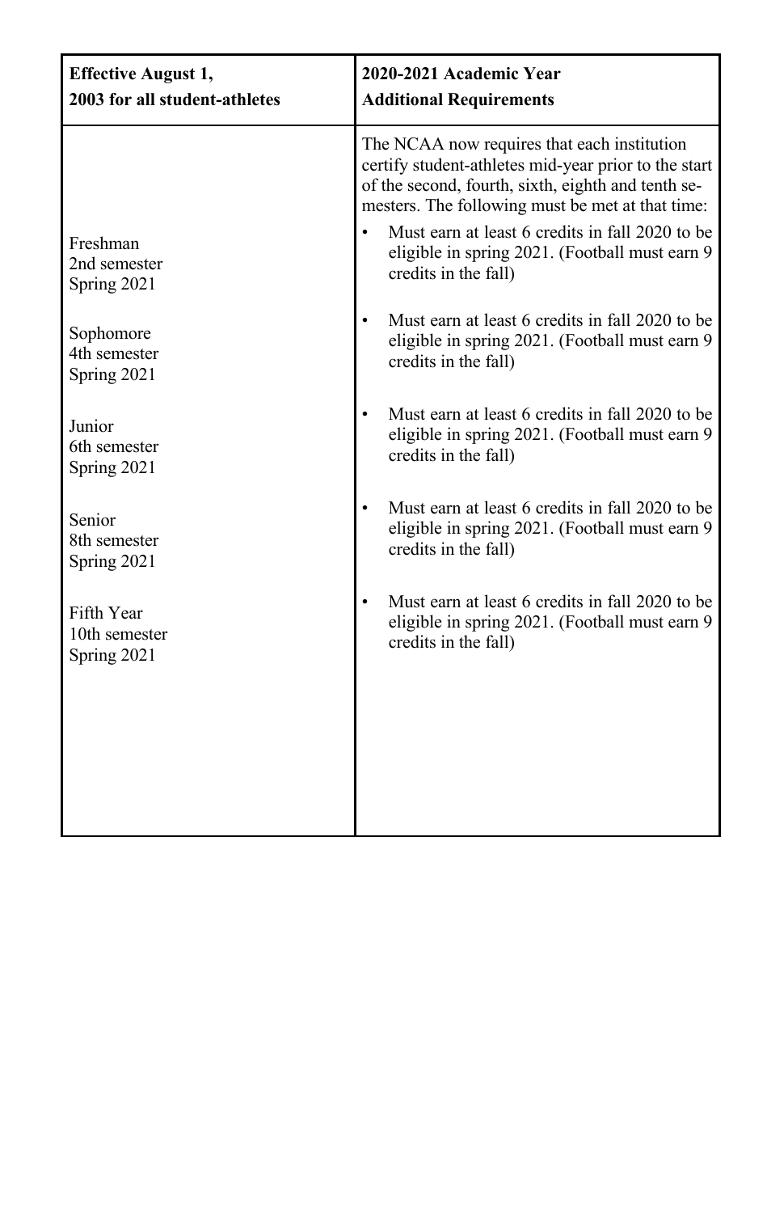| Effective August 1, 2003 for all student-athletes | 2020-2021 Academic Year Additional Requirements |
| --- | --- |
| | The NCAA now requires that each institution certify student-athletes mid-year prior to the start of the second, fourth, sixth, eighth and tenth semesters. The following must be met at that time: |
| Freshman<br>2nd semester<br>Spring 2021 | • Must earn at least 6 credits in fall 2020 to be eligible in spring 2021. (Football must earn 9 credits in the fall) |
| Sophomore<br>4th semester<br>Spring 2021 | • Must earn at least 6 credits in fall 2020 to be eligible in spring 2021. (Football must earn 9 credits in the fall) |
| Junior<br>6th semester<br>Spring 2021 | • Must earn at least 6 credits in fall 2020 to be eligible in spring 2021. (Football must earn 9 credits in the fall) |
| Senior<br>8th semester<br>Spring 2021 | • Must earn at least 6 credits in fall 2020 to be eligible in spring 2021. (Football must earn 9 credits in the fall) |
| Fifth Year<br>10th semester<br>Spring 2021 | • Must earn at least 6 credits in fall 2020 to be eligible in spring 2021. (Football must earn 9 credits in the fall) |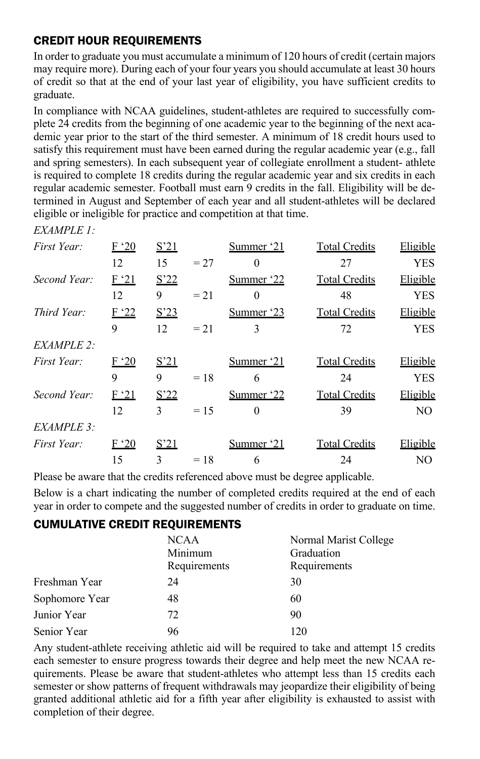## CREDIT HOUR REQUIREMENTS

In order to graduate you must accumulate a minimum of 120 hours of credit (certain majors may require more). During each of your four years you should accumulate at least 30 hours of credit so that at the end of your last year of eligibility, you have sufficient credits to graduate.

In compliance with NCAA guidelines, student-athletes are required to successfully complete 24 credits from the beginning of one academic year to the beginning of the next academic year prior to the start of the third semester. A minimum of 18 credit hours used to satisfy this requirement must have been earned during the regular academic year (e.g., fall and spring semesters). In each subsequent year of collegiate enrollment a student- athlete is required to complete 18 credits during the regular academic year and six credits in each regular academic semester. Football must earn 9 credits in the fall. Eligibility will be determined in August and September of each year and all student-athletes will be declared eligible or ineligible for practice and competition at that time.

*EXAMPLE 1:*

| | | | | | | |
|---|---|---|---|---|---|---|
| *First Year:* | F '20 | S'21 | | Summer '21 | Total Credits | Eligible |
| | 12 | 15 | = 27 | 0 | 27 | YES |
| *Second Year:* | F '21 | S'22 | | Summer '22 | Total Credits | Eligible |
| | 12 | 9 | = 21 | 0 | 48 | YES |
| *Third Year:* | F '22 | S'23 | | Summer '23 | Total Credits | Eligible |
| | 9 | 12 | = 21 | 3 | 72 | YES |

*EXAMPLE 2:*

| | | | | | | |
|---|---|---|---|---|---|---|
| *First Year:* | F '20 | S'21 | | Summer '21 | Total Credits | Eligible |
| | 9 | 9 | = 18 | 6 | 24 | YES |
| *Second Year:* | F '21 | S'22 | | Summer '22 | Total Credits | Eligible |
| | 12 | 3 | = 15 | 0 | 39 | NO |

*EXAMPLE 3:*

| | | | | | | |
|---|---|---|---|---|---|---|
| *First Year:* | F '20 | S'21 | | Summer '21 | Total Credits | Eligible |
| | 15 | 3 | = 18 | 6 | 24 | NO |

Please be aware that the credits referenced above must be degree applicable.

Below is a chart indicating the number of completed credits required at the end of each year in order to compete and the suggested number of credits in order to graduate on time.

## CUMULATIVE CREDIT REQUIREMENTS

| | NCAA Minimum Requirements | Normal Marist College Graduation Requirements |
|---|---|---|
| Freshman Year | 24 | 30 |
| Sophomore Year | 48 | 60 |
| Junior Year | 72 | 90 |
| Senior Year | 96 | 120 |

Any student-athlete receiving athletic aid will be required to take and attempt 15 credits each semester to ensure progress towards their degree and help meet the new NCAA requirements. Please be aware that student-athletes who attempt less than 15 credits each semester or show patterns of frequent withdrawals may jeopardize their eligibility of being granted additional athletic aid for a fifth year after eligibility is exhausted to assist with completion of their degree.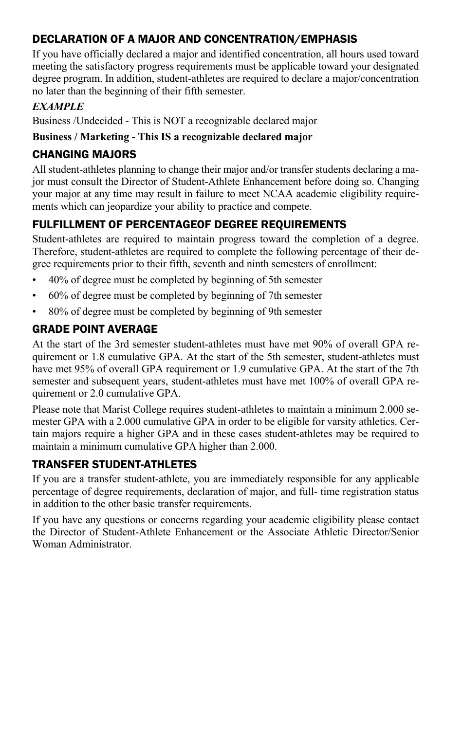## DECLARATION OF A MAJOR AND CONCENTRATION/EMPHASIS

If you have officially declared a major and identified concentration, all hours used toward meeting the satisfactory progress requirements must be applicable toward your designated degree program. In addition, student-athletes are required to declare a major/concentration no later than the beginning of their fifth semester.

***EXAMPLE***

Business /Undecided - This is NOT a recognizable declared major

**Business / Marketing - This IS a recognizable declared major**

## CHANGING MAJORS

All student-athletes planning to change their major and/or transfer students declaring a major must consult the Director of Student-Athlete Enhancement before doing so. Changing your major at any time may result in failure to meet NCAA academic eligibility requirements which can jeopardize your ability to practice and compete.

## FULFILLMENT OF PERCENTAGEOF DEGREE REQUIREMENTS

Student-athletes are required to maintain progress toward the completion of a degree. Therefore, student-athletes are required to complete the following percentage of their degree requirements prior to their fifth, seventh and ninth semesters of enrollment:

- 40% of degree must be completed by beginning of 5th semester
- 60% of degree must be completed by beginning of 7th semester
- 80% of degree must be completed by beginning of 9th semester

## GRADE POINT AVERAGE

At the start of the 3rd semester student-athletes must have met 90% of overall GPA requirement or 1.8 cumulative GPA. At the start of the 5th semester, student-athletes must have met 95% of overall GPA requirement or 1.9 cumulative GPA. At the start of the 7th semester and subsequent years, student-athletes must have met 100% of overall GPA requirement or 2.0 cumulative GPA.

Please note that Marist College requires student-athletes to maintain a minimum 2.000 semester GPA with a 2.000 cumulative GPA in order to be eligible for varsity athletics. Certain majors require a higher GPA and in these cases student-athletes may be required to maintain a minimum cumulative GPA higher than 2.000.

## TRANSFER STUDENT-ATHLETES

If you are a transfer student-athlete, you are immediately responsible for any applicable percentage of degree requirements, declaration of major, and full- time registration status in addition to the other basic transfer requirements.

If you have any questions or concerns regarding your academic eligibility please contact the Director of Student-Athlete Enhancement or the Associate Athletic Director/Senior Woman Administrator.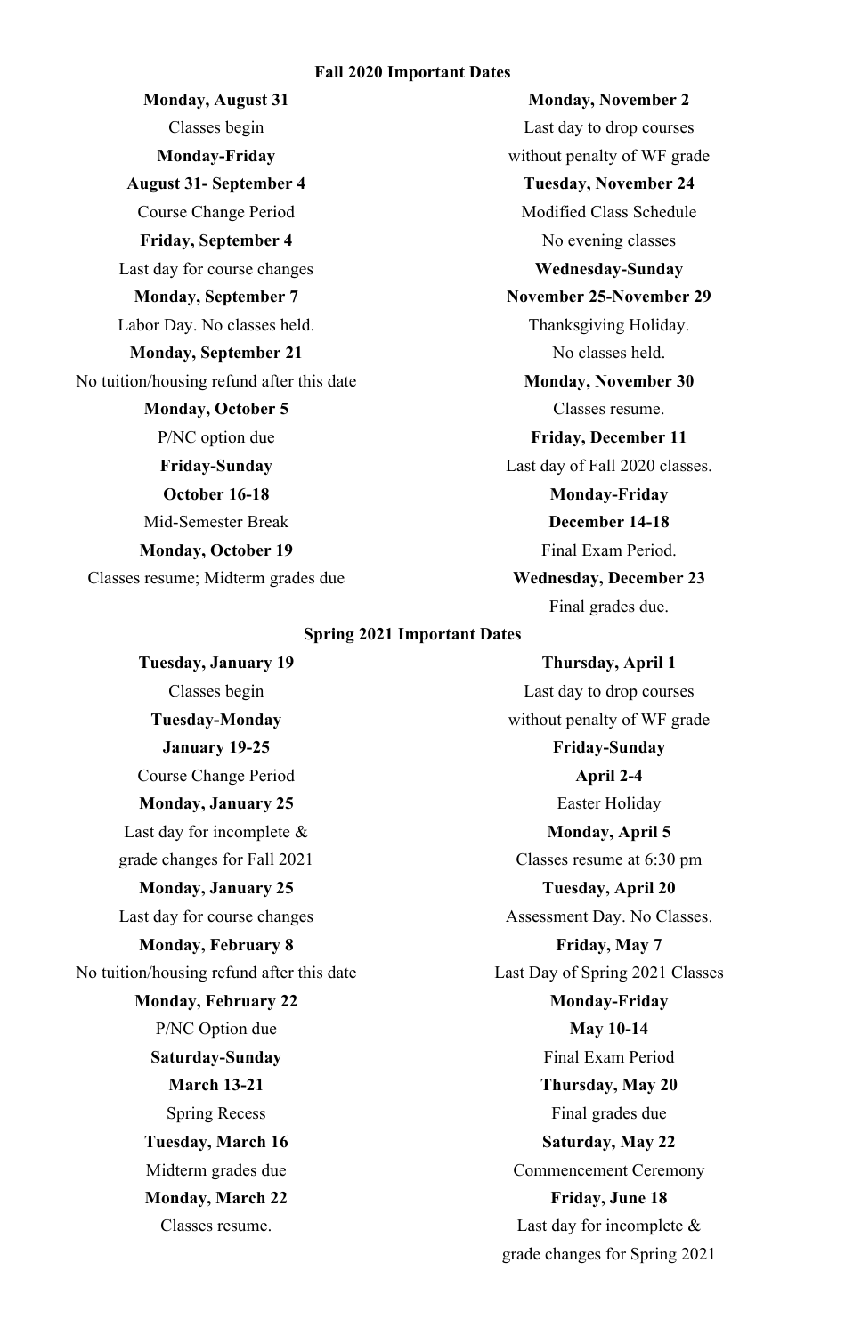## Fall 2020 Important Dates

**Monday, August 31**
Classes begin

**Monday-Friday**
**August 31- September 4**
Course Change Period

**Friday, September 4**
Last day for course changes

**Monday, September 7**
Labor Day. No classes held.

**Monday, September 21**
No tuition/housing refund after this date

**Monday, October 5**
P/NC option due

**Friday-Sunday**
**October 16-18**
Mid-Semester Break

**Monday, October 19**
Classes resume; Midterm grades due

**Monday, November 2**
Last day to drop courses
without penalty of WF grade

**Tuesday, November 24**
Modified Class Schedule
No evening classes

**Wednesday-Sunday**
**November 25-November 29**
Thanksgiving Holiday.
No classes held.

**Monday, November 30**
Classes resume.

**Friday, December 11**
Last day of Fall 2020 classes.

**Monday-Friday**
**December 14-18**
Final Exam Period.

**Wednesday, December 23**
Final grades due.

## Spring 2021 Important Dates

**Tuesday, January 19**
Classes begin

**Tuesday-Monday**
**January 19-25**
Course Change Period

**Monday, January 25**
Last day for incomplete &
grade changes for Fall 2021

**Monday, January 25**
Last day for course changes

**Monday, February 8**
No tuition/housing refund after this date

**Monday, February 22**
P/NC Option due

**Saturday-Sunday**
**March 13-21**
Spring Recess

**Tuesday, March 16**
Midterm grades due

**Monday, March 22**
Classes resume.

**Thursday, April 1**
Last day to drop courses
without penalty of WF grade

**Friday-Sunday**
**April 2-4**
Easter Holiday

**Monday, April 5**
Classes resume at 6:30 pm

**Tuesday, April 20**
Assessment Day. No Classes.

**Friday, May 7**
Last Day of Spring 2021 Classes

**Monday-Friday**
**May 10-14**
Final Exam Period

**Thursday, May 20**
Final grades due

**Saturday, May 22**
Commencement Ceremony

**Friday, June 18**
Last day for incomplete &
grade changes for Spring 2021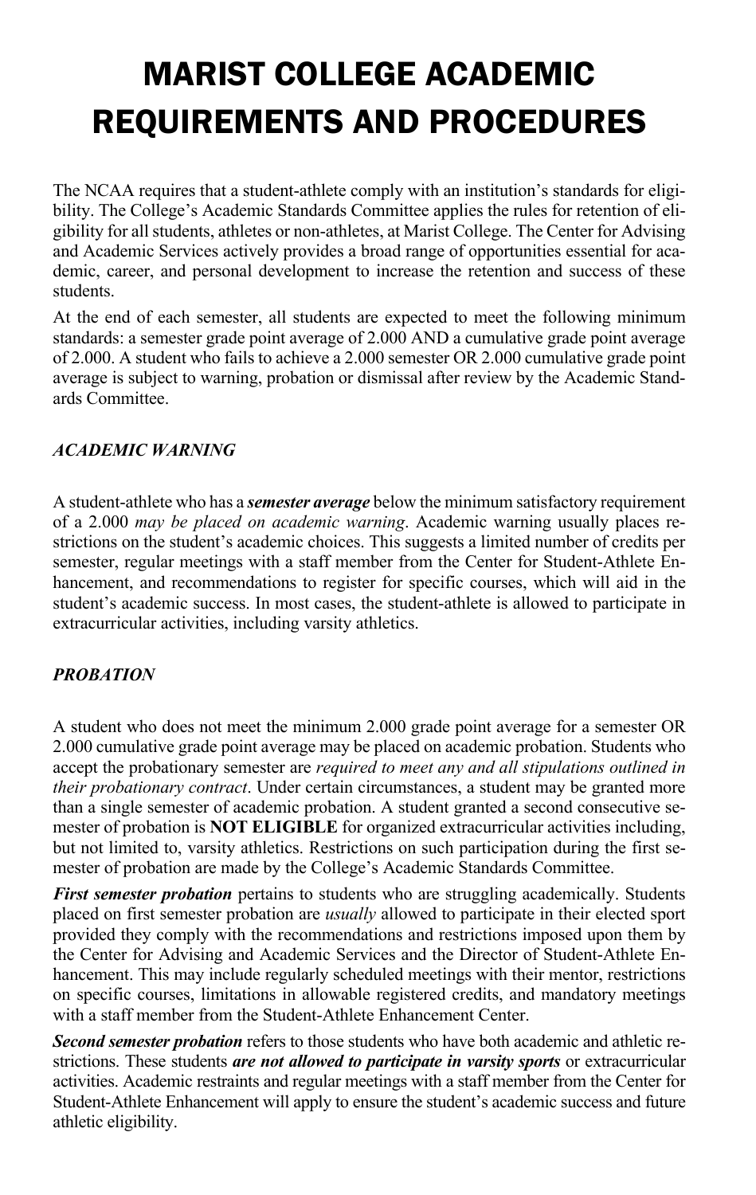# MARIST COLLEGE ACADEMIC REQUIREMENTS AND PROCEDURES

The NCAA requires that a student-athlete comply with an institution's standards for eligibility. The College's Academic Standards Committee applies the rules for retention of eligibility for all students, athletes or non-athletes, at Marist College. The Center for Advising and Academic Services actively provides a broad range of opportunities essential for academic, career, and personal development to increase the retention and success of these students.

At the end of each semester, all students are expected to meet the following minimum standards: a semester grade point average of 2.000 AND a cumulative grade point average of 2.000. A student who fails to achieve a 2.000 semester OR 2.000 cumulative grade point average is subject to warning, probation or dismissal after review by the Academic Standards Committee.

### *ACADEMIC WARNING*

A student-athlete who has a ***semester average*** below the minimum satisfactory requirement of a 2.000 *may be placed on academic warning*. Academic warning usually places restrictions on the student's academic choices. This suggests a limited number of credits per semester, regular meetings with a staff member from the Center for Student-Athlete Enhancement, and recommendations to register for specific courses, which will aid in the student's academic success. In most cases, the student-athlete is allowed to participate in extracurricular activities, including varsity athletics.

### *PROBATION*

A student who does not meet the minimum 2.000 grade point average for a semester OR 2.000 cumulative grade point average may be placed on academic probation. Students who accept the probationary semester are *required to meet any and all stipulations outlined in their probationary contract*. Under certain circumstances, a student may be granted more than a single semester of academic probation. A student granted a second consecutive semester of probation is **NOT ELIGIBLE** for organized extracurricular activities including, but not limited to, varsity athletics. Restrictions on such participation during the first semester of probation are made by the College's Academic Standards Committee.

***First semester probation*** pertains to students who are struggling academically. Students placed on first semester probation are *usually* allowed to participate in their elected sport provided they comply with the recommendations and restrictions imposed upon them by the Center for Advising and Academic Services and the Director of Student-Athlete Enhancement. This may include regularly scheduled meetings with their mentor, restrictions on specific courses, limitations in allowable registered credits, and mandatory meetings with a staff member from the Student-Athlete Enhancement Center.

***Second semester probation*** refers to those students who have both academic and athletic restrictions. These students ***are not allowed to participate in varsity sports*** or extracurricular activities. Academic restraints and regular meetings with a staff member from the Center for Student-Athlete Enhancement will apply to ensure the student's academic success and future athletic eligibility.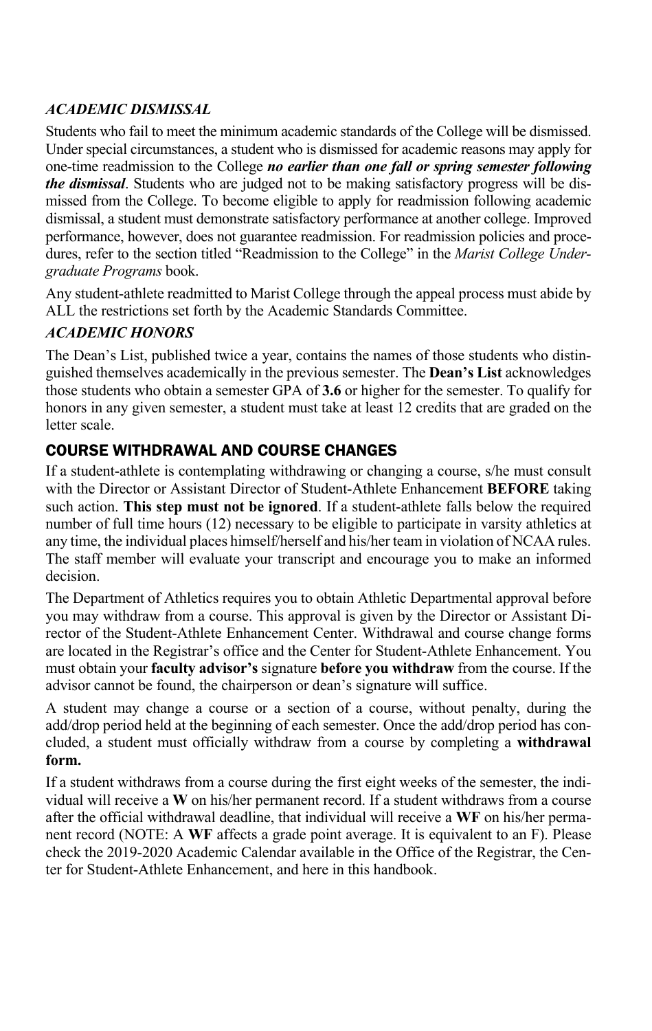### *ACADEMIC DISMISSAL*

Students who fail to meet the minimum academic standards of the College will be dismissed. Under special circumstances, a student who is dismissed for academic reasons may apply for one-time readmission to the College ***no earlier than one fall or spring semester following the dismissal***. Students who are judged not to be making satisfactory progress will be dismissed from the College. To become eligible to apply for readmission following academic dismissal, a student must demonstrate satisfactory performance at another college. Improved performance, however, does not guarantee readmission. For readmission policies and procedures, refer to the section titled "Readmission to the College" in the *Marist College Undergraduate Programs* book.

Any student-athlete readmitted to Marist College through the appeal process must abide by ALL the restrictions set forth by the Academic Standards Committee.

### *ACADEMIC HONORS*

The Dean's List, published twice a year, contains the names of those students who distinguished themselves academically in the previous semester. The **Dean's List** acknowledges those students who obtain a semester GPA of **3.6** or higher for the semester. To qualify for honors in any given semester, a student must take at least 12 credits that are graded on the letter scale.

## COURSE WITHDRAWAL AND COURSE CHANGES

If a student-athlete is contemplating withdrawing or changing a course, s/he must consult with the Director or Assistant Director of Student-Athlete Enhancement **BEFORE** taking such action. **This step must not be ignored**. If a student-athlete falls below the required number of full time hours (12) necessary to be eligible to participate in varsity athletics at any time, the individual places himself/herself and his/her team in violation of NCAA rules. The staff member will evaluate your transcript and encourage you to make an informed decision.

The Department of Athletics requires you to obtain Athletic Departmental approval before you may withdraw from a course. This approval is given by the Director or Assistant Director of the Student-Athlete Enhancement Center. Withdrawal and course change forms are located in the Registrar's office and the Center for Student-Athlete Enhancement. You must obtain your **faculty advisor's** signature **before you withdraw** from the course. If the advisor cannot be found, the chairperson or dean's signature will suffice.

A student may change a course or a section of a course, without penalty, during the add/drop period held at the beginning of each semester. Once the add/drop period has concluded, a student must officially withdraw from a course by completing a **withdrawal form.**

If a student withdraws from a course during the first eight weeks of the semester, the individual will receive a **W** on his/her permanent record. If a student withdraws from a course after the official withdrawal deadline, that individual will receive a **WF** on his/her permanent record (NOTE: A **WF** affects a grade point average. It is equivalent to an F). Please check the 2019-2020 Academic Calendar available in the Office of the Registrar, the Center for Student-Athlete Enhancement, and here in this handbook.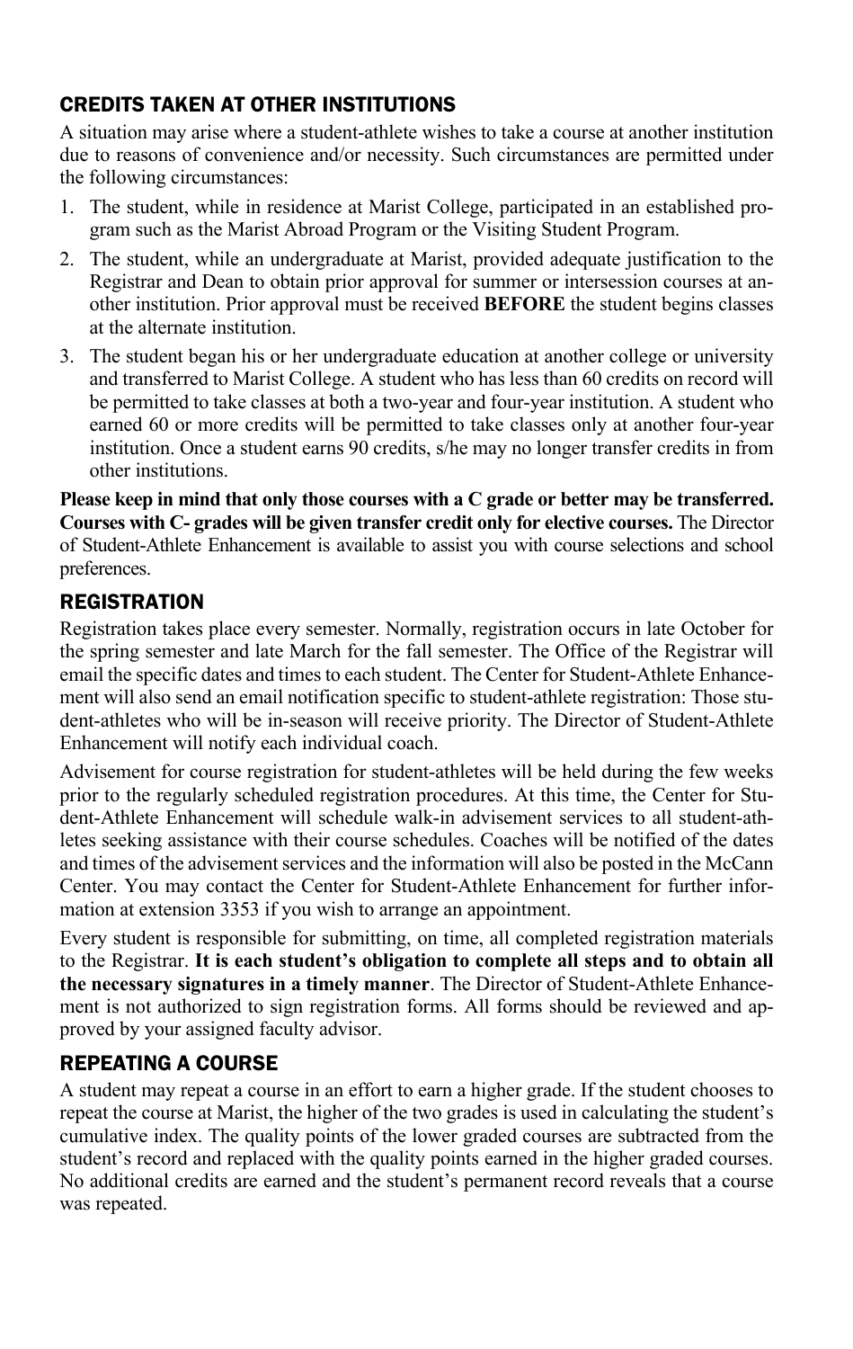## CREDITS TAKEN AT OTHER INSTITUTIONS

A situation may arise where a student-athlete wishes to take a course at another institution due to reasons of convenience and/or necessity. Such circumstances are permitted under the following circumstances:

1. The student, while in residence at Marist College, participated in an established program such as the Marist Abroad Program or the Visiting Student Program.
2. The student, while an undergraduate at Marist, provided adequate justification to the Registrar and Dean to obtain prior approval for summer or intersession courses at another institution. Prior approval must be received **BEFORE** the student begins classes at the alternate institution.
3. The student began his or her undergraduate education at another college or university and transferred to Marist College. A student who has less than 60 credits on record will be permitted to take classes at both a two-year and four-year institution. A student who earned 60 or more credits will be permitted to take classes only at another four-year institution. Once a student earns 90 credits, s/he may no longer transfer credits in from other institutions.

**Please keep in mind that only those courses with a C grade or better may be transferred. Courses with C- grades will be given transfer credit only for elective courses.** The Director of Student-Athlete Enhancement is available to assist you with course selections and school preferences.

## REGISTRATION

Registration takes place every semester. Normally, registration occurs in late October for the spring semester and late March for the fall semester. The Office of the Registrar will email the specific dates and times to each student. The Center for Student-Athlete Enhancement will also send an email notification specific to student-athlete registration: Those student-athletes who will be in-season will receive priority. The Director of Student-Athlete Enhancement will notify each individual coach.

Advisement for course registration for student-athletes will be held during the few weeks prior to the regularly scheduled registration procedures. At this time, the Center for Student-Athlete Enhancement will schedule walk-in advisement services to all student-athletes seeking assistance with their course schedules. Coaches will be notified of the dates and times of the advisement services and the information will also be posted in the McCann Center. You may contact the Center for Student-Athlete Enhancement for further information at extension 3353 if you wish to arrange an appointment.

Every student is responsible for submitting, on time, all completed registration materials to the Registrar. **It is each student's obligation to complete all steps and to obtain all the necessary signatures in a timely manner**. The Director of Student-Athlete Enhancement is not authorized to sign registration forms. All forms should be reviewed and approved by your assigned faculty advisor.

## REPEATING A COURSE

A student may repeat a course in an effort to earn a higher grade. If the student chooses to repeat the course at Marist, the higher of the two grades is used in calculating the student's cumulative index. The quality points of the lower graded courses are subtracted from the student's record and replaced with the quality points earned in the higher graded courses. No additional credits are earned and the student's permanent record reveals that a course was repeated.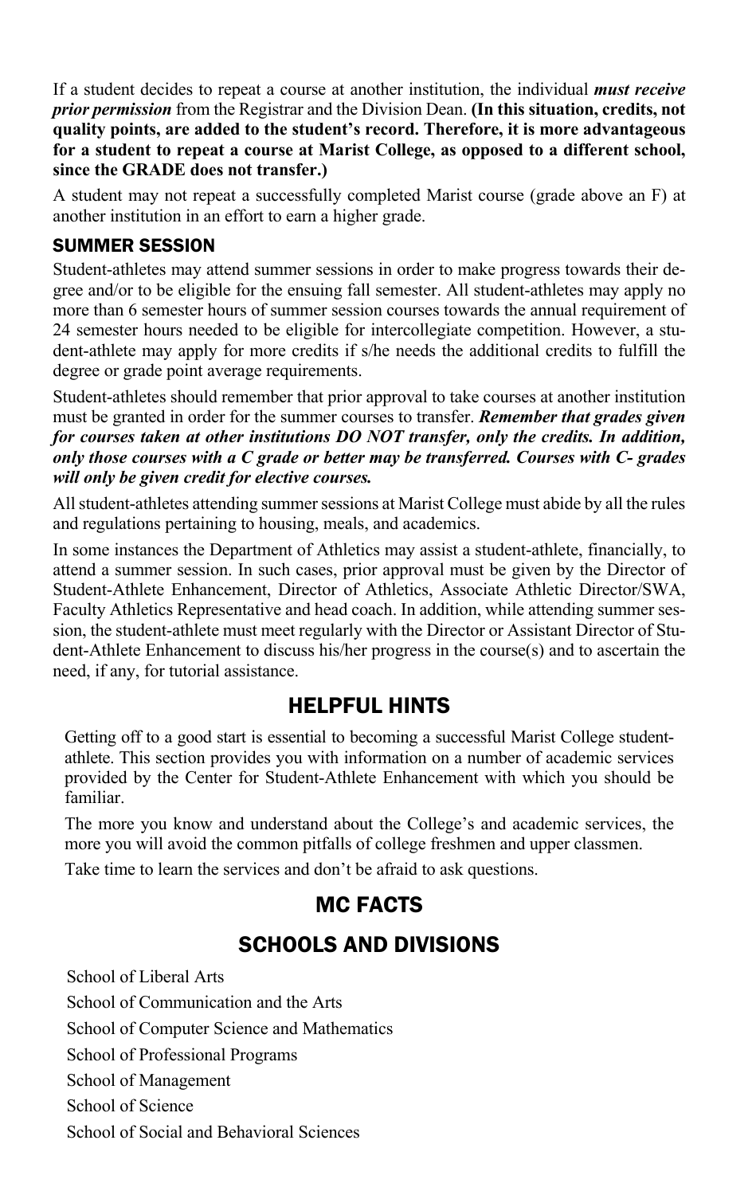If a student decides to repeat a course at another institution, the individual ***must receive prior permission*** from the Registrar and the Division Dean. **(In this situation, credits, not quality points, are added to the student's record. Therefore, it is more advantageous for a student to repeat a course at Marist College, as opposed to a different school, since the GRADE does not transfer.)**

A student may not repeat a successfully completed Marist course (grade above an F) at another institution in an effort to earn a higher grade.

### SUMMER SESSION

Student-athletes may attend summer sessions in order to make progress towards their degree and/or to be eligible for the ensuing fall semester. All student-athletes may apply no more than 6 semester hours of summer session courses towards the annual requirement of 24 semester hours needed to be eligible for intercollegiate competition. However, a student-athlete may apply for more credits if s/he needs the additional credits to fulfill the degree or grade point average requirements.

Student-athletes should remember that prior approval to take courses at another institution must be granted in order for the summer courses to transfer. ***Remember that grades given for courses taken at other institutions DO NOT transfer, only the credits. In addition, only those courses with a C grade or better may be transferred. Courses with C- grades will only be given credit for elective courses.***

All student-athletes attending summer sessions at Marist College must abide by all the rules and regulations pertaining to housing, meals, and academics.

In some instances the Department of Athletics may assist a student-athlete, financially, to attend a summer session. In such cases, prior approval must be given by the Director of Student-Athlete Enhancement, Director of Athletics, Associate Athletic Director/SWA, Faculty Athletics Representative and head coach. In addition, while attending summer session, the student-athlete must meet regularly with the Director or Assistant Director of Student-Athlete Enhancement to discuss his/her progress in the course(s) and to ascertain the need, if any, for tutorial assistance.

## HELPFUL HINTS

Getting off to a good start is essential to becoming a successful Marist College student-athlete. This section provides you with information on a number of academic services provided by the Center for Student-Athlete Enhancement with which you should be familiar.

The more you know and understand about the College's and academic services, the more you will avoid the common pitfalls of college freshmen and upper classmen.

Take time to learn the services and don't be afraid to ask questions.

## MC FACTS

## SCHOOLS AND DIVISIONS

School of Liberal Arts

School of Communication and the Arts

School of Computer Science and Mathematics

School of Professional Programs

School of Management

School of Science

School of Social and Behavioral Sciences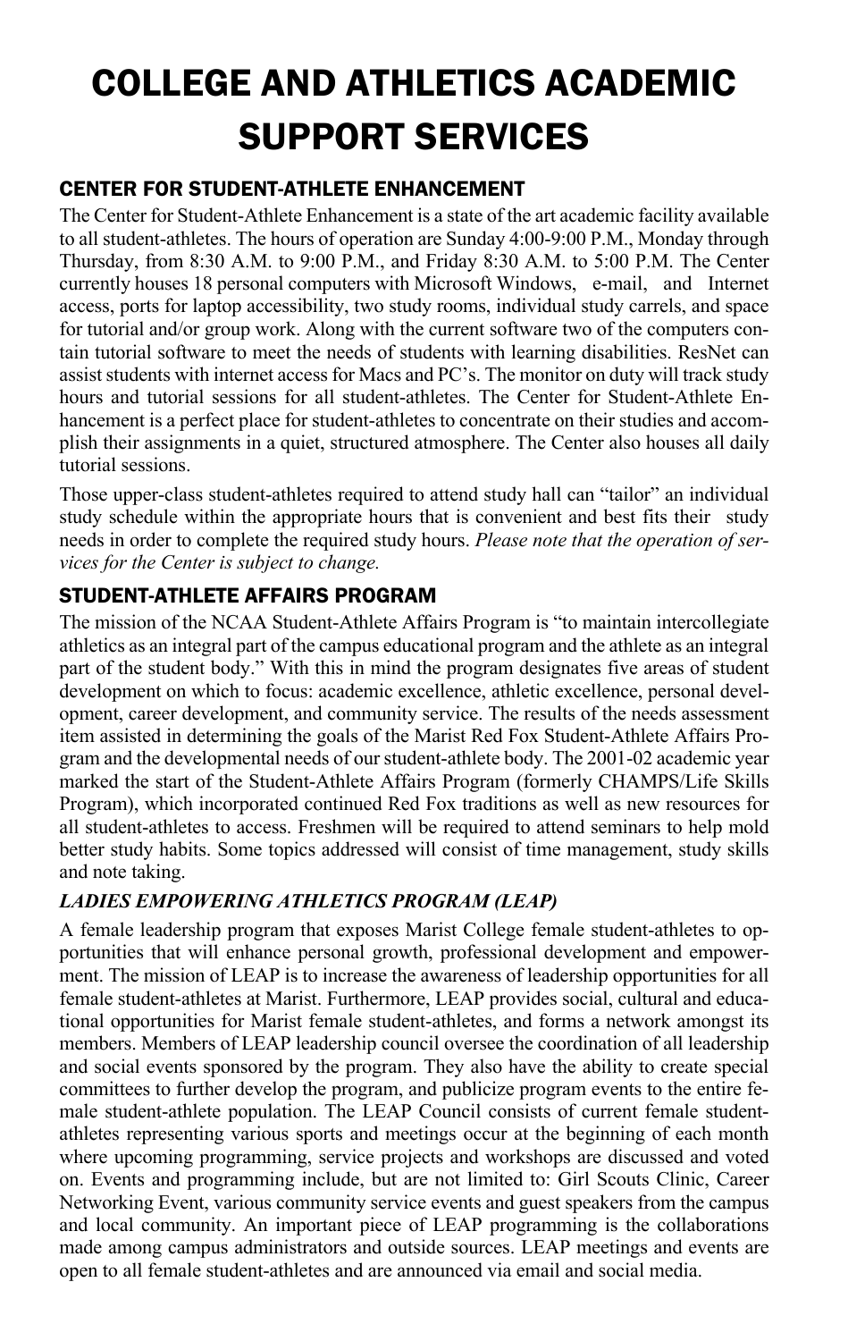# COLLEGE AND ATHLETICS ACADEMIC SUPPORT SERVICES

## CENTER FOR STUDENT-ATHLETE ENHANCEMENT

The Center for Student-Athlete Enhancement is a state of the art academic facility available to all student-athletes. The hours of operation are Sunday 4:00-9:00 P.M., Monday through Thursday, from 8:30 A.M. to 9:00 P.M., and Friday 8:30 A.M. to 5:00 P.M. The Center currently houses 18 personal computers with Microsoft Windows, e-mail, and Internet access, ports for laptop accessibility, two study rooms, individual study carrels, and space for tutorial and/or group work. Along with the current software two of the computers contain tutorial software to meet the needs of students with learning disabilities. ResNet can assist students with internet access for Macs and PC's. The monitor on duty will track study hours and tutorial sessions for all student-athletes. The Center for Student-Athlete Enhancement is a perfect place for student-athletes to concentrate on their studies and accomplish their assignments in a quiet, structured atmosphere. The Center also houses all daily tutorial sessions.

Those upper-class student-athletes required to attend study hall can "tailor" an individual study schedule within the appropriate hours that is convenient and best fits their study needs in order to complete the required study hours. *Please note that the operation of services for the Center is subject to change.*

## STUDENT-ATHLETE AFFAIRS PROGRAM

The mission of the NCAA Student-Athlete Affairs Program is "to maintain intercollegiate athletics as an integral part of the campus educational program and the athlete as an integral part of the student body." With this in mind the program designates five areas of student development on which to focus: academic excellence, athletic excellence, personal development, career development, and community service. The results of the needs assessment item assisted in determining the goals of the Marist Red Fox Student-Athlete Affairs Program and the developmental needs of our student-athlete body. The 2001-02 academic year marked the start of the Student-Athlete Affairs Program (formerly CHAMPS/Life Skills Program), which incorporated continued Red Fox traditions as well as new resources for all student-athletes to access. Freshmen will be required to attend seminars to help mold better study habits. Some topics addressed will consist of time management, study skills and note taking.

### *LADIES EMPOWERING ATHLETICS PROGRAM (LEAP)*

A female leadership program that exposes Marist College female student-athletes to opportunities that will enhance personal growth, professional development and empowerment. The mission of LEAP is to increase the awareness of leadership opportunities for all female student-athletes at Marist. Furthermore, LEAP provides social, cultural and educational opportunities for Marist female student-athletes, and forms a network amongst its members. Members of LEAP leadership council oversee the coordination of all leadership and social events sponsored by the program. They also have the ability to create special committees to further develop the program, and publicize program events to the entire female student-athlete population. The LEAP Council consists of current female student-athletes representing various sports and meetings occur at the beginning of each month where upcoming programming, service projects and workshops are discussed and voted on. Events and programming include, but are not limited to: Girl Scouts Clinic, Career Networking Event, various community service events and guest speakers from the campus and local community. An important piece of LEAP programming is the collaborations made among campus administrators and outside sources. LEAP meetings and events are open to all female student-athletes and are announced via email and social media.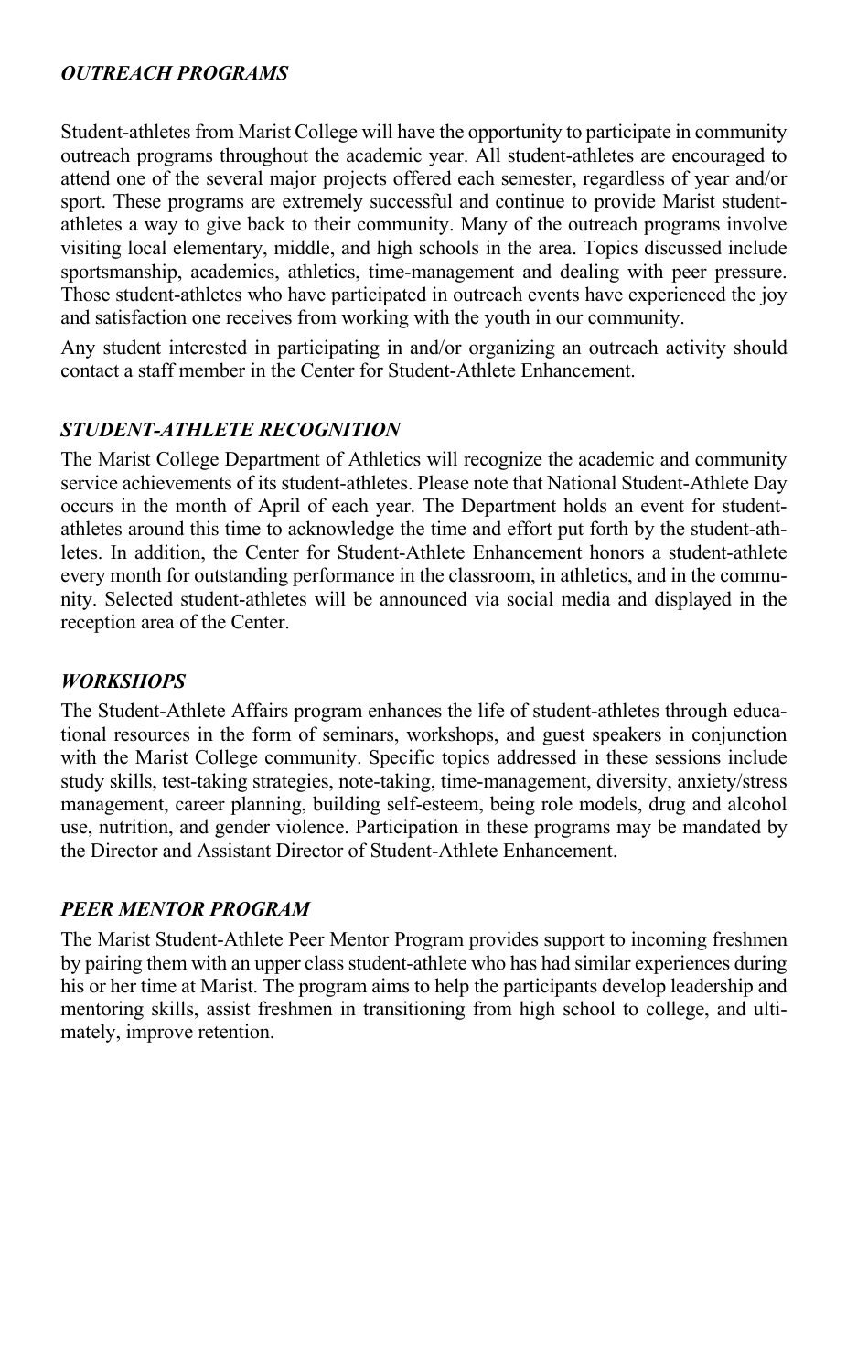### *OUTREACH PROGRAMS*

Student-athletes from Marist College will have the opportunity to participate in community outreach programs throughout the academic year. All student-athletes are encouraged to attend one of the several major projects offered each semester, regardless of year and/or sport. These programs are extremely successful and continue to provide Marist student-athletes a way to give back to their community. Many of the outreach programs involve visiting local elementary, middle, and high schools in the area. Topics discussed include sportsmanship, academics, athletics, time-management and dealing with peer pressure. Those student-athletes who have participated in outreach events have experienced the joy and satisfaction one receives from working with the youth in our community.

Any student interested in participating in and/or organizing an outreach activity should contact a staff member in the Center for Student-Athlete Enhancement.

### *STUDENT-ATHLETE RECOGNITION*

The Marist College Department of Athletics will recognize the academic and community service achievements of its student-athletes. Please note that National Student-Athlete Day occurs in the month of April of each year. The Department holds an event for student-athletes around this time to acknowledge the time and effort put forth by the student-athletes. In addition, the Center for Student-Athlete Enhancement honors a student-athlete every month for outstanding performance in the classroom, in athletics, and in the community. Selected student-athletes will be announced via social media and displayed in the reception area of the Center.

### *WORKSHOPS*

The Student-Athlete Affairs program enhances the life of student-athletes through educational resources in the form of seminars, workshops, and guest speakers in conjunction with the Marist College community. Specific topics addressed in these sessions include study skills, test-taking strategies, note-taking, time-management, diversity, anxiety/stress management, career planning, building self-esteem, being role models, drug and alcohol use, nutrition, and gender violence. Participation in these programs may be mandated by the Director and Assistant Director of Student-Athlete Enhancement.

### *PEER MENTOR PROGRAM*

The Marist Student-Athlete Peer Mentor Program provides support to incoming freshmen by pairing them with an upper class student-athlete who has had similar experiences during his or her time at Marist. The program aims to help the participants develop leadership and mentoring skills, assist freshmen in transitioning from high school to college, and ultimately, improve retention.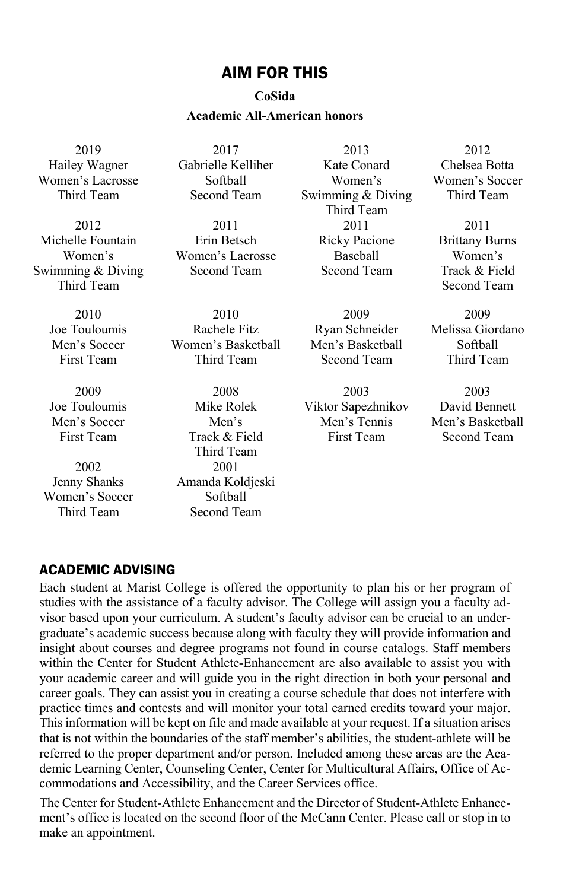## AIM FOR THIS

**CoSida**

**Academic All-American honors**

| | | | |
|---|---|---|---|
| 2019<br>Hailey Wagner<br>Women's Lacrosse<br>Third Team | 2017<br>Gabrielle Kelliher<br>Softball<br>Second Team | 2013<br>Kate Conard<br>Women's<br>Swimming & Diving<br>Third Team | 2012<br>Chelsea Botta<br>Women's Soccer<br>Third Team |
| 2012<br>Michelle Fountain<br>Women's<br>Swimming & Diving<br>Third Team | 2011<br>Erin Betsch<br>Women's Lacrosse<br>Second Team | 2011<br>Ricky Pacione<br>Baseball<br>Second Team | 2011<br>Brittany Burns<br>Women's<br>Track & Field<br>Second Team |
| 2010<br>Joe Touloumis<br>Men's Soccer<br>First Team | 2010<br>Rachele Fitz<br>Women's Basketball<br>Third Team | 2009<br>Ryan Schneider<br>Men's Basketball<br>Second Team | 2009<br>Melissa Giordano<br>Softball<br>Third Team |
| 2009<br>Joe Touloumis<br>Men's Soccer<br>First Team | 2008<br>Mike Rolek<br>Men's<br>Track & Field<br>Third Team | 2003<br>Viktor Sapezhnikov<br>Men's Tennis<br>First Team | 2003<br>David Bennett<br>Men's Basketball<br>Second Team |
| 2002<br>Jenny Shanks<br>Women's Soccer<br>Third Team | 2001<br>Amanda Koldjeski<br>Softball<br>Second Team | | |

### ACADEMIC ADVISING

Each student at Marist College is offered the opportunity to plan his or her program of studies with the assistance of a faculty advisor. The College will assign you a faculty advisor based upon your curriculum. A student's faculty advisor can be crucial to an undergraduate's academic success because along with faculty they will provide information and insight about courses and degree programs not found in course catalogs. Staff members within the Center for Student Athlete-Enhancement are also available to assist you with your academic career and will guide you in the right direction in both your personal and career goals. They can assist you in creating a course schedule that does not interfere with practice times and contests and will monitor your total earned credits toward your major. This information will be kept on file and made available at your request. If a situation arises that is not within the boundaries of the staff member's abilities, the student-athlete will be referred to the proper department and/or person. Included among these areas are the Academic Learning Center, Counseling Center, Center for Multicultural Affairs, Office of Accommodations and Accessibility, and the Career Services office.

The Center for Student-Athlete Enhancement and the Director of Student-Athlete Enhancement's office is located on the second floor of the McCann Center. Please call or stop in to make an appointment.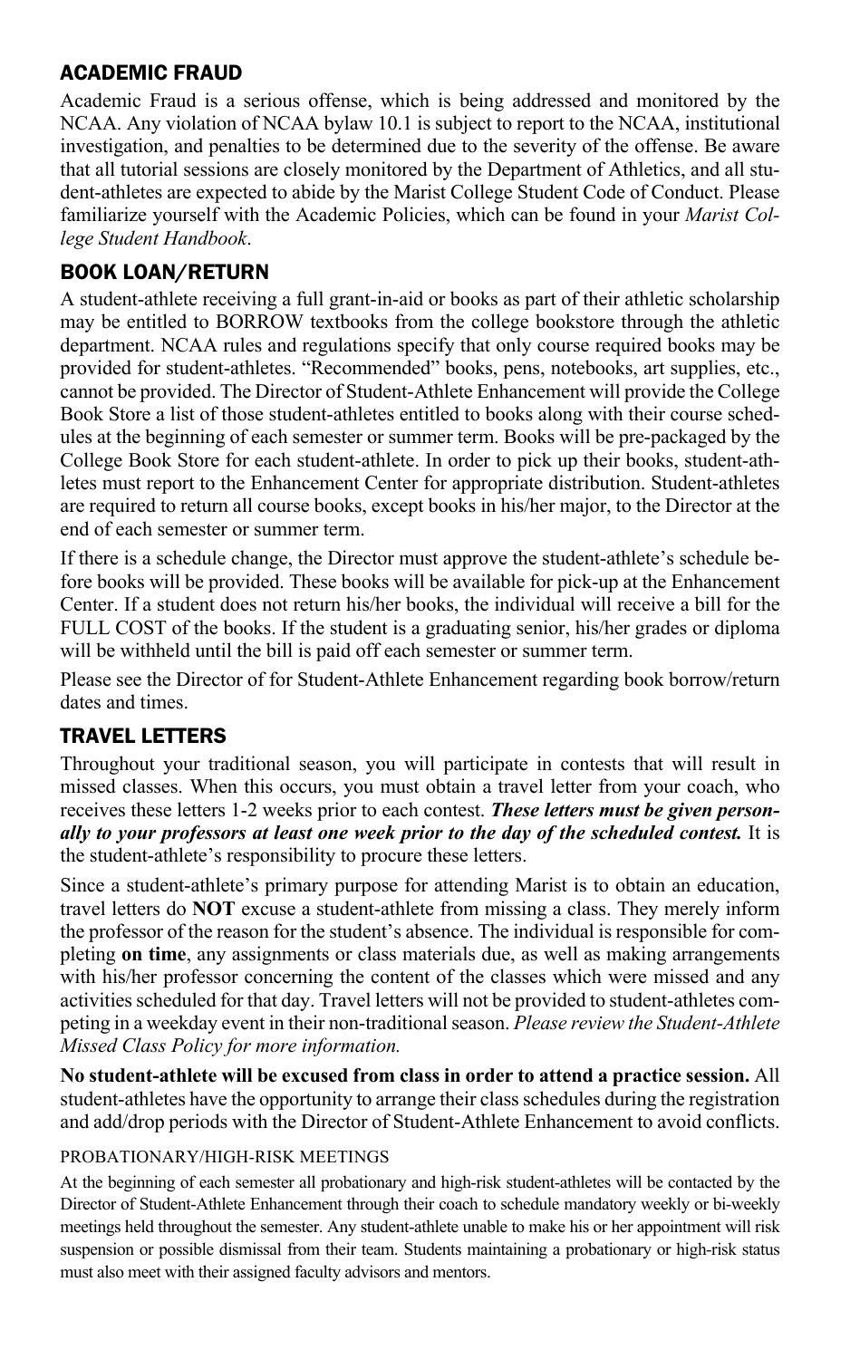## ACADEMIC FRAUD

Academic Fraud is a serious offense, which is being addressed and monitored by the NCAA. Any violation of NCAA bylaw 10.1 is subject to report to the NCAA, institutional investigation, and penalties to be determined due to the severity of the offense. Be aware that all tutorial sessions are closely monitored by the Department of Athletics, and all student-athletes are expected to abide by the Marist College Student Code of Conduct. Please familiarize yourself with the Academic Policies, which can be found in your *Marist College Student Handbook*.

## BOOK LOAN/RETURN

A student-athlete receiving a full grant-in-aid or books as part of their athletic scholarship may be entitled to BORROW textbooks from the college bookstore through the athletic department. NCAA rules and regulations specify that only course required books may be provided for student-athletes. "Recommended" books, pens, notebooks, art supplies, etc., cannot be provided. The Director of Student-Athlete Enhancement will provide the College Book Store a list of those student-athletes entitled to books along with their course schedules at the beginning of each semester or summer term. Books will be pre-packaged by the College Book Store for each student-athlete. In order to pick up their books, student-athletes must report to the Enhancement Center for appropriate distribution. Student-athletes are required to return all course books, except books in his/her major, to the Director at the end of each semester or summer term.

If there is a schedule change, the Director must approve the student-athlete's schedule before books will be provided. These books will be available for pick-up at the Enhancement Center. If a student does not return his/her books, the individual will receive a bill for the FULL COST of the books. If the student is a graduating senior, his/her grades or diploma will be withheld until the bill is paid off each semester or summer term.

Please see the Director of for Student-Athlete Enhancement regarding book borrow/return dates and times.

## TRAVEL LETTERS

Throughout your traditional season, you will participate in contests that will result in missed classes. When this occurs, you must obtain a travel letter from your coach, who receives these letters 1-2 weeks prior to each contest. ***These letters must be given personally to your professors at least one week prior to the day of the scheduled contest.*** It is the student-athlete's responsibility to procure these letters.

Since a student-athlete's primary purpose for attending Marist is to obtain an education, travel letters do **NOT** excuse a student-athlete from missing a class. They merely inform the professor of the reason for the student's absence. The individual is responsible for completing **on time**, any assignments or class materials due, as well as making arrangements with his/her professor concerning the content of the classes which were missed and any activities scheduled for that day. Travel letters will not be provided to student-athletes competing in a weekday event in their non-traditional season. *Please review the Student-Athlete Missed Class Policy for more information.*

**No student-athlete will be excused from class in order to attend a practice session.** All student-athletes have the opportunity to arrange their class schedules during the registration and add/drop periods with the Director of Student-Athlete Enhancement to avoid conflicts.

### PROBATIONARY/HIGH-RISK MEETINGS

At the beginning of each semester all probationary and high-risk student-athletes will be contacted by the Director of Student-Athlete Enhancement through their coach to schedule mandatory weekly or bi-weekly meetings held throughout the semester. Any student-athlete unable to make his or her appointment will risk suspension or possible dismissal from their team. Students maintaining a probationary or high-risk status must also meet with their assigned faculty advisors and mentors.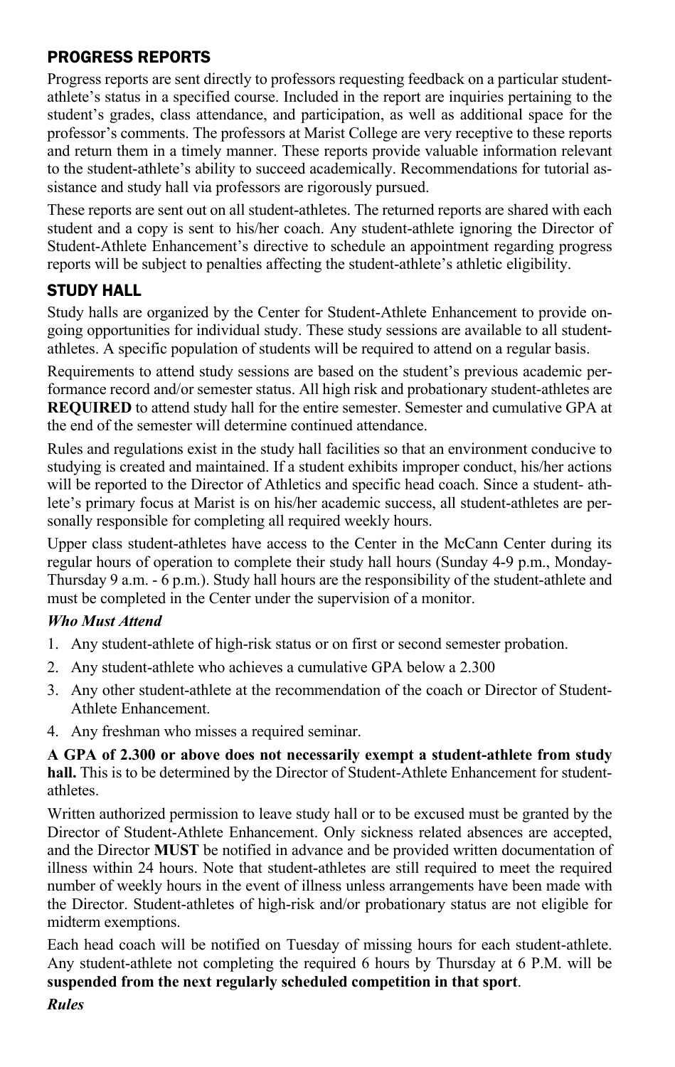## PROGRESS REPORTS

Progress reports are sent directly to professors requesting feedback on a particular student-athlete's status in a specified course. Included in the report are inquiries pertaining to the student's grades, class attendance, and participation, as well as additional space for the professor's comments. The professors at Marist College are very receptive to these reports and return them in a timely manner. These reports provide valuable information relevant to the student-athlete's ability to succeed academically. Recommendations for tutorial assistance and study hall via professors are rigorously pursued.

These reports are sent out on all student-athletes. The returned reports are shared with each student and a copy is sent to his/her coach. Any student-athlete ignoring the Director of Student-Athlete Enhancement's directive to schedule an appointment regarding progress reports will be subject to penalties affecting the student-athlete's athletic eligibility.

## STUDY HALL

Study halls are organized by the Center for Student-Athlete Enhancement to provide ongoing opportunities for individual study. These study sessions are available to all student-athletes. A specific population of students will be required to attend on a regular basis.

Requirements to attend study sessions are based on the student's previous academic performance record and/or semester status. All high risk and probationary student-athletes are **REQUIRED** to attend study hall for the entire semester. Semester and cumulative GPA at the end of the semester will determine continued attendance.

Rules and regulations exist in the study hall facilities so that an environment conducive to studying is created and maintained. If a student exhibits improper conduct, his/her actions will be reported to the Director of Athletics and specific head coach. Since a student- athlete's primary focus at Marist is on his/her academic success, all student-athletes are personally responsible for completing all required weekly hours.

Upper class student-athletes have access to the Center in the McCann Center during its regular hours of operation to complete their study hall hours (Sunday 4-9 p.m., Monday-Thursday 9 a.m. - 6 p.m.). Study hall hours are the responsibility of the student-athlete and must be completed in the Center under the supervision of a monitor.

### *Who Must Attend*

1. Any student-athlete of high-risk status or on first or second semester probation.
2. Any student-athlete who achieves a cumulative GPA below a 2.300
3. Any other student-athlete at the recommendation of the coach or Director of Student-Athlete Enhancement.
4. Any freshman who misses a required seminar.

**A GPA of 2.300 or above does not necessarily exempt a student-athlete from study hall.** This is to be determined by the Director of Student-Athlete Enhancement for student-athletes.

Written authorized permission to leave study hall or to be excused must be granted by the Director of Student-Athlete Enhancement. Only sickness related absences are accepted, and the Director **MUST** be notified in advance and be provided written documentation of illness within 24 hours. Note that student-athletes are still required to meet the required number of weekly hours in the event of illness unless arrangements have been made with the Director. Student-athletes of high-risk and/or probationary status are not eligible for midterm exemptions.

Each head coach will be notified on Tuesday of missing hours for each student-athlete. Any student-athlete not completing the required 6 hours by Thursday at 6 P.M. will be **suspended from the next regularly scheduled competition in that sport**.

### *Rules*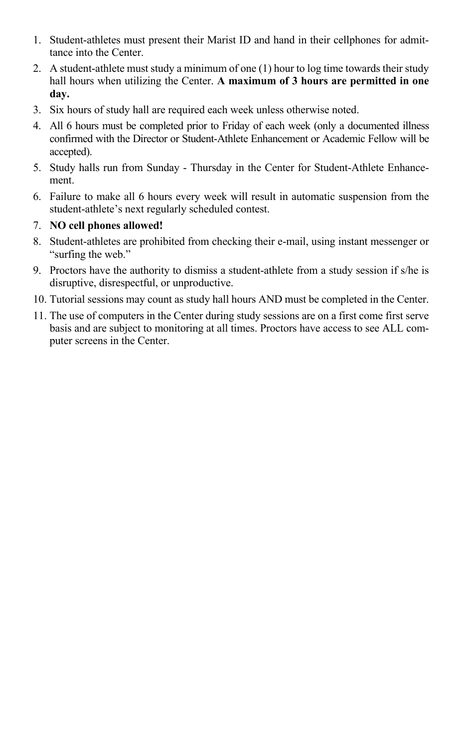1. Student-athletes must present their Marist ID and hand in their cellphones for admittance into the Center.
2. A student-athlete must study a minimum of one (1) hour to log time towards their study hall hours when utilizing the Center. **A maximum of 3 hours are permitted in one day.**
3. Six hours of study hall are required each week unless otherwise noted.
4. All 6 hours must be completed prior to Friday of each week (only a documented illness confirmed with the Director or Student-Athlete Enhancement or Academic Fellow will be accepted).
5. Study halls run from Sunday - Thursday in the Center for Student-Athlete Enhancement.
6. Failure to make all 6 hours every week will result in automatic suspension from the student-athlete's next regularly scheduled contest.
7. **NO cell phones allowed!**
8. Student-athletes are prohibited from checking their e-mail, using instant messenger or "surfing the web."
9. Proctors have the authority to dismiss a student-athlete from a study session if s/he is disruptive, disrespectful, or unproductive.
10. Tutorial sessions may count as study hall hours AND must be completed in the Center.
11. The use of computers in the Center during study sessions are on a first come first serve basis and are subject to monitoring at all times. Proctors have access to see ALL computer screens in the Center.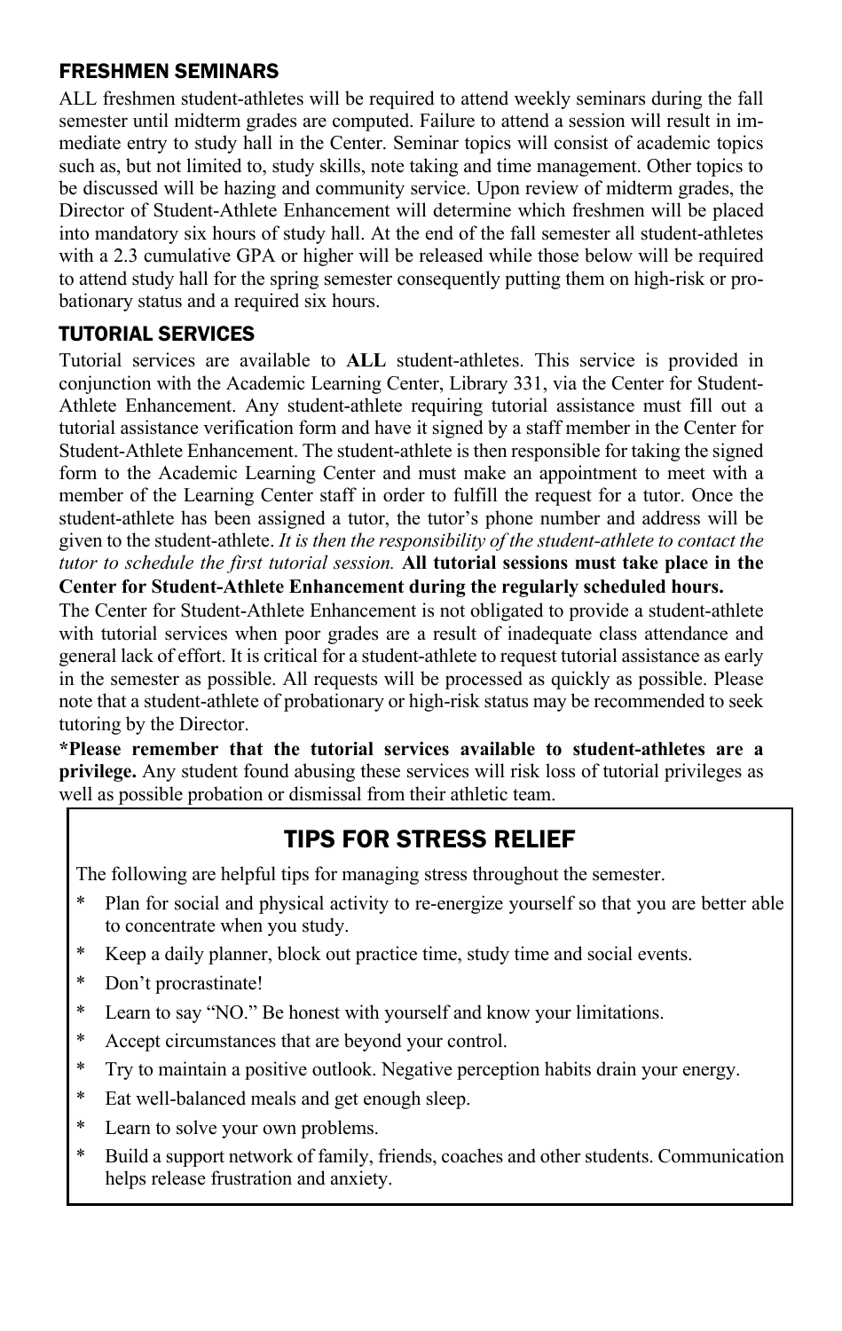### FRESHMEN SEMINARS

ALL freshmen student-athletes will be required to attend weekly seminars during the fall semester until midterm grades are computed. Failure to attend a session will result in immediate entry to study hall in the Center. Seminar topics will consist of academic topics such as, but not limited to, study skills, note taking and time management. Other topics to be discussed will be hazing and community service. Upon review of midterm grades, the Director of Student-Athlete Enhancement will determine which freshmen will be placed into mandatory six hours of study hall. At the end of the fall semester all student-athletes with a 2.3 cumulative GPA or higher will be released while those below will be required to attend study hall for the spring semester consequently putting them on high-risk or probationary status and a required six hours.

### TUTORIAL SERVICES

Tutorial services are available to **ALL** student-athletes. This service is provided in conjunction with the Academic Learning Center, Library 331, via the Center for Student-Athlete Enhancement. Any student-athlete requiring tutorial assistance must fill out a tutorial assistance verification form and have it signed by a staff member in the Center for Student-Athlete Enhancement. The student-athlete is then responsible for taking the signed form to the Academic Learning Center and must make an appointment to meet with a member of the Learning Center staff in order to fulfill the request for a tutor. Once the student-athlete has been assigned a tutor, the tutor's phone number and address will be given to the student-athlete. *It is then the responsibility of the student-athlete to contact the tutor to schedule the first tutorial session.* **All tutorial sessions must take place in the Center for Student-Athlete Enhancement during the regularly scheduled hours.**

The Center for Student-Athlete Enhancement is not obligated to provide a student-athlete with tutorial services when poor grades are a result of inadequate class attendance and general lack of effort. It is critical for a student-athlete to request tutorial assistance as early in the semester as possible. All requests will be processed as quickly as possible. Please note that a student-athlete of probationary or high-risk status may be recommended to seek tutoring by the Director.

**\*Please remember that the tutorial services available to student-athletes are a privilege.** Any student found abusing these services will risk loss of tutorial privileges as well as possible probation or dismissal from their athletic team.

## TIPS FOR STRESS RELIEF

The following are helpful tips for managing stress throughout the semester.

- Plan for social and physical activity to re-energize yourself so that you are better able to concentrate when you study.
- Keep a daily planner, block out practice time, study time and social events.
- Don't procrastinate!
- Learn to say "NO." Be honest with yourself and know your limitations.
- Accept circumstances that are beyond your control.
- Try to maintain a positive outlook. Negative perception habits drain your energy.
- Eat well-balanced meals and get enough sleep.
- Learn to solve your own problems.
- Build a support network of family, friends, coaches and other students. Communication helps release frustration and anxiety.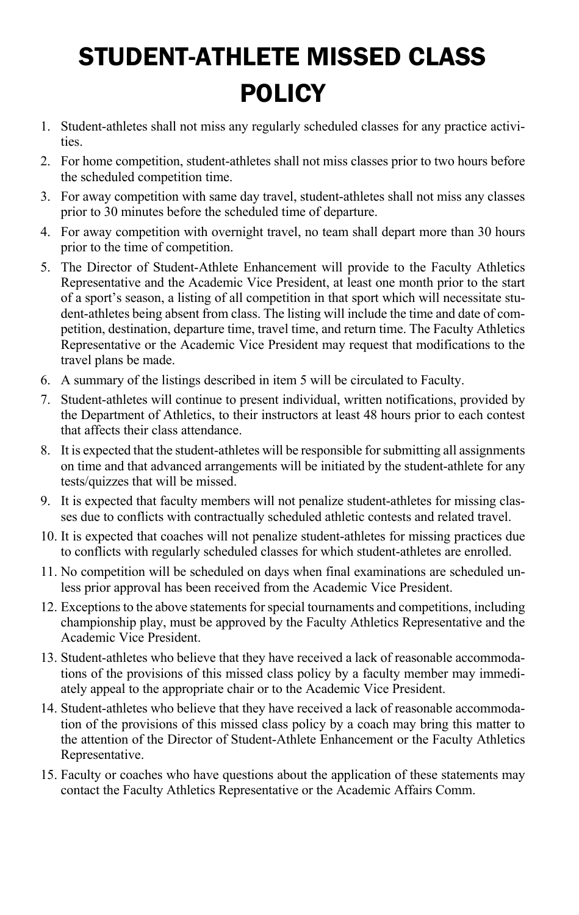# STUDENT-ATHLETE MISSED CLASS POLICY

1. Student-athletes shall not miss any regularly scheduled classes for any practice activities.
2. For home competition, student-athletes shall not miss classes prior to two hours before the scheduled competition time.
3. For away competition with same day travel, student-athletes shall not miss any classes prior to 30 minutes before the scheduled time of departure.
4. For away competition with overnight travel, no team shall depart more than 30 hours prior to the time of competition.
5. The Director of Student-Athlete Enhancement will provide to the Faculty Athletics Representative and the Academic Vice President, at least one month prior to the start of a sport's season, a listing of all competition in that sport which will necessitate student-athletes being absent from class. The listing will include the time and date of competition, destination, departure time, travel time, and return time. The Faculty Athletics Representative or the Academic Vice President may request that modifications to the travel plans be made.
6. A summary of the listings described in item 5 will be circulated to Faculty.
7. Student-athletes will continue to present individual, written notifications, provided by the Department of Athletics, to their instructors at least 48 hours prior to each contest that affects their class attendance.
8. It is expected that the student-athletes will be responsible for submitting all assignments on time and that advanced arrangements will be initiated by the student-athlete for any tests/quizzes that will be missed.
9. It is expected that faculty members will not penalize student-athletes for missing classes due to conflicts with contractually scheduled athletic contests and related travel.
10. It is expected that coaches will not penalize student-athletes for missing practices due to conflicts with regularly scheduled classes for which student-athletes are enrolled.
11. No competition will be scheduled on days when final examinations are scheduled unless prior approval has been received from the Academic Vice President.
12. Exceptions to the above statements for special tournaments and competitions, including championship play, must be approved by the Faculty Athletics Representative and the Academic Vice President.
13. Student-athletes who believe that they have received a lack of reasonable accommodations of the provisions of this missed class policy by a faculty member may immediately appeal to the appropriate chair or to the Academic Vice President.
14. Student-athletes who believe that they have received a lack of reasonable accommodation of the provisions of this missed class policy by a coach may bring this matter to the attention of the Director of Student-Athlete Enhancement or the Faculty Athletics Representative.
15. Faculty or coaches who have questions about the application of these statements may contact the Faculty Athletics Representative or the Academic Affairs Comm.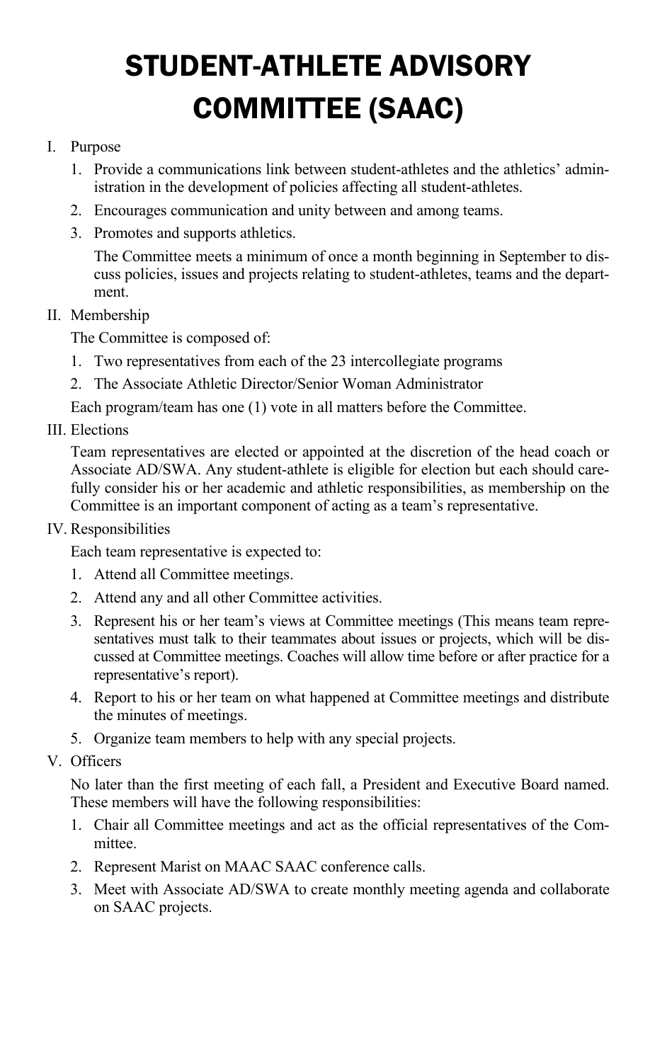# STUDENT-ATHLETE ADVISORY COMMITTEE (SAAC)

I. Purpose

1. Provide a communications link between student-athletes and the athletics' administration in the development of policies affecting all student-athletes.
2. Encourages communication and unity between and among teams.
3. Promotes and supports athletics.

   The Committee meets a minimum of once a month beginning in September to discuss policies, issues and projects relating to student-athletes, teams and the department.

II. Membership

The Committee is composed of:

1. Two representatives from each of the 23 intercollegiate programs
2. The Associate Athletic Director/Senior Woman Administrator

Each program/team has one (1) vote in all matters before the Committee.

III. Elections

Team representatives are elected or appointed at the discretion of the head coach or Associate AD/SWA. Any student-athlete is eligible for election but each should carefully consider his or her academic and athletic responsibilities, as membership on the Committee is an important component of acting as a team's representative.

IV. Responsibilities

Each team representative is expected to:

1. Attend all Committee meetings.
2. Attend any and all other Committee activities.
3. Represent his or her team's views at Committee meetings (This means team representatives must talk to their teammates about issues or projects, which will be discussed at Committee meetings. Coaches will allow time before or after practice for a representative's report).
4. Report to his or her team on what happened at Committee meetings and distribute the minutes of meetings.
5. Organize team members to help with any special projects.

V. Officers

No later than the first meeting of each fall, a President and Executive Board named. These members will have the following responsibilities:

1. Chair all Committee meetings and act as the official representatives of the Committee.
2. Represent Marist on MAAC SAAC conference calls.
3. Meet with Associate AD/SWA to create monthly meeting agenda and collaborate on SAAC projects.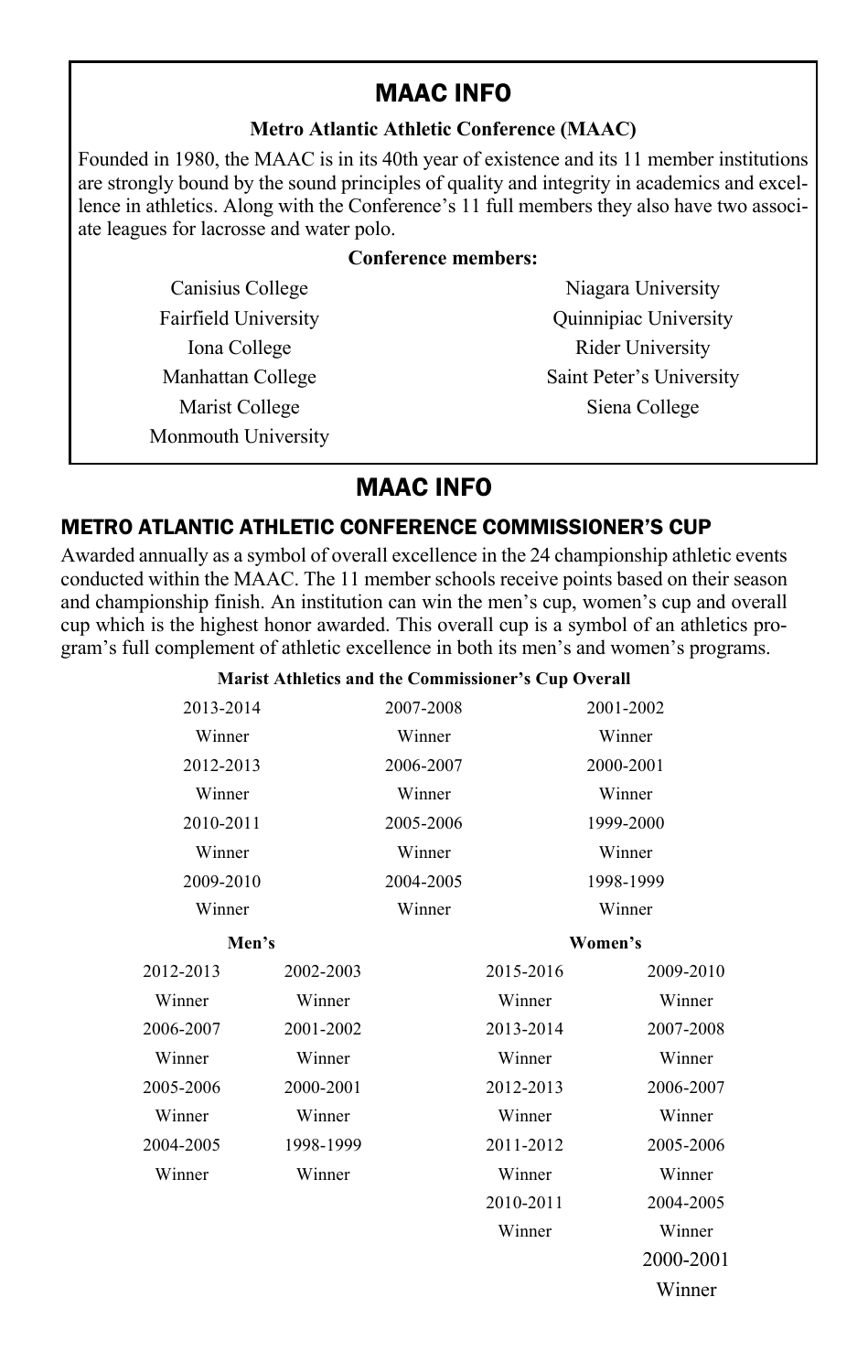## MAAC INFO

**Metro Atlantic Athletic Conference (MAAC)**

Founded in 1980, the MAAC is in its 40th year of existence and its 11 member institutions are strongly bound by the sound principles of quality and integrity in academics and excellence in athletics. Along with the Conference's 11 full members they also have two associate leagues for lacrosse and water polo.

**Conference members:**

- Canisius College
- Fairfield University
- Iona College
- Manhattan College
- Marist College
- Monmouth University
- Niagara University
- Quinnipiac University
- Rider University
- Saint Peter's University
- Siena College

## MAAC INFO

### METRO ATLANTIC ATHLETIC CONFERENCE COMMISSIONER'S CUP

Awarded annually as a symbol of overall excellence in the 24 championship athletic events conducted within the MAAC. The 11 member schools receive points based on their season and championship finish. An institution can win the men's cup, women's cup and overall cup which is the highest honor awarded. This overall cup is a symbol of an athletics program's full complement of athletic excellence in both its men's and women's programs.

**Marist Athletics and the Commissioner's Cup Overall**

2013-2014
Winner

2012-2013
Winner

2010-2011
Winner

2009-2010
Winner

2007-2008
Winner

2006-2007
Winner

2005-2006
Winner

2004-2005
Winner

2001-2002
Winner

2000-2001
Winner

1999-2000
Winner

1998-1999
Winner

**Men's**

2012-2013
Winner

2006-2007
Winner

2005-2006
Winner

2004-2005
Winner

2002-2003
Winner

2001-2002
Winner

2000-2001
Winner

1998-1999
Winner

**Women's**

2015-2016
Winner

2013-2014
Winner

2012-2013
Winner

2011-2012
Winner

2010-2011
Winner

2009-2010
Winner

2007-2008
Winner

2006-2007
Winner

2005-2006
Winner

2004-2005
Winner

2000-2001
Winner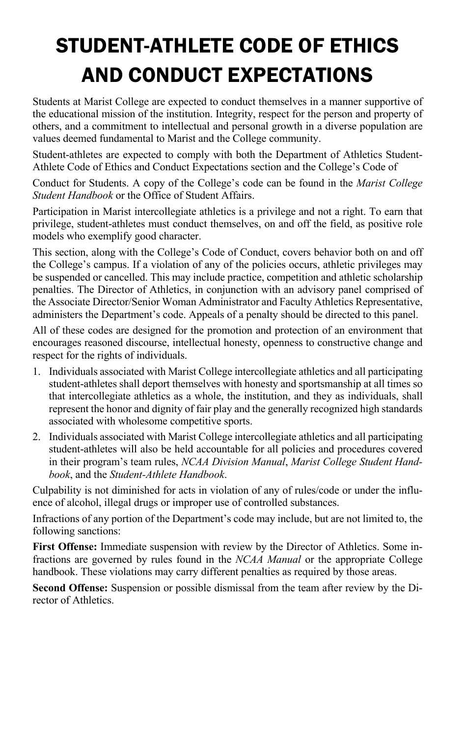# STUDENT-ATHLETE CODE OF ETHICS AND CONDUCT EXPECTATIONS

Students at Marist College are expected to conduct themselves in a manner supportive of the educational mission of the institution. Integrity, respect for the person and property of others, and a commitment to intellectual and personal growth in a diverse population are values deemed fundamental to Marist and the College community.

Student-athletes are expected to comply with both the Department of Athletics Student-Athlete Code of Ethics and Conduct Expectations section and the College's Code of Conduct for Students. A copy of the College's code can be found in the *Marist College Student Handbook* or the Office of Student Affairs.

Participation in Marist intercollegiate athletics is a privilege and not a right. To earn that privilege, student-athletes must conduct themselves, on and off the field, as positive role models who exemplify good character.

This section, along with the College's Code of Conduct, covers behavior both on and off the College's campus. If a violation of any of the policies occurs, athletic privileges may be suspended or cancelled. This may include practice, competition and athletic scholarship penalties. The Director of Athletics, in conjunction with an advisory panel comprised of the Associate Director/Senior Woman Administrator and Faculty Athletics Representative, administers the Department's code. Appeals of a penalty should be directed to this panel.

All of these codes are designed for the promotion and protection of an environment that encourages reasoned discourse, intellectual honesty, openness to constructive change and respect for the rights of individuals.

1. Individuals associated with Marist College intercollegiate athletics and all participating student-athletes shall deport themselves with honesty and sportsmanship at all times so that intercollegiate athletics as a whole, the institution, and they as individuals, shall represent the honor and dignity of fair play and the generally recognized high standards associated with wholesome competitive sports.
2. Individuals associated with Marist College intercollegiate athletics and all participating student-athletes will also be held accountable for all policies and procedures covered in their program's team rules, *NCAA Division Manual*, *Marist College Student Handbook*, and the *Student-Athlete Handbook*.

Culpability is not diminished for acts in violation of any of rules/code or under the influence of alcohol, illegal drugs or improper use of controlled substances.

Infractions of any portion of the Department's code may include, but are not limited to, the following sanctions:

**First Offense:** Immediate suspension with review by the Director of Athletics. Some infractions are governed by rules found in the *NCAA Manual* or the appropriate College handbook. These violations may carry different penalties as required by those areas.

**Second Offense:** Suspension or possible dismissal from the team after review by the Director of Athletics.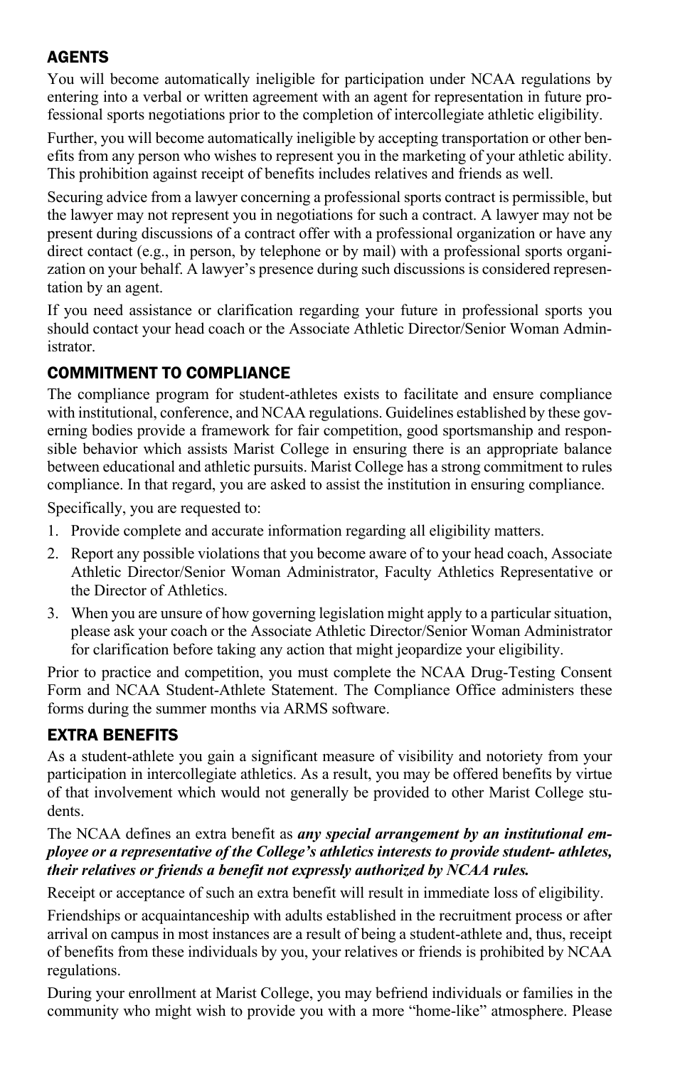## AGENTS

You will become automatically ineligible for participation under NCAA regulations by entering into a verbal or written agreement with an agent for representation in future professional sports negotiations prior to the completion of intercollegiate athletic eligibility.

Further, you will become automatically ineligible by accepting transportation or other benefits from any person who wishes to represent you in the marketing of your athletic ability. This prohibition against receipt of benefits includes relatives and friends as well.

Securing advice from a lawyer concerning a professional sports contract is permissible, but the lawyer may not represent you in negotiations for such a contract. A lawyer may not be present during discussions of a contract offer with a professional organization or have any direct contact (e.g., in person, by telephone or by mail) with a professional sports organization on your behalf. A lawyer's presence during such discussions is considered representation by an agent.

If you need assistance or clarification regarding your future in professional sports you should contact your head coach or the Associate Athletic Director/Senior Woman Administrator.

## COMMITMENT TO COMPLIANCE

The compliance program for student-athletes exists to facilitate and ensure compliance with institutional, conference, and NCAA regulations. Guidelines established by these governing bodies provide a framework for fair competition, good sportsmanship and responsible behavior which assists Marist College in ensuring there is an appropriate balance between educational and athletic pursuits. Marist College has a strong commitment to rules compliance. In that regard, you are asked to assist the institution in ensuring compliance.

Specifically, you are requested to:

1. Provide complete and accurate information regarding all eligibility matters.
2. Report any possible violations that you become aware of to your head coach, Associate Athletic Director/Senior Woman Administrator, Faculty Athletics Representative or the Director of Athletics.
3. When you are unsure of how governing legislation might apply to a particular situation, please ask your coach or the Associate Athletic Director/Senior Woman Administrator for clarification before taking any action that might jeopardize your eligibility.

Prior to practice and competition, you must complete the NCAA Drug-Testing Consent Form and NCAA Student-Athlete Statement. The Compliance Office administers these forms during the summer months via ARMS software.

## EXTRA BENEFITS

As a student-athlete you gain a significant measure of visibility and notoriety from your participation in intercollegiate athletics. As a result, you may be offered benefits by virtue of that involvement which would not generally be provided to other Marist College students.

The NCAA defines an extra benefit as ***any special arrangement by an institutional employee or a representative of the College's athletics interests to provide student- athletes, their relatives or friends a benefit not expressly authorized by NCAA rules.***

Receipt or acceptance of such an extra benefit will result in immediate loss of eligibility.

Friendships or acquaintanceship with adults established in the recruitment process or after arrival on campus in most instances are a result of being a student-athlete and, thus, receipt of benefits from these individuals by you, your relatives or friends is prohibited by NCAA regulations.

During your enrollment at Marist College, you may befriend individuals or families in the community who might wish to provide you with a more "home-like" atmosphere. Please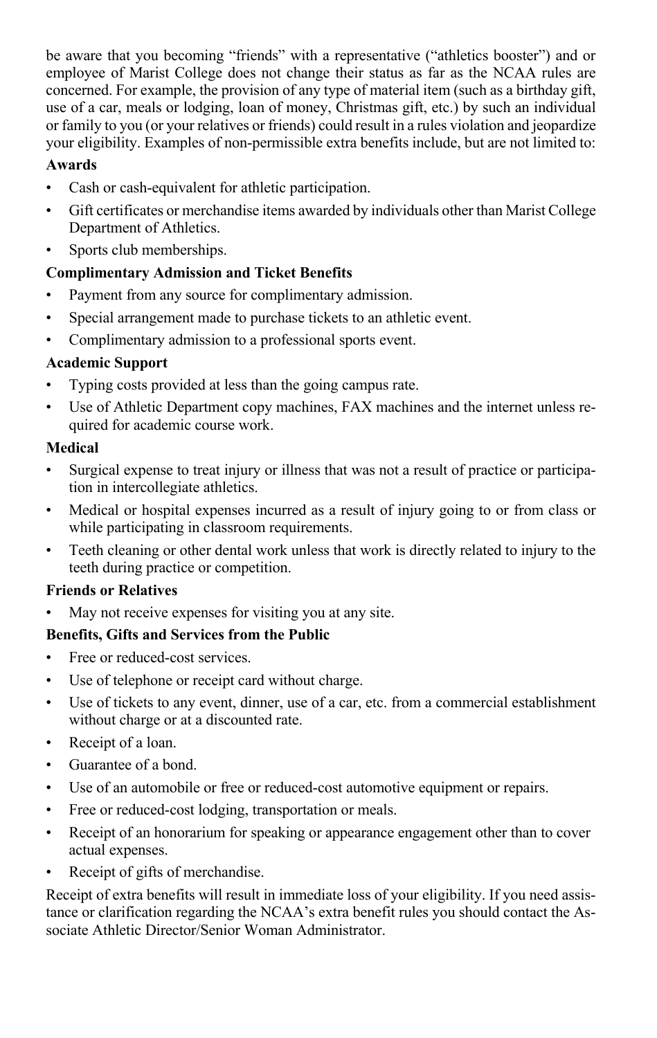be aware that you becoming "friends" with a representative ("athletics booster") and or employee of Marist College does not change their status as far as the NCAA rules are concerned. For example, the provision of any type of material item (such as a birthday gift, use of a car, meals or lodging, loan of money, Christmas gift, etc.) by such an individual or family to you (or your relatives or friends) could result in a rules violation and jeopardize your eligibility. Examples of non-permissible extra benefits include, but are not limited to:

**Awards**

- Cash or cash-equivalent for athletic participation.
- Gift certificates or merchandise items awarded by individuals other than Marist College Department of Athletics.
- Sports club memberships.

**Complimentary Admission and Ticket Benefits**

- Payment from any source for complimentary admission.
- Special arrangement made to purchase tickets to an athletic event.
- Complimentary admission to a professional sports event.

**Academic Support**

- Typing costs provided at less than the going campus rate.
- Use of Athletic Department copy machines, FAX machines and the internet unless required for academic course work.

**Medical**

- Surgical expense to treat injury or illness that was not a result of practice or participation in intercollegiate athletics.
- Medical or hospital expenses incurred as a result of injury going to or from class or while participating in classroom requirements.
- Teeth cleaning or other dental work unless that work is directly related to injury to the teeth during practice or competition.

**Friends or Relatives**

- May not receive expenses for visiting you at any site.

**Benefits, Gifts and Services from the Public**

- Free or reduced-cost services.
- Use of telephone or receipt card without charge.
- Use of tickets to any event, dinner, use of a car, etc. from a commercial establishment without charge or at a discounted rate.
- Receipt of a loan.
- Guarantee of a bond.
- Use of an automobile or free or reduced-cost automotive equipment or repairs.
- Free or reduced-cost lodging, transportation or meals.
- Receipt of an honorarium for speaking or appearance engagement other than to cover actual expenses.
- Receipt of gifts of merchandise.

Receipt of extra benefits will result in immediate loss of your eligibility. If you need assistance or clarification regarding the NCAA's extra benefit rules you should contact the Associate Athletic Director/Senior Woman Administrator.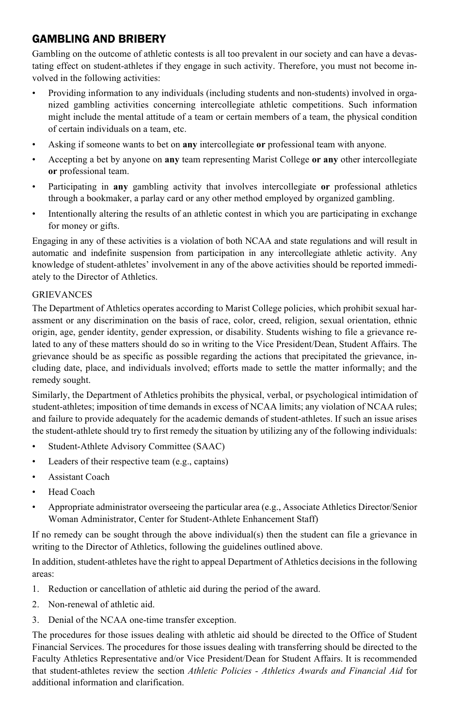## GAMBLING AND BRIBERY

Gambling on the outcome of athletic contests is all too prevalent in our society and can have a devastating effect on student-athletes if they engage in such activity. Therefore, you must not become involved in the following activities:

- Providing information to any individuals (including students and non-students) involved in organized gambling activities concerning intercollegiate athletic competitions. Such information might include the mental attitude of a team or certain members of a team, the physical condition of certain individuals on a team, etc.
- Asking if someone wants to bet on **any** intercollegiate **or** professional team with anyone.
- Accepting a bet by anyone on **any** team representing Marist College **or any** other intercollegiate **or** professional team.
- Participating in **any** gambling activity that involves intercollegiate **or** professional athletics through a bookmaker, a parlay card or any other method employed by organized gambling.
- Intentionally altering the results of an athletic contest in which you are participating in exchange for money or gifts.

Engaging in any of these activities is a violation of both NCAA and state regulations and will result in automatic and indefinite suspension from participation in any intercollegiate athletic activity. Any knowledge of student-athletes' involvement in any of the above activities should be reported immediately to the Director of Athletics.

### GRIEVANCES

The Department of Athletics operates according to Marist College policies, which prohibit sexual harassment or any discrimination on the basis of race, color, creed, religion, sexual orientation, ethnic origin, age, gender identity, gender expression, or disability. Students wishing to file a grievance related to any of these matters should do so in writing to the Vice President/Dean, Student Affairs. The grievance should be as specific as possible regarding the actions that precipitated the grievance, including date, place, and individuals involved; efforts made to settle the matter informally; and the remedy sought.

Similarly, the Department of Athletics prohibits the physical, verbal, or psychological intimidation of student-athletes; imposition of time demands in excess of NCAA limits; any violation of NCAA rules; and failure to provide adequately for the academic demands of student-athletes. If such an issue arises the student-athlete should try to first remedy the situation by utilizing any of the following individuals:

- Student-Athlete Advisory Committee (SAAC)
- Leaders of their respective team (e.g., captains)
- Assistant Coach
- Head Coach
- Appropriate administrator overseeing the particular area (e.g., Associate Athletics Director/Senior Woman Administrator, Center for Student-Athlete Enhancement Staff)

If no remedy can be sought through the above individual(s) then the student can file a grievance in writing to the Director of Athletics, following the guidelines outlined above.

In addition, student-athletes have the right to appeal Department of Athletics decisions in the following areas:

1. Reduction or cancellation of athletic aid during the period of the award.
2. Non-renewal of athletic aid.
3. Denial of the NCAA one-time transfer exception.

The procedures for those issues dealing with athletic aid should be directed to the Office of Student Financial Services. The procedures for those issues dealing with transferring should be directed to the Faculty Athletics Representative and/or Vice President/Dean for Student Affairs. It is recommended that student-athletes review the section *Athletic Policies - Athletics Awards and Financial Aid* for additional information and clarification.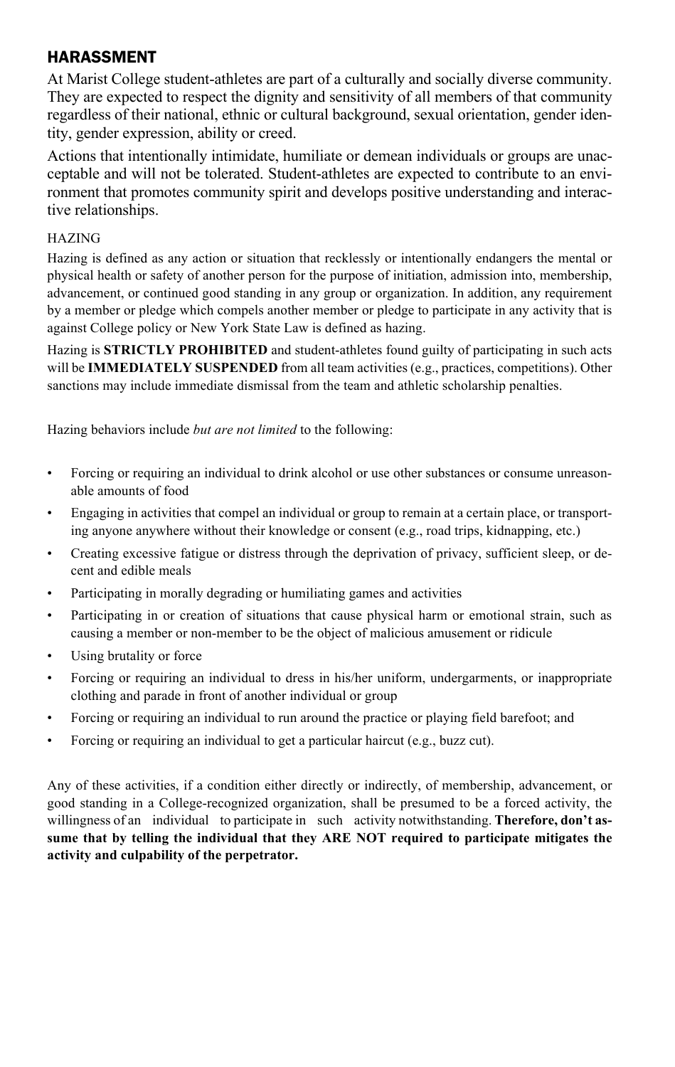## HARASSMENT

At Marist College student-athletes are part of a culturally and socially diverse community. They are expected to respect the dignity and sensitivity of all members of that community regardless of their national, ethnic or cultural background, sexual orientation, gender identity, gender expression, ability or creed.

Actions that intentionally intimidate, humiliate or demean individuals or groups are unacceptable and will not be tolerated. Student-athletes are expected to contribute to an environment that promotes community spirit and develops positive understanding and interactive relationships.

### HAZING

Hazing is defined as any action or situation that recklessly or intentionally endangers the mental or physical health or safety of another person for the purpose of initiation, admission into, membership, advancement, or continued good standing in any group or organization. In addition, any requirement by a member or pledge which compels another member or pledge to participate in any activity that is against College policy or New York State Law is defined as hazing.

Hazing is **STRICTLY PROHIBITED** and student-athletes found guilty of participating in such acts will be **IMMEDIATELY SUSPENDED** from all team activities (e.g., practices, competitions). Other sanctions may include immediate dismissal from the team and athletic scholarship penalties.

Hazing behaviors include *but are not limited* to the following:

- Forcing or requiring an individual to drink alcohol or use other substances or consume unreasonable amounts of food
- Engaging in activities that compel an individual or group to remain at a certain place, or transporting anyone anywhere without their knowledge or consent (e.g., road trips, kidnapping, etc.)
- Creating excessive fatigue or distress through the deprivation of privacy, sufficient sleep, or decent and edible meals
- Participating in morally degrading or humiliating games and activities
- Participating in or creation of situations that cause physical harm or emotional strain, such as causing a member or non-member to be the object of malicious amusement or ridicule
- Using brutality or force
- Forcing or requiring an individual to dress in his/her uniform, undergarments, or inappropriate clothing and parade in front of another individual or group
- Forcing or requiring an individual to run around the practice or playing field barefoot; and
- Forcing or requiring an individual to get a particular haircut (e.g., buzz cut).

Any of these activities, if a condition either directly or indirectly, of membership, advancement, or good standing in a College-recognized organization, shall be presumed to be a forced activity, the willingness of an individual to participate in such activity notwithstanding. **Therefore, don't assume that by telling the individual that they ARE NOT required to participate mitigates the activity and culpability of the perpetrator.**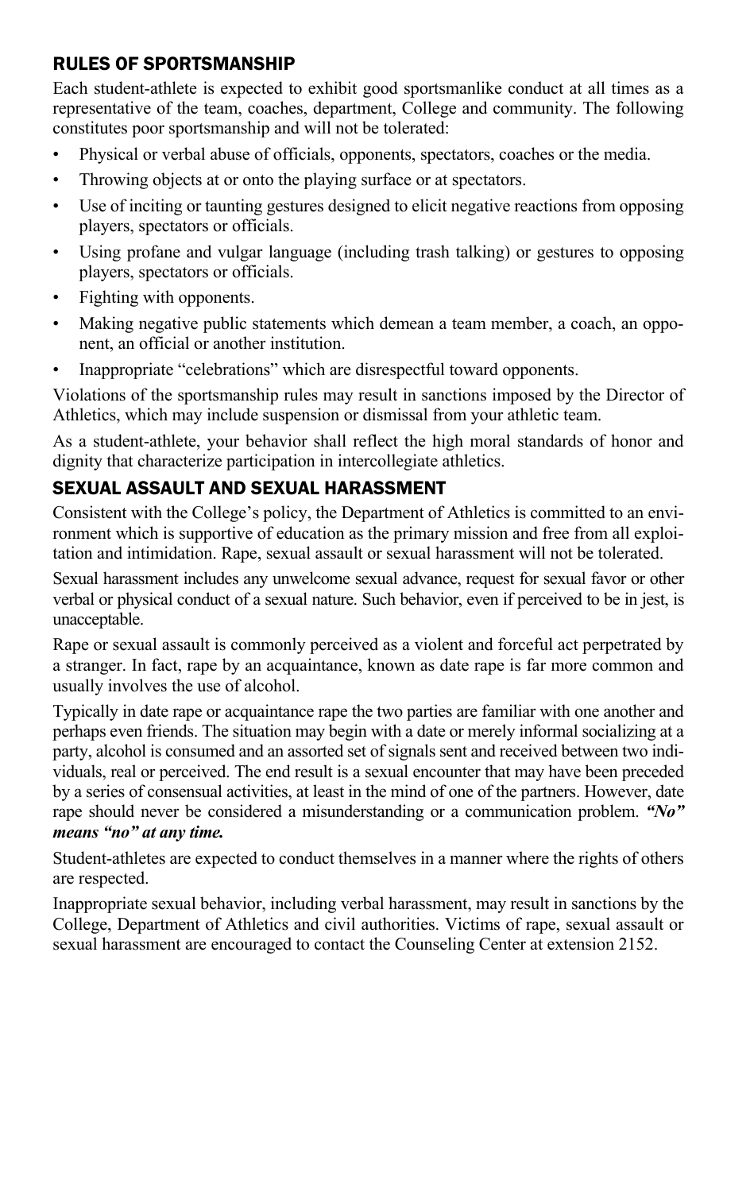## RULES OF SPORTSMANSHIP

Each student-athlete is expected to exhibit good sportsmanlike conduct at all times as a representative of the team, coaches, department, College and community. The following constitutes poor sportsmanship and will not be tolerated:

- Physical or verbal abuse of officials, opponents, spectators, coaches or the media.
- Throwing objects at or onto the playing surface or at spectators.
- Use of inciting or taunting gestures designed to elicit negative reactions from opposing players, spectators or officials.
- Using profane and vulgar language (including trash talking) or gestures to opposing players, spectators or officials.
- Fighting with opponents.
- Making negative public statements which demean a team member, a coach, an opponent, an official or another institution.
- Inappropriate "celebrations" which are disrespectful toward opponents.

Violations of the sportsmanship rules may result in sanctions imposed by the Director of Athletics, which may include suspension or dismissal from your athletic team.

As a student-athlete, your behavior shall reflect the high moral standards of honor and dignity that characterize participation in intercollegiate athletics.

## SEXUAL ASSAULT AND SEXUAL HARASSMENT

Consistent with the College's policy, the Department of Athletics is committed to an environment which is supportive of education as the primary mission and free from all exploitation and intimidation. Rape, sexual assault or sexual harassment will not be tolerated.

Sexual harassment includes any unwelcome sexual advance, request for sexual favor or other verbal or physical conduct of a sexual nature. Such behavior, even if perceived to be in jest, is unacceptable.

Rape or sexual assault is commonly perceived as a violent and forceful act perpetrated by a stranger. In fact, rape by an acquaintance, known as date rape is far more common and usually involves the use of alcohol.

Typically in date rape or acquaintance rape the two parties are familiar with one another and perhaps even friends. The situation may begin with a date or merely informal socializing at a party, alcohol is consumed and an assorted set of signals sent and received between two individuals, real or perceived. The end result is a sexual encounter that may have been preceded by a series of consensual activities, at least in the mind of one of the partners. However, date rape should never be considered a misunderstanding or a communication problem. ***"No" means "no" at any time.***

Student-athletes are expected to conduct themselves in a manner where the rights of others are respected.

Inappropriate sexual behavior, including verbal harassment, may result in sanctions by the College, Department of Athletics and civil authorities. Victims of rape, sexual assault or sexual harassment are encouraged to contact the Counseling Center at extension 2152.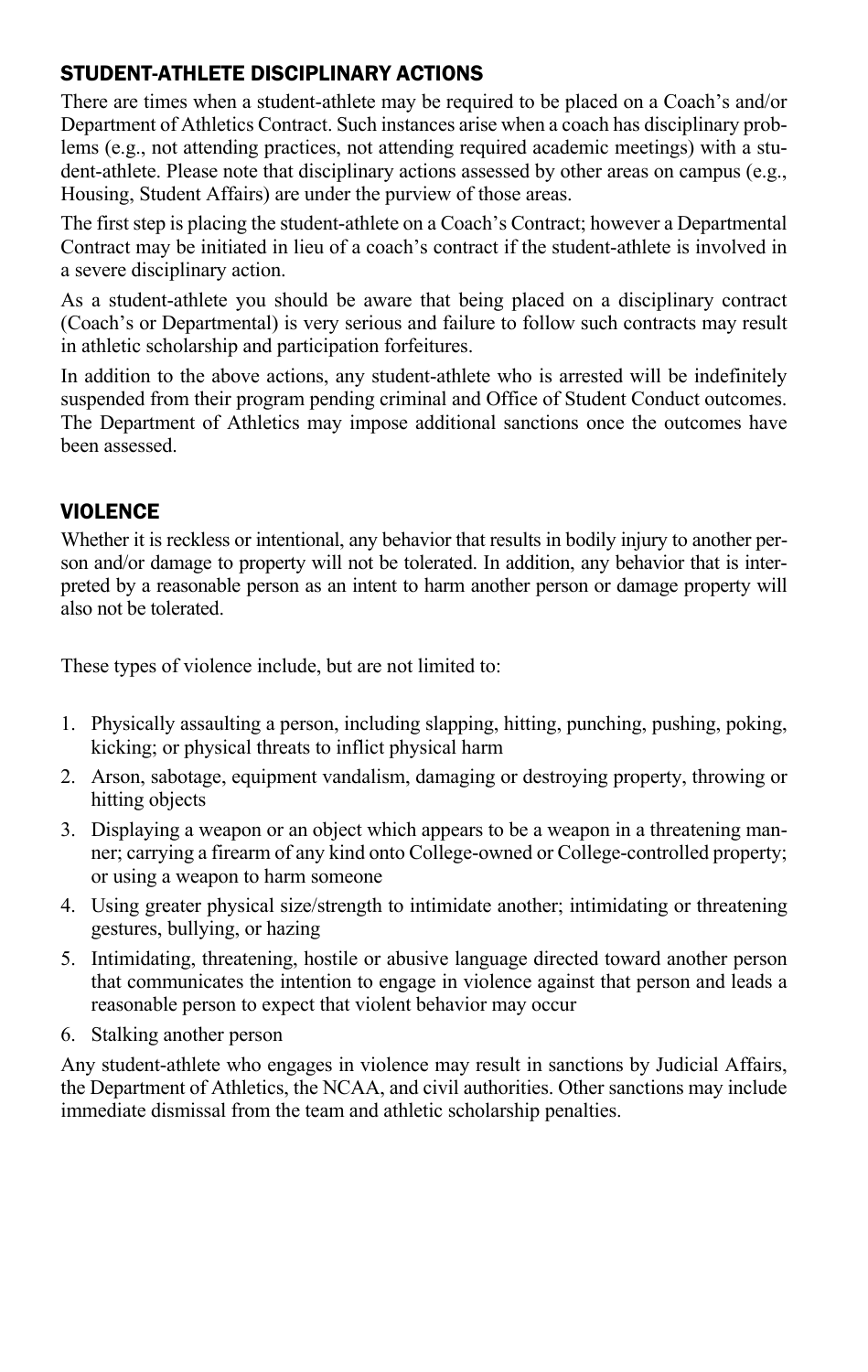## STUDENT-ATHLETE DISCIPLINARY ACTIONS

There are times when a student-athlete may be required to be placed on a Coach's and/or Department of Athletics Contract. Such instances arise when a coach has disciplinary problems (e.g., not attending practices, not attending required academic meetings) with a student-athlete. Please note that disciplinary actions assessed by other areas on campus (e.g., Housing, Student Affairs) are under the purview of those areas.

The first step is placing the student-athlete on a Coach's Contract; however a Departmental Contract may be initiated in lieu of a coach's contract if the student-athlete is involved in a severe disciplinary action.

As a student-athlete you should be aware that being placed on a disciplinary contract (Coach's or Departmental) is very serious and failure to follow such contracts may result in athletic scholarship and participation forfeitures.

In addition to the above actions, any student-athlete who is arrested will be indefinitely suspended from their program pending criminal and Office of Student Conduct outcomes. The Department of Athletics may impose additional sanctions once the outcomes have been assessed.

## VIOLENCE

Whether it is reckless or intentional, any behavior that results in bodily injury to another person and/or damage to property will not be tolerated. In addition, any behavior that is interpreted by a reasonable person as an intent to harm another person or damage property will also not be tolerated.

These types of violence include, but are not limited to:

1. Physically assaulting a person, including slapping, hitting, punching, pushing, poking, kicking; or physical threats to inflict physical harm
2. Arson, sabotage, equipment vandalism, damaging or destroying property, throwing or hitting objects
3. Displaying a weapon or an object which appears to be a weapon in a threatening manner; carrying a firearm of any kind onto College-owned or College-controlled property; or using a weapon to harm someone
4. Using greater physical size/strength to intimidate another; intimidating or threatening gestures, bullying, or hazing
5. Intimidating, threatening, hostile or abusive language directed toward another person that communicates the intention to engage in violence against that person and leads a reasonable person to expect that violent behavior may occur
6. Stalking another person

Any student-athlete who engages in violence may result in sanctions by Judicial Affairs, the Department of Athletics, the NCAA, and civil authorities. Other sanctions may include immediate dismissal from the team and athletic scholarship penalties.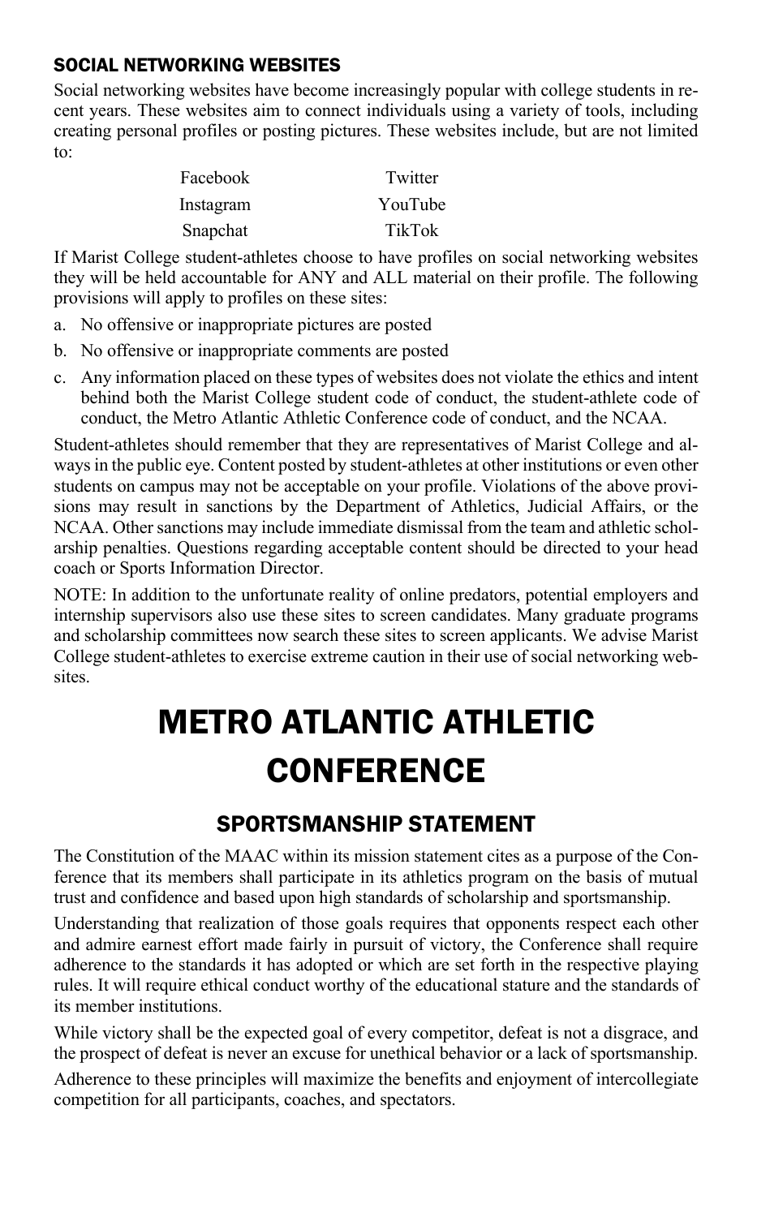### SOCIAL NETWORKING WEBSITES

Social networking websites have become increasingly popular with college students in recent years. These websites aim to connect individuals using a variety of tools, including creating personal profiles or posting pictures. These websites include, but are not limited to:

| | |
|---|---|
| Facebook | Twitter |
| Instagram | YouTube |
| Snapchat | TikTok |

If Marist College student-athletes choose to have profiles on social networking websites they will be held accountable for ANY and ALL material on their profile. The following provisions will apply to profiles on these sites:

a. No offensive or inappropriate pictures are posted
b. No offensive or inappropriate comments are posted
c. Any information placed on these types of websites does not violate the ethics and intent behind both the Marist College student code of conduct, the student-athlete code of conduct, the Metro Atlantic Athletic Conference code of conduct, and the NCAA.

Student-athletes should remember that they are representatives of Marist College and always in the public eye. Content posted by student-athletes at other institutions or even other students on campus may not be acceptable on your profile. Violations of the above provisions may result in sanctions by the Department of Athletics, Judicial Affairs, or the NCAA. Other sanctions may include immediate dismissal from the team and athletic scholarship penalties. Questions regarding acceptable content should be directed to your head coach or Sports Information Director.

NOTE: In addition to the unfortunate reality of online predators, potential employers and internship supervisors also use these sites to screen candidates. Many graduate programs and scholarship committees now search these sites to screen applicants. We advise Marist College student-athletes to exercise extreme caution in their use of social networking websites.

# METRO ATLANTIC ATHLETIC CONFERENCE

## SPORTSMANSHIP STATEMENT

The Constitution of the MAAC within its mission statement cites as a purpose of the Conference that its members shall participate in its athletics program on the basis of mutual trust and confidence and based upon high standards of scholarship and sportsmanship.

Understanding that realization of those goals requires that opponents respect each other and admire earnest effort made fairly in pursuit of victory, the Conference shall require adherence to the standards it has adopted or which are set forth in the respective playing rules. It will require ethical conduct worthy of the educational stature and the standards of its member institutions.

While victory shall be the expected goal of every competitor, defeat is not a disgrace, and the prospect of defeat is never an excuse for unethical behavior or a lack of sportsmanship.

Adherence to these principles will maximize the benefits and enjoyment of intercollegiate competition for all participants, coaches, and spectators.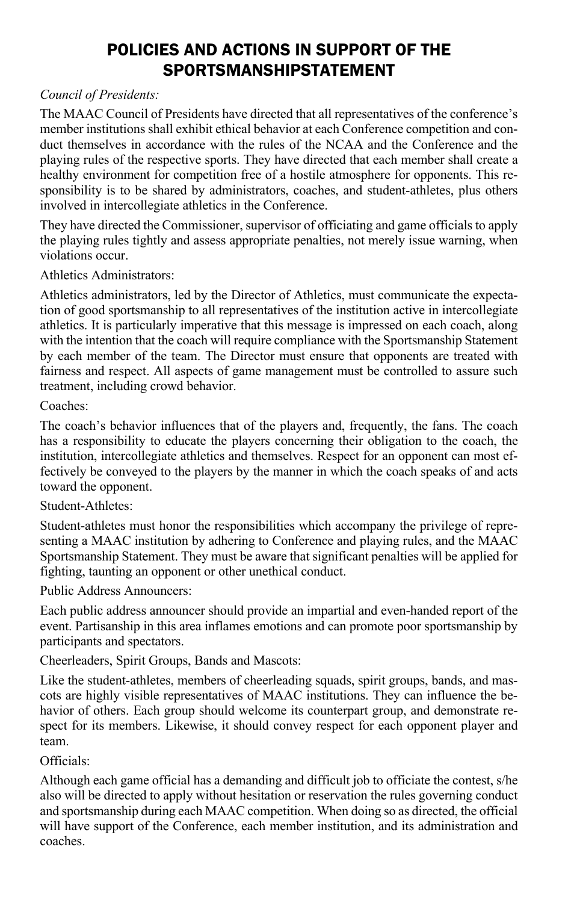# POLICIES AND ACTIONS IN SUPPORT OF THE SPORTSMANSHIPSTATEMENT

*Council of Presidents:*

The MAAC Council of Presidents have directed that all representatives of the conference's member institutions shall exhibit ethical behavior at each Conference competition and conduct themselves in accordance with the rules of the NCAA and the Conference and the playing rules of the respective sports. They have directed that each member shall create a healthy environment for competition free of a hostile atmosphere for opponents. This responsibility is to be shared by administrators, coaches, and student-athletes, plus others involved in intercollegiate athletics in the Conference.

They have directed the Commissioner, supervisor of officiating and game officials to apply the playing rules tightly and assess appropriate penalties, not merely issue warning, when violations occur.

Athletics Administrators:

Athletics administrators, led by the Director of Athletics, must communicate the expectation of good sportsmanship to all representatives of the institution active in intercollegiate athletics. It is particularly imperative that this message is impressed on each coach, along with the intention that the coach will require compliance with the Sportsmanship Statement by each member of the team. The Director must ensure that opponents are treated with fairness and respect. All aspects of game management must be controlled to assure such treatment, including crowd behavior.

Coaches:

The coach's behavior influences that of the players and, frequently, the fans. The coach has a responsibility to educate the players concerning their obligation to the coach, the institution, intercollegiate athletics and themselves. Respect for an opponent can most effectively be conveyed to the players by the manner in which the coach speaks of and acts toward the opponent.

Student-Athletes:

Student-athletes must honor the responsibilities which accompany the privilege of representing a MAAC institution by adhering to Conference and playing rules, and the MAAC Sportsmanship Statement. They must be aware that significant penalties will be applied for fighting, taunting an opponent or other unethical conduct.

Public Address Announcers:

Each public address announcer should provide an impartial and even-handed report of the event. Partisanship in this area inflames emotions and can promote poor sportsmanship by participants and spectators.

Cheerleaders, Spirit Groups, Bands and Mascots:

Like the student-athletes, members of cheerleading squads, spirit groups, bands, and mascots are highly visible representatives of MAAC institutions. They can influence the behavior of others. Each group should welcome its counterpart group, and demonstrate respect for its members. Likewise, it should convey respect for each opponent player and team.

Officials:

Although each game official has a demanding and difficult job to officiate the contest, s/he also will be directed to apply without hesitation or reservation the rules governing conduct and sportsmanship during each MAAC competition. When doing so as directed, the official will have support of the Conference, each member institution, and its administration and coaches.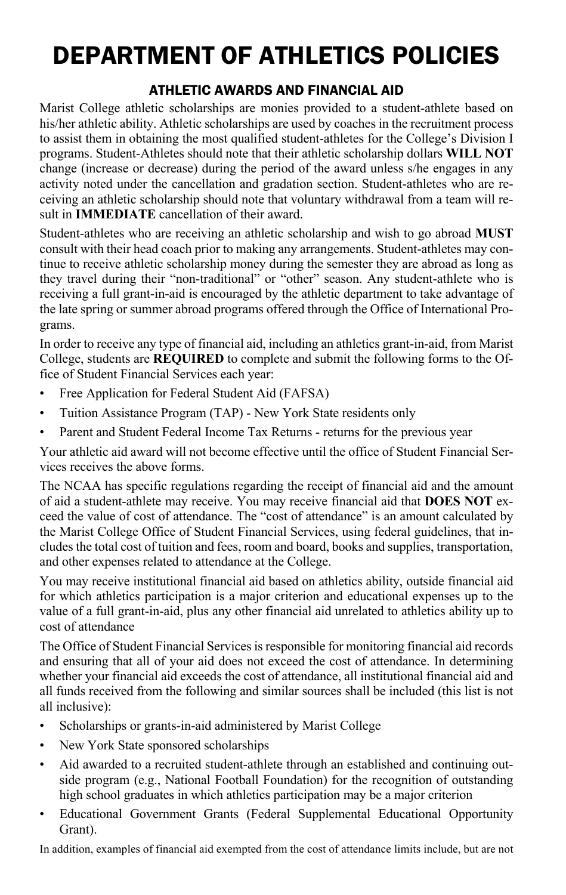# DEPARTMENT OF ATHLETICS POLICIES

## ATHLETIC AWARDS AND FINANCIAL AID

Marist College athletic scholarships are monies provided to a student-athlete based on his/her athletic ability. Athletic scholarships are used by coaches in the recruitment process to assist them in obtaining the most qualified student-athletes for the College's Division I programs. Student-Athletes should note that their athletic scholarship dollars **WILL NOT** change (increase or decrease) during the period of the award unless s/he engages in any activity noted under the cancellation and gradation section. Student-athletes who are receiving an athletic scholarship should note that voluntary withdrawal from a team will result in **IMMEDIATE** cancellation of their award.

Student-athletes who are receiving an athletic scholarship and wish to go abroad **MUST** consult with their head coach prior to making any arrangements. Student-athletes may continue to receive athletic scholarship money during the semester they are abroad as long as they travel during their "non-traditional" or "other" season. Any student-athlete who is receiving a full grant-in-aid is encouraged by the athletic department to take advantage of the late spring or summer abroad programs offered through the Office of International Programs.

In order to receive any type of financial aid, including an athletics grant-in-aid, from Marist College, students are **REQUIRED** to complete and submit the following forms to the Office of Student Financial Services each year:

- Free Application for Federal Student Aid (FAFSA)
- Tuition Assistance Program (TAP) - New York State residents only
- Parent and Student Federal Income Tax Returns - returns for the previous year

Your athletic aid award will not become effective until the office of Student Financial Services receives the above forms.

The NCAA has specific regulations regarding the receipt of financial aid and the amount of aid a student-athlete may receive. You may receive financial aid that **DOES NOT** exceed the value of cost of attendance. The "cost of attendance" is an amount calculated by the Marist College Office of Student Financial Services, using federal guidelines, that includes the total cost of tuition and fees, room and board, books and supplies, transportation, and other expenses related to attendance at the College.

You may receive institutional financial aid based on athletics ability, outside financial aid for which athletics participation is a major criterion and educational expenses up to the value of a full grant-in-aid, plus any other financial aid unrelated to athletics ability up to cost of attendance

The Office of Student Financial Services is responsible for monitoring financial aid records and ensuring that all of your aid does not exceed the cost of attendance. In determining whether your financial aid exceeds the cost of attendance, all institutional financial aid and all funds received from the following and similar sources shall be included (this list is not all inclusive):

- Scholarships or grants-in-aid administered by Marist College
- New York State sponsored scholarships
- Aid awarded to a recruited student-athlete through an established and continuing outside program (e.g., National Football Foundation) for the recognition of outstanding high school graduates in which athletics participation may be a major criterion
- Educational Government Grants (Federal Supplemental Educational Opportunity Grant).

In addition, examples of financial aid exempted from the cost of attendance limits include, but are not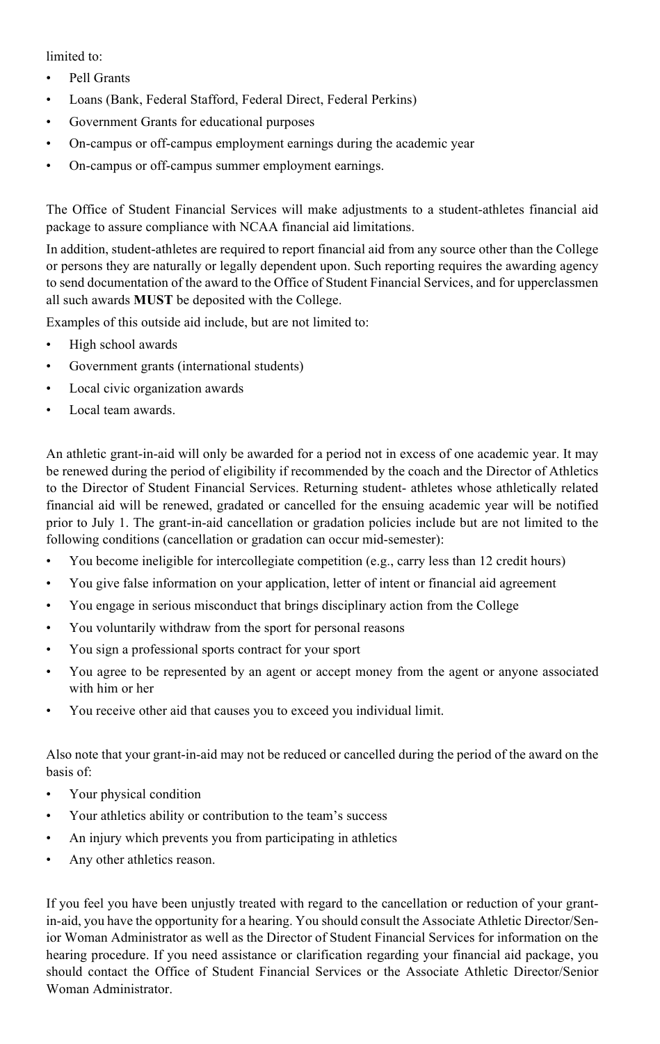limited to:

- Pell Grants
- Loans (Bank, Federal Stafford, Federal Direct, Federal Perkins)
- Government Grants for educational purposes
- On-campus or off-campus employment earnings during the academic year
- On-campus or off-campus summer employment earnings.

The Office of Student Financial Services will make adjustments to a student-athletes financial aid package to assure compliance with NCAA financial aid limitations.

In addition, student-athletes are required to report financial aid from any source other than the College or persons they are naturally or legally dependent upon. Such reporting requires the awarding agency to send documentation of the award to the Office of Student Financial Services, and for upperclassmen all such awards **MUST** be deposited with the College.

Examples of this outside aid include, but are not limited to:

- High school awards
- Government grants (international students)
- Local civic organization awards
- Local team awards.

An athletic grant-in-aid will only be awarded for a period not in excess of one academic year. It may be renewed during the period of eligibility if recommended by the coach and the Director of Athletics to the Director of Student Financial Services. Returning student- athletes whose athletically related financial aid will be renewed, gradated or cancelled for the ensuing academic year will be notified prior to July 1. The grant-in-aid cancellation or gradation policies include but are not limited to the following conditions (cancellation or gradation can occur mid-semester):

- You become ineligible for intercollegiate competition (e.g., carry less than 12 credit hours)
- You give false information on your application, letter of intent or financial aid agreement
- You engage in serious misconduct that brings disciplinary action from the College
- You voluntarily withdraw from the sport for personal reasons
- You sign a professional sports contract for your sport
- You agree to be represented by an agent or accept money from the agent or anyone associated with him or her
- You receive other aid that causes you to exceed you individual limit.

Also note that your grant-in-aid may not be reduced or cancelled during the period of the award on the basis of:

- Your physical condition
- Your athletics ability or contribution to the team's success
- An injury which prevents you from participating in athletics
- Any other athletics reason.

If you feel you have been unjustly treated with regard to the cancellation or reduction of your grant-in-aid, you have the opportunity for a hearing. You should consult the Associate Athletic Director/Senior Woman Administrator as well as the Director of Student Financial Services for information on the hearing procedure. If you need assistance or clarification regarding your financial aid package, you should contact the Office of Student Financial Services or the Associate Athletic Director/Senior Woman Administrator.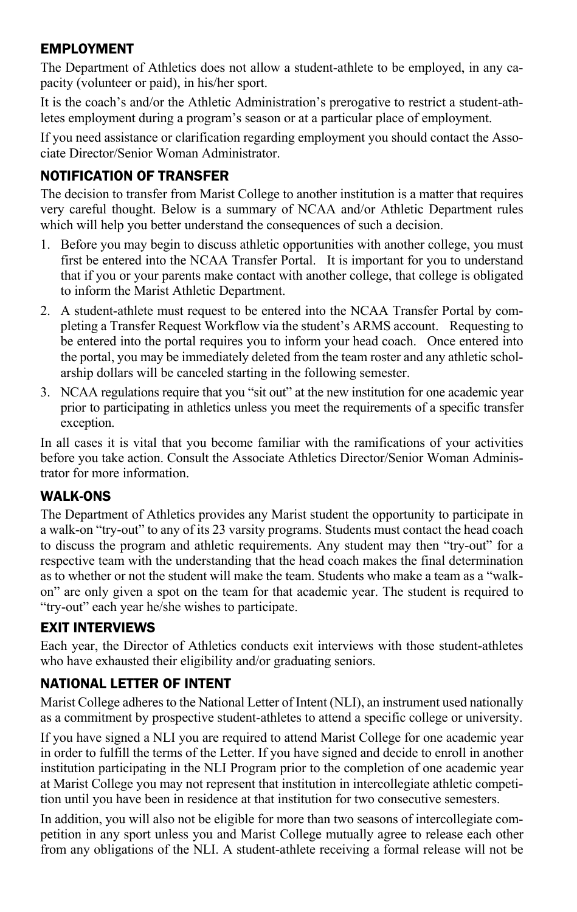## EMPLOYMENT

The Department of Athletics does not allow a student-athlete to be employed, in any capacity (volunteer or paid), in his/her sport.

It is the coach's and/or the Athletic Administration's prerogative to restrict a student-athletes employment during a program's season or at a particular place of employment.

If you need assistance or clarification regarding employment you should contact the Associate Director/Senior Woman Administrator.

## NOTIFICATION OF TRANSFER

The decision to transfer from Marist College to another institution is a matter that requires very careful thought. Below is a summary of NCAA and/or Athletic Department rules which will help you better understand the consequences of such a decision.

1. Before you may begin to discuss athletic opportunities with another college, you must first be entered into the NCAA Transfer Portal. It is important for you to understand that if you or your parents make contact with another college, that college is obligated to inform the Marist Athletic Department.
2. A student-athlete must request to be entered into the NCAA Transfer Portal by completing a Transfer Request Workflow via the student's ARMS account. Requesting to be entered into the portal requires you to inform your head coach. Once entered into the portal, you may be immediately deleted from the team roster and any athletic scholarship dollars will be canceled starting in the following semester.
3. NCAA regulations require that you "sit out" at the new institution for one academic year prior to participating in athletics unless you meet the requirements of a specific transfer exception.

In all cases it is vital that you become familiar with the ramifications of your activities before you take action. Consult the Associate Athletics Director/Senior Woman Administrator for more information.

## WALK-ONS

The Department of Athletics provides any Marist student the opportunity to participate in a walk-on "try-out" to any of its 23 varsity programs. Students must contact the head coach to discuss the program and athletic requirements. Any student may then "try-out" for a respective team with the understanding that the head coach makes the final determination as to whether or not the student will make the team. Students who make a team as a "walk-on" are only given a spot on the team for that academic year. The student is required to "try-out" each year he/she wishes to participate.

## EXIT INTERVIEWS

Each year, the Director of Athletics conducts exit interviews with those student-athletes who have exhausted their eligibility and/or graduating seniors.

## NATIONAL LETTER OF INTENT

Marist College adheres to the National Letter of Intent (NLI), an instrument used nationally as a commitment by prospective student-athletes to attend a specific college or university.

If you have signed a NLI you are required to attend Marist College for one academic year in order to fulfill the terms of the Letter. If you have signed and decide to enroll in another institution participating in the NLI Program prior to the completion of one academic year at Marist College you may not represent that institution in intercollegiate athletic competition until you have been in residence at that institution for two consecutive semesters.

In addition, you will also not be eligible for more than two seasons of intercollegiate competition in any sport unless you and Marist College mutually agree to release each other from any obligations of the NLI. A student-athlete receiving a formal release will not be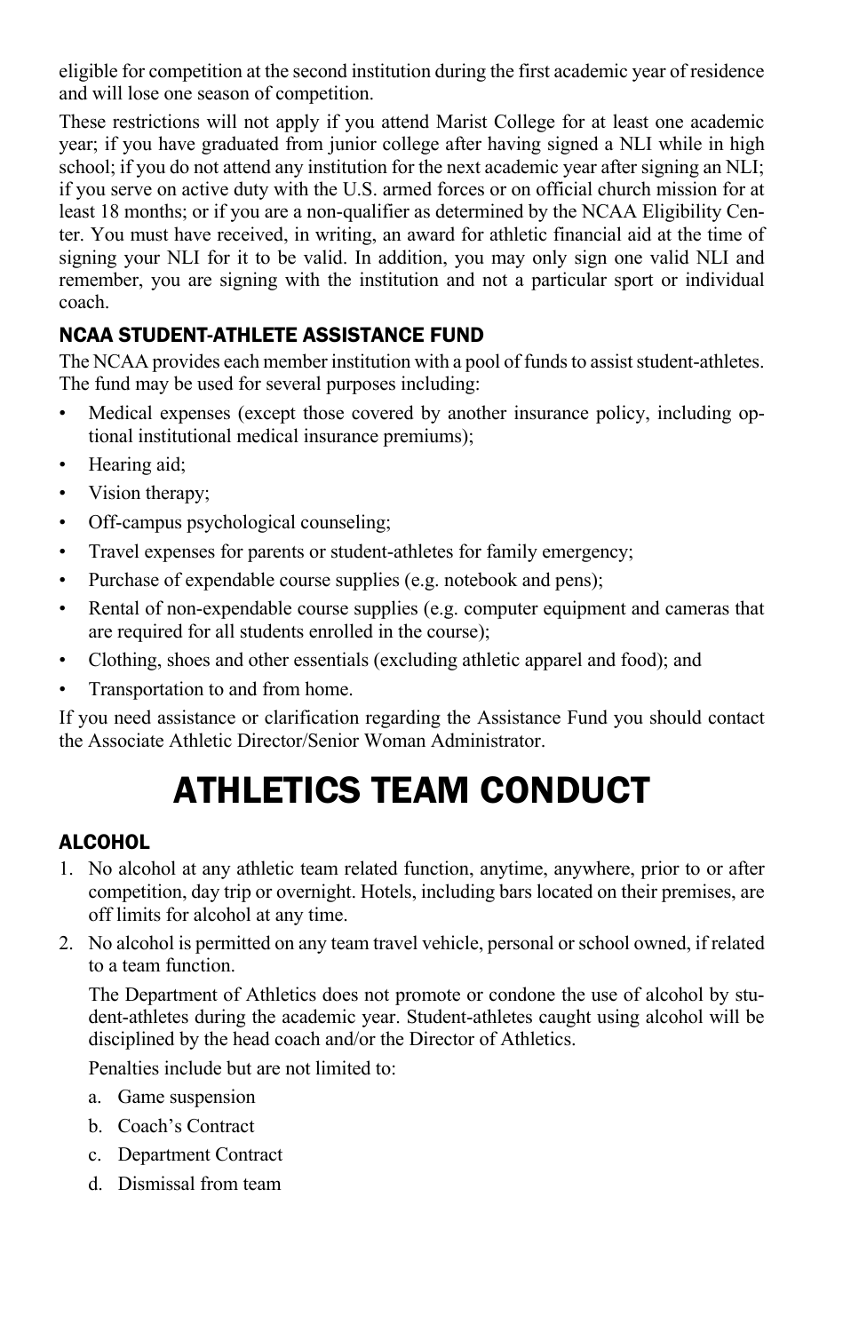eligible for competition at the second institution during the first academic year of residence and will lose one season of competition.

These restrictions will not apply if you attend Marist College for at least one academic year; if you have graduated from junior college after having signed a NLI while in high school; if you do not attend any institution for the next academic year after signing an NLI; if you serve on active duty with the U.S. armed forces or on official church mission for at least 18 months; or if you are a non-qualifier as determined by the NCAA Eligibility Center. You must have received, in writing, an award for athletic financial aid at the time of signing your NLI for it to be valid. In addition, you may only sign one valid NLI and remember, you are signing with the institution and not a particular sport or individual coach.

### NCAA STUDENT-ATHLETE ASSISTANCE FUND

The NCAA provides each member institution with a pool of funds to assist student-athletes. The fund may be used for several purposes including:

- Medical expenses (except those covered by another insurance policy, including optional institutional medical insurance premiums);
- Hearing aid;
- Vision therapy;
- Off-campus psychological counseling;
- Travel expenses for parents or student-athletes for family emergency;
- Purchase of expendable course supplies (e.g. notebook and pens);
- Rental of non-expendable course supplies (e.g. computer equipment and cameras that are required for all students enrolled in the course);
- Clothing, shoes and other essentials (excluding athletic apparel and food); and
- Transportation to and from home.

If you need assistance or clarification regarding the Assistance Fund you should contact the Associate Athletic Director/Senior Woman Administrator.

# ATHLETICS TEAM CONDUCT

### ALCOHOL

1. No alcohol at any athletic team related function, anytime, anywhere, prior to or after competition, day trip or overnight. Hotels, including bars located on their premises, are off limits for alcohol at any time.
2. No alcohol is permitted on any team travel vehicle, personal or school owned, if related to a team function.

   The Department of Athletics does not promote or condone the use of alcohol by student-athletes during the academic year. Student-athletes caught using alcohol will be disciplined by the head coach and/or the Director of Athletics.

   Penalties include but are not limited to:

   a. Game suspension
   b. Coach's Contract
   c. Department Contract
   d. Dismissal from team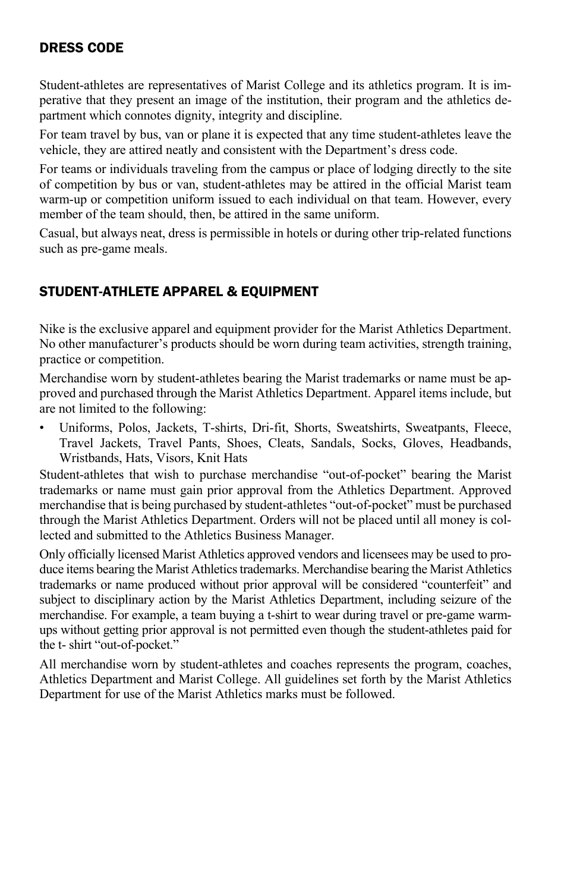## DRESS CODE

Student-athletes are representatives of Marist College and its athletics program. It is imperative that they present an image of the institution, their program and the athletics department which connotes dignity, integrity and discipline.

For team travel by bus, van or plane it is expected that any time student-athletes leave the vehicle, they are attired neatly and consistent with the Department's dress code.

For teams or individuals traveling from the campus or place of lodging directly to the site of competition by bus or van, student-athletes may be attired in the official Marist team warm-up or competition uniform issued to each individual on that team. However, every member of the team should, then, be attired in the same uniform.

Casual, but always neat, dress is permissible in hotels or during other trip-related functions such as pre-game meals.

## STUDENT-ATHLETE APPAREL & EQUIPMENT

Nike is the exclusive apparel and equipment provider for the Marist Athletics Department. No other manufacturer's products should be worn during team activities, strength training, practice or competition.

Merchandise worn by student-athletes bearing the Marist trademarks or name must be approved and purchased through the Marist Athletics Department. Apparel items include, but are not limited to the following:

- Uniforms, Polos, Jackets, T-shirts, Dri-fit, Shorts, Sweatshirts, Sweatpants, Fleece, Travel Jackets, Travel Pants, Shoes, Cleats, Sandals, Socks, Gloves, Headbands, Wristbands, Hats, Visors, Knit Hats

Student-athletes that wish to purchase merchandise "out-of-pocket" bearing the Marist trademarks or name must gain prior approval from the Athletics Department. Approved merchandise that is being purchased by student-athletes "out-of-pocket" must be purchased through the Marist Athletics Department. Orders will not be placed until all money is collected and submitted to the Athletics Business Manager.

Only officially licensed Marist Athletics approved vendors and licensees may be used to produce items bearing the Marist Athletics trademarks. Merchandise bearing the Marist Athletics trademarks or name produced without prior approval will be considered "counterfeit" and subject to disciplinary action by the Marist Athletics Department, including seizure of the merchandise. For example, a team buying a t-shirt to wear during travel or pre-game warm-ups without getting prior approval is not permitted even though the student-athletes paid for the t- shirt "out-of-pocket."

All merchandise worn by student-athletes and coaches represents the program, coaches, Athletics Department and Marist College. All guidelines set forth by the Marist Athletics Department for use of the Marist Athletics marks must be followed.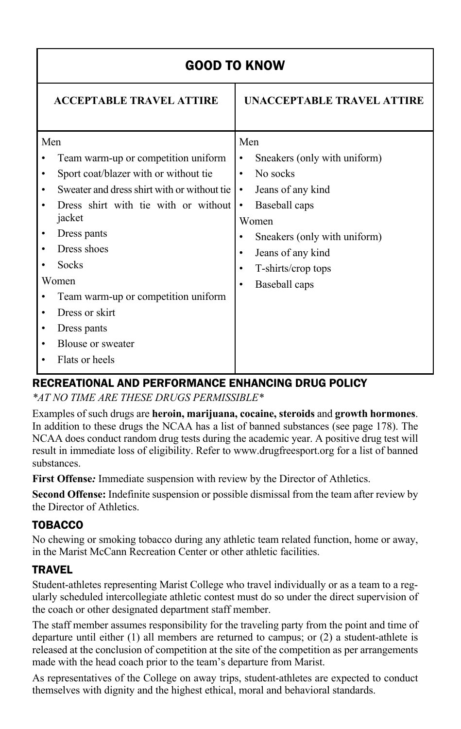## GOOD TO KNOW

| ACCEPTABLE TRAVEL ATTIRE | UNACCEPTABLE TRAVEL ATTIRE |
|---|---|
| Men | Men |
| • Team warm-up or competition uniform | • Sneakers (only with uniform) |
| • Sport coat/blazer with or without tie | • No socks |
| • Sweater and dress shirt with or without tie | • Jeans of any kind |
| • Dress shirt with tie with or without jacket | • Baseball caps |
| • Dress pants | Women |
| • Dress shoes | • Sneakers (only with uniform) |
| • Socks | • Jeans of any kind |
| Women | • T-shirts/crop tops |
| • Team warm-up or competition uniform | • Baseball caps |
| • Dress or skirt | |
| • Dress pants | |
| • Blouse or sweater | |
| • Flats or heels | |

## RECREATIONAL AND PERFORMANCE ENHANCING DRUG POLICY

*\*AT NO TIME ARE THESE DRUGS PERMISSIBLE\**

Examples of such drugs are **heroin, marijuana, cocaine, steroids** and **growth hormones**. In addition to these drugs the NCAA has a list of banned substances (see page 178). The NCAA does conduct random drug tests during the academic year. A positive drug test will result in immediate loss of eligibility. Refer to www.drugfreesport.org for a list of banned substances.

**First Offense***:* Immediate suspension with review by the Director of Athletics.

**Second Offense:** Indefinite suspension or possible dismissal from the team after review by the Director of Athletics.

## TOBACCO

No chewing or smoking tobacco during any athletic team related function, home or away, in the Marist McCann Recreation Center or other athletic facilities.

## TRAVEL

Student-athletes representing Marist College who travel individually or as a team to a regularly scheduled intercollegiate athletic contest must do so under the direct supervision of the coach or other designated department staff member.

The staff member assumes responsibility for the traveling party from the point and time of departure until either (1) all members are returned to campus; or (2) a student-athlete is released at the conclusion of competition at the site of the competition as per arrangements made with the head coach prior to the team's departure from Marist.

As representatives of the College on away trips, student-athletes are expected to conduct themselves with dignity and the highest ethical, moral and behavioral standards.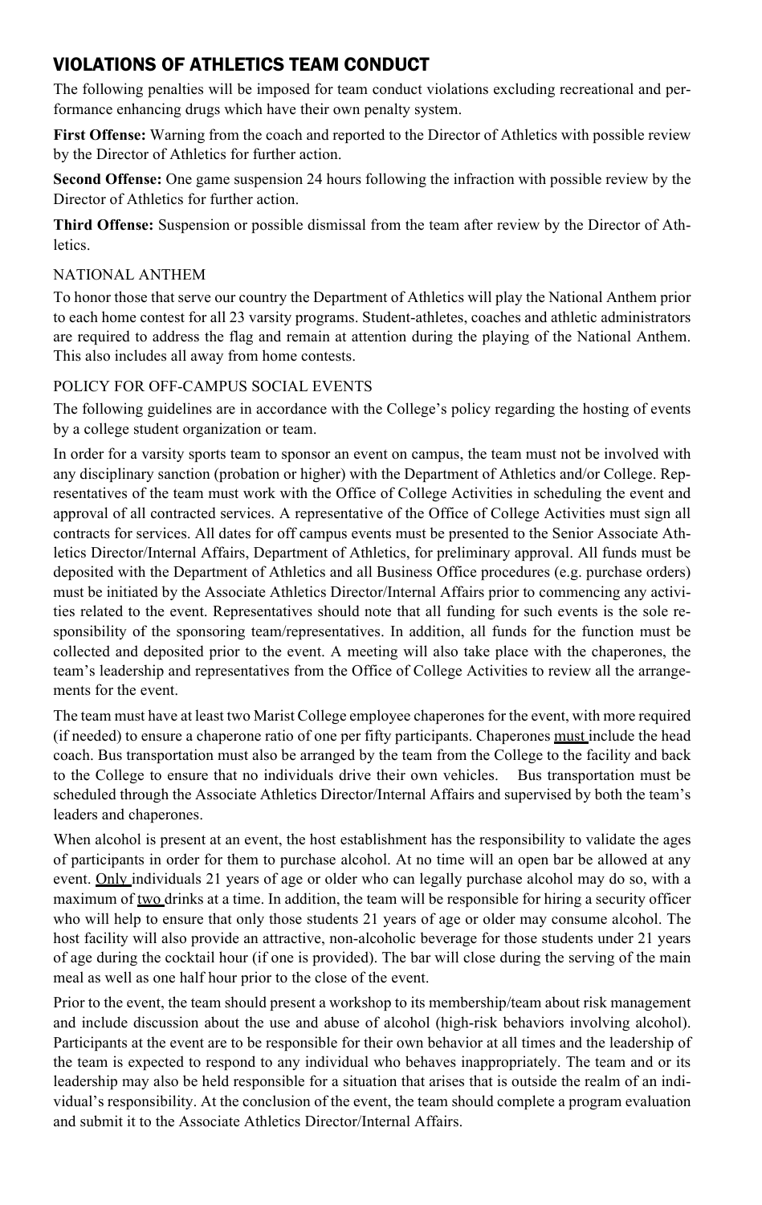## VIOLATIONS OF ATHLETICS TEAM CONDUCT

The following penalties will be imposed for team conduct violations excluding recreational and performance enhancing drugs which have their own penalty system.

**First Offense:** Warning from the coach and reported to the Director of Athletics with possible review by the Director of Athletics for further action.

**Second Offense:** One game suspension 24 hours following the infraction with possible review by the Director of Athletics for further action.

**Third Offense:** Suspension or possible dismissal from the team after review by the Director of Athletics.

### NATIONAL ANTHEM

To honor those that serve our country the Department of Athletics will play the National Anthem prior to each home contest for all 23 varsity programs. Student-athletes, coaches and athletic administrators are required to address the flag and remain at attention during the playing of the National Anthem. This also includes all away from home contests.

### POLICY FOR OFF-CAMPUS SOCIAL EVENTS

The following guidelines are in accordance with the College's policy regarding the hosting of events by a college student organization or team.

In order for a varsity sports team to sponsor an event on campus, the team must not be involved with any disciplinary sanction (probation or higher) with the Department of Athletics and/or College. Representatives of the team must work with the Office of College Activities in scheduling the event and approval of all contracted services. A representative of the Office of College Activities must sign all contracts for services. All dates for off campus events must be presented to the Senior Associate Athletics Director/Internal Affairs, Department of Athletics, for preliminary approval. All funds must be deposited with the Department of Athletics and all Business Office procedures (e.g. purchase orders) must be initiated by the Associate Athletics Director/Internal Affairs prior to commencing any activities related to the event. Representatives should note that all funding for such events is the sole responsibility of the sponsoring team/representatives. In addition, all funds for the function must be collected and deposited prior to the event. A meeting will also take place with the chaperones, the team's leadership and representatives from the Office of College Activities to review all the arrangements for the event.

The team must have at least two Marist College employee chaperones for the event, with more required (if needed) to ensure a chaperone ratio of one per fifty participants. Chaperones <u>must</u> include the head coach. Bus transportation must also be arranged by the team from the College to the facility and back to the College to ensure that no individuals drive their own vehicles. Bus transportation must be scheduled through the Associate Athletics Director/Internal Affairs and supervised by both the team's leaders and chaperones.

When alcohol is present at an event, the host establishment has the responsibility to validate the ages of participants in order for them to purchase alcohol. At no time will an open bar be allowed at any event. <u>Only</u> individuals 21 years of age or older who can legally purchase alcohol may do so, with a maximum of <u>two</u> drinks at a time. In addition, the team will be responsible for hiring a security officer who will help to ensure that only those students 21 years of age or older may consume alcohol. The host facility will also provide an attractive, non-alcoholic beverage for those students under 21 years of age during the cocktail hour (if one is provided). The bar will close during the serving of the main meal as well as one half hour prior to the close of the event.

Prior to the event, the team should present a workshop to its membership/team about risk management and include discussion about the use and abuse of alcohol (high-risk behaviors involving alcohol). Participants at the event are to be responsible for their own behavior at all times and the leadership of the team is expected to respond to any individual who behaves inappropriately. The team and or its leadership may also be held responsible for a situation that arises that is outside the realm of an individual's responsibility. At the conclusion of the event, the team should complete a program evaluation and submit it to the Associate Athletics Director/Internal Affairs.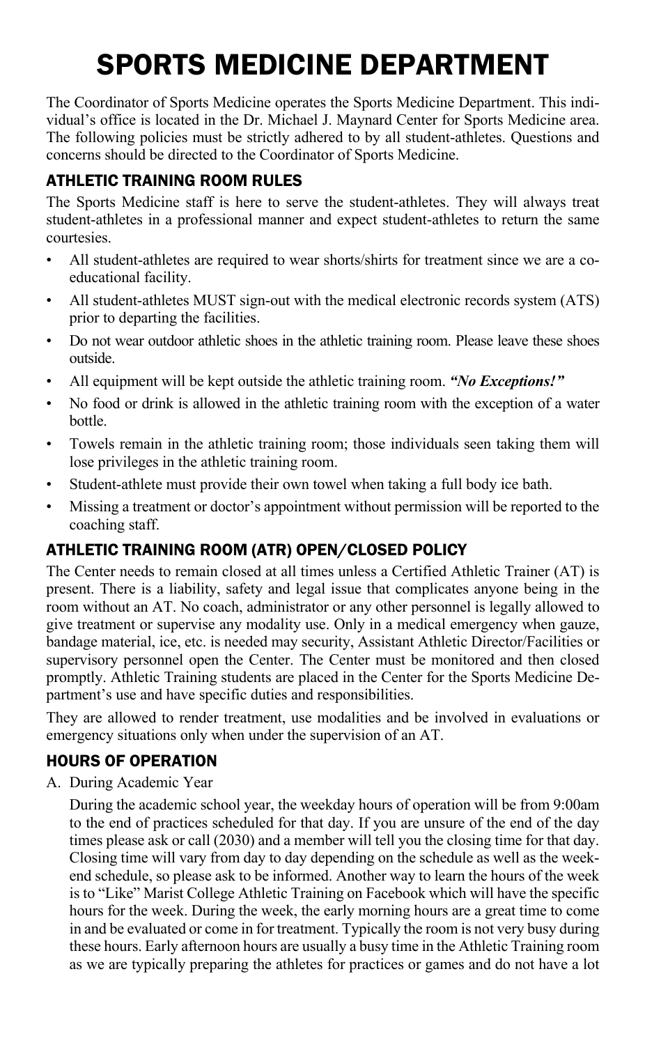# SPORTS MEDICINE DEPARTMENT

The Coordinator of Sports Medicine operates the Sports Medicine Department. This individual's office is located in the Dr. Michael J. Maynard Center for Sports Medicine area. The following policies must be strictly adhered to by all student-athletes. Questions and concerns should be directed to the Coordinator of Sports Medicine.

## ATHLETIC TRAINING ROOM RULES

The Sports Medicine staff is here to serve the student-athletes. They will always treat student-athletes in a professional manner and expect student-athletes to return the same courtesies.

- All student-athletes are required to wear shorts/shirts for treatment since we are a co-educational facility.
- All student-athletes MUST sign-out with the medical electronic records system (ATS) prior to departing the facilities.
- Do not wear outdoor athletic shoes in the athletic training room. Please leave these shoes outside.
- All equipment will be kept outside the athletic training room. ***"No Exceptions!"***
- No food or drink is allowed in the athletic training room with the exception of a water bottle.
- Towels remain in the athletic training room; those individuals seen taking them will lose privileges in the athletic training room.
- Student-athlete must provide their own towel when taking a full body ice bath.
- Missing a treatment or doctor's appointment without permission will be reported to the coaching staff.

## ATHLETIC TRAINING ROOM (ATR) OPEN/CLOSED POLICY

The Center needs to remain closed at all times unless a Certified Athletic Trainer (AT) is present. There is a liability, safety and legal issue that complicates anyone being in the room without an AT. No coach, administrator or any other personnel is legally allowed to give treatment or supervise any modality use. Only in a medical emergency when gauze, bandage material, ice, etc. is needed may security, Assistant Athletic Director/Facilities or supervisory personnel open the Center. The Center must be monitored and then closed promptly. Athletic Training students are placed in the Center for the Sports Medicine Department's use and have specific duties and responsibilities.

They are allowed to render treatment, use modalities and be involved in evaluations or emergency situations only when under the supervision of an AT.

## HOURS OF OPERATION

A. During Academic Year

During the academic school year, the weekday hours of operation will be from 9:00am to the end of practices scheduled for that day. If you are unsure of the end of the day times please ask or call (2030) and a member will tell you the closing time for that day. Closing time will vary from day to day depending on the schedule as well as the weekend schedule, so please ask to be informed. Another way to learn the hours of the week is to "Like" Marist College Athletic Training on Facebook which will have the specific hours for the week. During the week, the early morning hours are a great time to come in and be evaluated or come in for treatment. Typically the room is not very busy during these hours. Early afternoon hours are usually a busy time in the Athletic Training room as we are typically preparing the athletes for practices or games and do not have a lot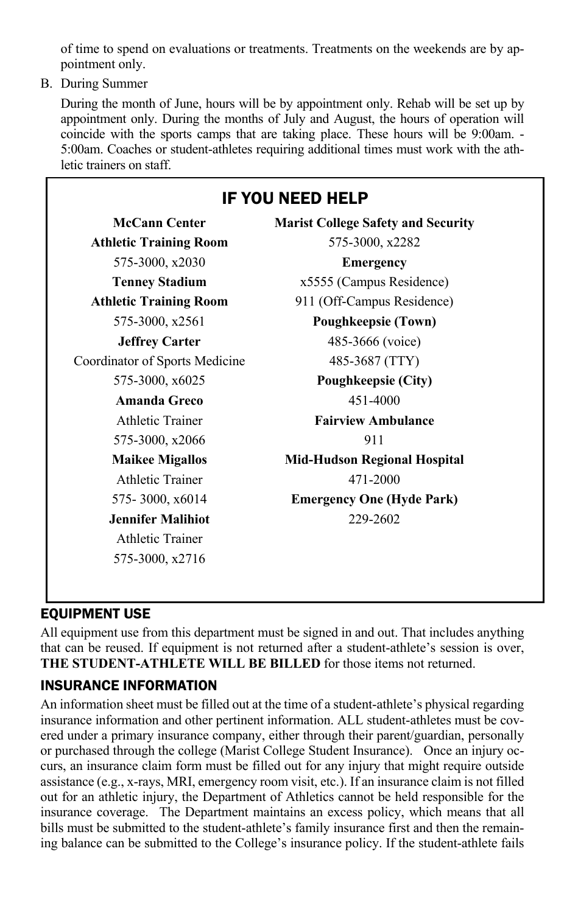of time to spend on evaluations or treatments. Treatments on the weekends are by appointment only.

B. During Summer

During the month of June, hours will be by appointment only. Rehab will be set up by appointment only. During the months of July and August, the hours of operation will coincide with the sports camps that are taking place. These hours will be 9:00am. - 5:00am. Coaches or student-athletes requiring additional times must work with the athletic trainers on staff.

## IF YOU NEED HELP

**McCann Center**
**Athletic Training Room**
575-3000, x2030

**Tenney Stadium**
**Athletic Training Room**
575-3000, x2561

**Jeffrey Carter**
Coordinator of Sports Medicine
575-3000, x6025

**Amanda Greco**
Athletic Trainer
575-3000, x2066

**Maikee Migallos**
Athletic Trainer
575- 3000, x6014

**Jennifer Malihiot**
Athletic Trainer
575-3000, x2716

**Marist College Safety and Security**
575-3000, x2282

**Emergency**
x5555 (Campus Residence)
911 (Off-Campus Residence)

**Poughkeepsie (Town)**
485-3666 (voice)
485-3687 (TTY)

**Poughkeepsie (City)**
451-4000

**Fairview Ambulance**
911

**Mid-Hudson Regional Hospital**
471-2000

**Emergency One (Hyde Park)**
229-2602

## EQUIPMENT USE

All equipment use from this department must be signed in and out. That includes anything that can be reused. If equipment is not returned after a student-athlete's session is over, **THE STUDENT-ATHLETE WILL BE BILLED** for those items not returned.

## INSURANCE INFORMATION

An information sheet must be filled out at the time of a student-athlete's physical regarding insurance information and other pertinent information. ALL student-athletes must be covered under a primary insurance company, either through their parent/guardian, personally or purchased through the college (Marist College Student Insurance). Once an injury occurs, an insurance claim form must be filled out for any injury that might require outside assistance (e.g., x-rays, MRI, emergency room visit, etc.). If an insurance claim is not filled out for an athletic injury, the Department of Athletics cannot be held responsible for the insurance coverage. The Department maintains an excess policy, which means that all bills must be submitted to the student-athlete's family insurance first and then the remaining balance can be submitted to the College's insurance policy. If the student-athlete fails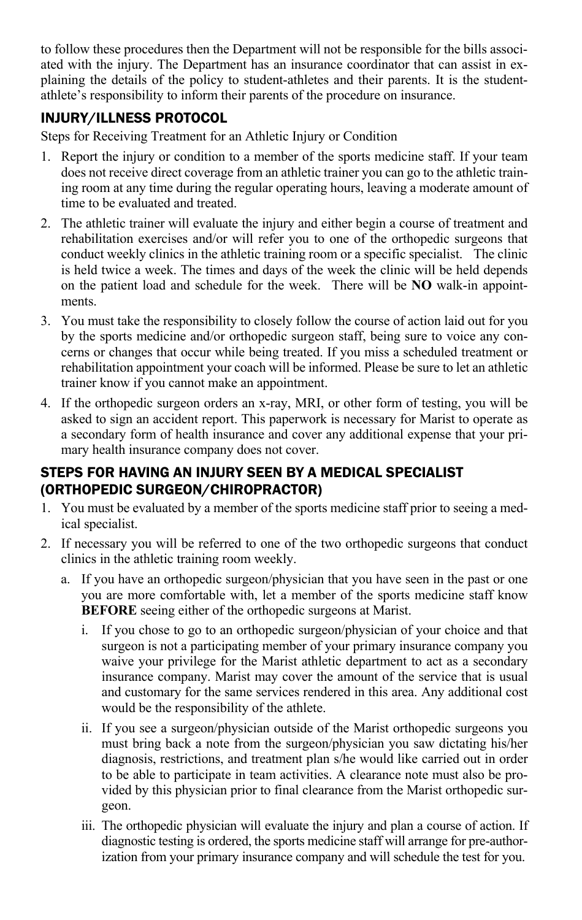to follow these procedures then the Department will not be responsible for the bills associated with the injury. The Department has an insurance coordinator that can assist in explaining the details of the policy to student-athletes and their parents. It is the student-athlete's responsibility to inform their parents of the procedure on insurance.

## INJURY/ILLNESS PROTOCOL

Steps for Receiving Treatment for an Athletic Injury or Condition

1. Report the injury or condition to a member of the sports medicine staff. If your team does not receive direct coverage from an athletic trainer you can go to the athletic training room at any time during the regular operating hours, leaving a moderate amount of time to be evaluated and treated.
2. The athletic trainer will evaluate the injury and either begin a course of treatment and rehabilitation exercises and/or will refer you to one of the orthopedic surgeons that conduct weekly clinics in the athletic training room or a specific specialist. The clinic is held twice a week. The times and days of the week the clinic will be held depends on the patient load and schedule for the week. There will be **NO** walk-in appointments.
3. You must take the responsibility to closely follow the course of action laid out for you by the sports medicine and/or orthopedic surgeon staff, being sure to voice any concerns or changes that occur while being treated. If you miss a scheduled treatment or rehabilitation appointment your coach will be informed. Please be sure to let an athletic trainer know if you cannot make an appointment.
4. If the orthopedic surgeon orders an x-ray, MRI, or other form of testing, you will be asked to sign an accident report. This paperwork is necessary for Marist to operate as a secondary form of health insurance and cover any additional expense that your primary health insurance company does not cover.

## STEPS FOR HAVING AN INJURY SEEN BY A MEDICAL SPECIALIST (ORTHOPEDIC SURGEON/CHIROPRACTOR)

1. You must be evaluated by a member of the sports medicine staff prior to seeing a medical specialist.
2. If necessary you will be referred to one of the two orthopedic surgeons that conduct clinics in the athletic training room weekly.
   a. If you have an orthopedic surgeon/physician that you have seen in the past or one you are more comfortable with, let a member of the sports medicine staff know **BEFORE** seeing either of the orthopedic surgeons at Marist.
      i. If you chose to go to an orthopedic surgeon/physician of your choice and that surgeon is not a participating member of your primary insurance company you waive your privilege for the Marist athletic department to act as a secondary insurance company. Marist may cover the amount of the service that is usual and customary for the same services rendered in this area. Any additional cost would be the responsibility of the athlete.
      ii. If you see a surgeon/physician outside of the Marist orthopedic surgeons you must bring back a note from the surgeon/physician you saw dictating his/her diagnosis, restrictions, and treatment plan s/he would like carried out in order to be able to participate in team activities. A clearance note must also be provided by this physician prior to final clearance from the Marist orthopedic surgeon.
      iii. The orthopedic physician will evaluate the injury and plan a course of action. If diagnostic testing is ordered, the sports medicine staff will arrange for pre-authorization from your primary insurance company and will schedule the test for you.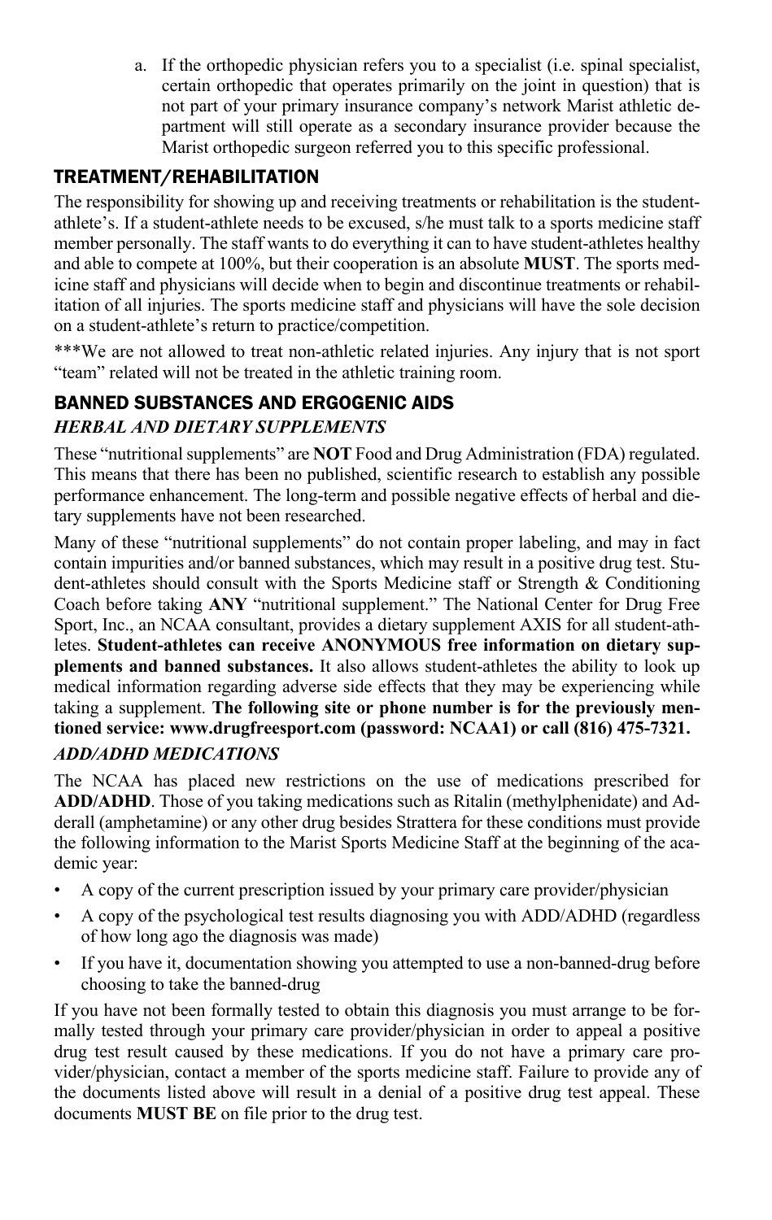a. If the orthopedic physician refers you to a specialist (i.e. spinal specialist, certain orthopedic that operates primarily on the joint in question) that is not part of your primary insurance company's network Marist athletic department will still operate as a secondary insurance provider because the Marist orthopedic surgeon referred you to this specific professional.

## TREATMENT/REHABILITATION

The responsibility for showing up and receiving treatments or rehabilitation is the student-athlete's. If a student-athlete needs to be excused, s/he must talk to a sports medicine staff member personally. The staff wants to do everything it can to have student-athletes healthy and able to compete at 100%, but their cooperation is an absolute **MUST**. The sports medicine staff and physicians will decide when to begin and discontinue treatments or rehabilitation of all injuries. The sports medicine staff and physicians will have the sole decision on a student-athlete's return to practice/competition.

***We are not allowed to treat non-athletic related injuries. Any injury that is not sport "team" related will not be treated in the athletic training room.

## BANNED SUBSTANCES AND ERGOGENIC AIDS

### *HERBAL AND DIETARY SUPPLEMENTS*

These "nutritional supplements" are **NOT** Food and Drug Administration (FDA) regulated. This means that there has been no published, scientific research to establish any possible performance enhancement. The long-term and possible negative effects of herbal and dietary supplements have not been researched.

Many of these "nutritional supplements" do not contain proper labeling, and may in fact contain impurities and/or banned substances, which may result in a positive drug test. Student-athletes should consult with the Sports Medicine staff or Strength & Conditioning Coach before taking **ANY** "nutritional supplement." The National Center for Drug Free Sport, Inc., an NCAA consultant, provides a dietary supplement AXIS for all student-athletes. **Student-athletes can receive ANONYMOUS free information on dietary supplements and banned substances.** It also allows student-athletes the ability to look up medical information regarding adverse side effects that they may be experiencing while taking a supplement. **The following site or phone number is for the previously mentioned service: www.drugfreesport.com (password: NCAA1) or call (816) 475-7321.**

### *ADD/ADHD MEDICATIONS*

The NCAA has placed new restrictions on the use of medications prescribed for **ADD/ADHD**. Those of you taking medications such as Ritalin (methylphenidate) and Adderall (amphetamine) or any other drug besides Strattera for these conditions must provide the following information to the Marist Sports Medicine Staff at the beginning of the academic year:

- A copy of the current prescription issued by your primary care provider/physician
- A copy of the psychological test results diagnosing you with ADD/ADHD (regardless of how long ago the diagnosis was made)
- If you have it, documentation showing you attempted to use a non-banned-drug before choosing to take the banned-drug

If you have not been formally tested to obtain this diagnosis you must arrange to be formally tested through your primary care provider/physician in order to appeal a positive drug test result caused by these medications. If you do not have a primary care provider/physician, contact a member of the sports medicine staff. Failure to provide any of the documents listed above will result in a denial of a positive drug test appeal. These documents **MUST BE** on file prior to the drug test.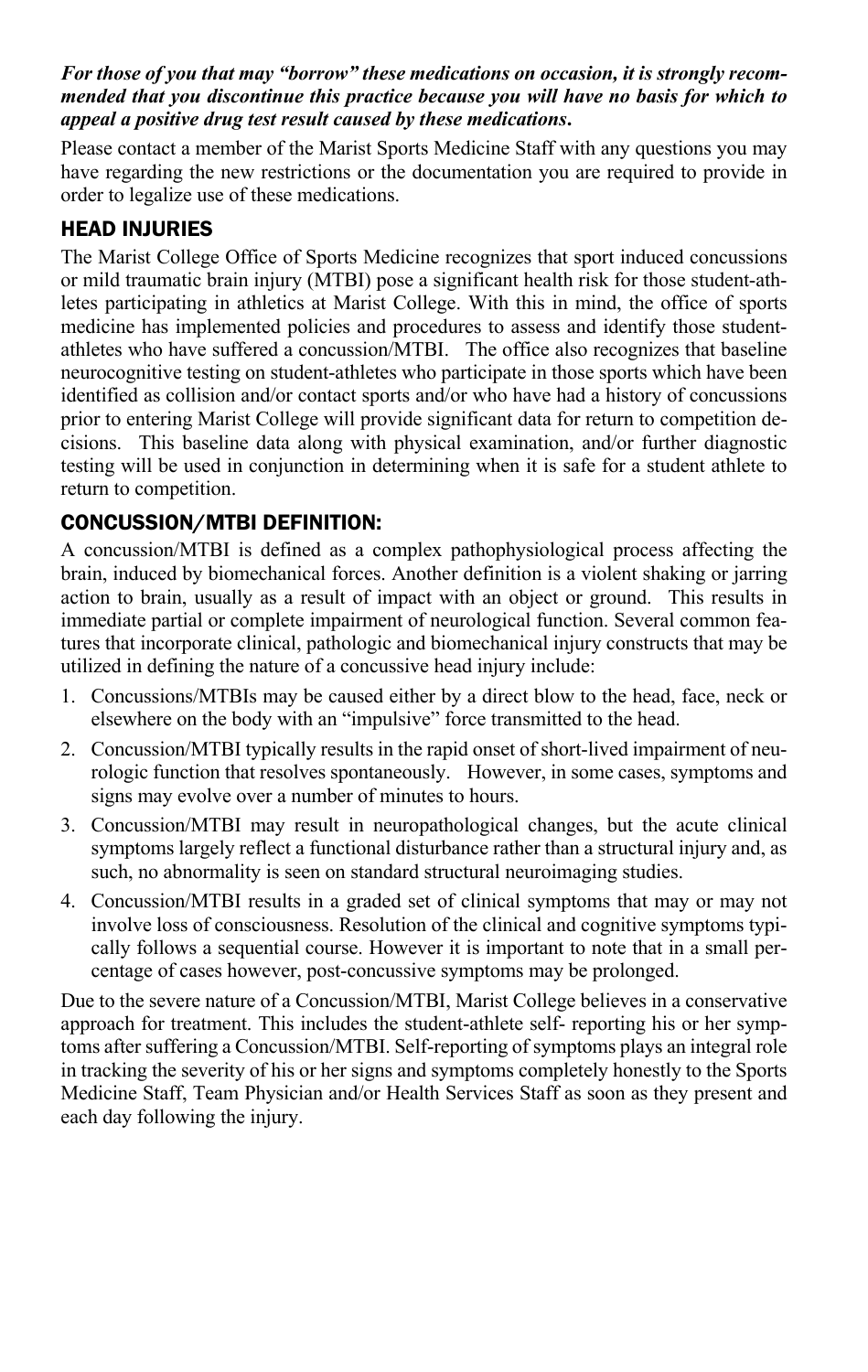***For those of you that may "borrow" these medications on occasion, it is strongly recommended that you discontinue this practice because you will have no basis for which to appeal a positive drug test result caused by these medications.***

Please contact a member of the Marist Sports Medicine Staff with any questions you may have regarding the new restrictions or the documentation you are required to provide in order to legalize use of these medications.

## HEAD INJURIES

The Marist College Office of Sports Medicine recognizes that sport induced concussions or mild traumatic brain injury (MTBI) pose a significant health risk for those student-athletes participating in athletics at Marist College. With this in mind, the office of sports medicine has implemented policies and procedures to assess and identify those student-athletes who have suffered a concussion/MTBI. The office also recognizes that baseline neurocognitive testing on student-athletes who participate in those sports which have been identified as collision and/or contact sports and/or who have had a history of concussions prior to entering Marist College will provide significant data for return to competition decisions. This baseline data along with physical examination, and/or further diagnostic testing will be used in conjunction in determining when it is safe for a student athlete to return to competition.

## CONCUSSION/MTBI DEFINITION:

A concussion/MTBI is defined as a complex pathophysiological process affecting the brain, induced by biomechanical forces. Another definition is a violent shaking or jarring action to brain, usually as a result of impact with an object or ground. This results in immediate partial or complete impairment of neurological function. Several common features that incorporate clinical, pathologic and biomechanical injury constructs that may be utilized in defining the nature of a concussive head injury include:

1. Concussions/MTBIs may be caused either by a direct blow to the head, face, neck or elsewhere on the body with an "impulsive" force transmitted to the head.
2. Concussion/MTBI typically results in the rapid onset of short-lived impairment of neurologic function that resolves spontaneously. However, in some cases, symptoms and signs may evolve over a number of minutes to hours.
3. Concussion/MTBI may result in neuropathological changes, but the acute clinical symptoms largely reflect a functional disturbance rather than a structural injury and, as such, no abnormality is seen on standard structural neuroimaging studies.
4. Concussion/MTBI results in a graded set of clinical symptoms that may or may not involve loss of consciousness. Resolution of the clinical and cognitive symptoms typically follows a sequential course. However it is important to note that in a small percentage of cases however, post-concussive symptoms may be prolonged.

Due to the severe nature of a Concussion/MTBI, Marist College believes in a conservative approach for treatment. This includes the student-athlete self- reporting his or her symptoms after suffering a Concussion/MTBI. Self-reporting of symptoms plays an integral role in tracking the severity of his or her signs and symptoms completely honestly to the Sports Medicine Staff, Team Physician and/or Health Services Staff as soon as they present and each day following the injury.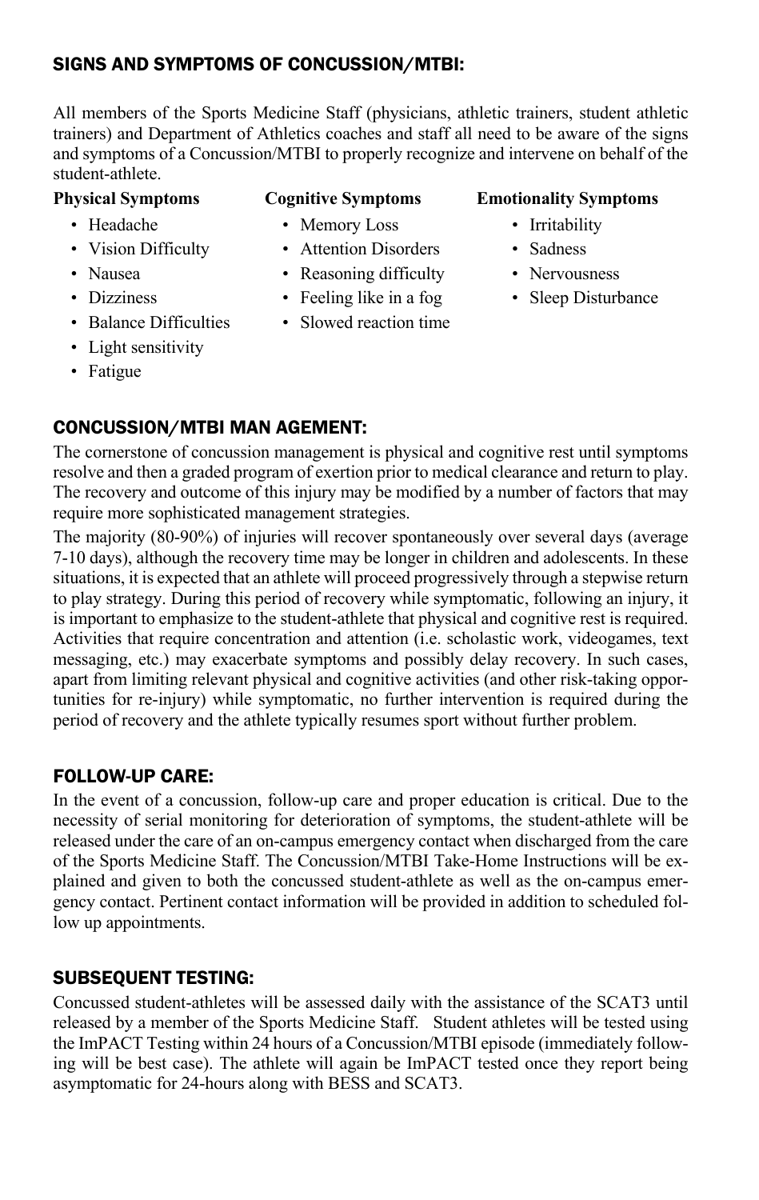## SIGNS AND SYMPTOMS OF CONCUSSION/MTBI:

All members of the Sports Medicine Staff (physicians, athletic trainers, student athletic trainers) and Department of Athletics coaches and staff all need to be aware of the signs and symptoms of a Concussion/MTBI to properly recognize and intervene on behalf of the student-athlete.

**Physical Symptoms**

- Headache
- Vision Difficulty
- Nausea
- Dizziness
- Balance Difficulties
- Light sensitivity
- Fatigue

**Cognitive Symptoms**

- Memory Loss
- Attention Disorders
- Reasoning difficulty
- Feeling like in a fog
- Slowed reaction time

**Emotionality Symptoms**

- Irritability
- Sadness
- Nervousness
- Sleep Disturbance

## CONCUSSION/MTBI MAN AGEMENT:

The cornerstone of concussion management is physical and cognitive rest until symptoms resolve and then a graded program of exertion prior to medical clearance and return to play. The recovery and outcome of this injury may be modified by a number of factors that may require more sophisticated management strategies.

The majority (80-90%) of injuries will recover spontaneously over several days (average 7-10 days), although the recovery time may be longer in children and adolescents. In these situations, it is expected that an athlete will proceed progressively through a stepwise return to play strategy. During this period of recovery while symptomatic, following an injury, it is important to emphasize to the student-athlete that physical and cognitive rest is required. Activities that require concentration and attention (i.e. scholastic work, videogames, text messaging, etc.) may exacerbate symptoms and possibly delay recovery. In such cases, apart from limiting relevant physical and cognitive activities (and other risk-taking opportunities for re-injury) while symptomatic, no further intervention is required during the period of recovery and the athlete typically resumes sport without further problem.

## FOLLOW-UP CARE:

In the event of a concussion, follow-up care and proper education is critical. Due to the necessity of serial monitoring for deterioration of symptoms, the student-athlete will be released under the care of an on-campus emergency contact when discharged from the care of the Sports Medicine Staff. The Concussion/MTBI Take-Home Instructions will be explained and given to both the concussed student-athlete as well as the on-campus emergency contact. Pertinent contact information will be provided in addition to scheduled follow up appointments.

## SUBSEQUENT TESTING:

Concussed student-athletes will be assessed daily with the assistance of the SCAT3 until released by a member of the Sports Medicine Staff. Student athletes will be tested using the ImPACT Testing within 24 hours of a Concussion/MTBI episode (immediately following will be best case). The athlete will again be ImPACT tested once they report being asymptomatic for 24-hours along with BESS and SCAT3.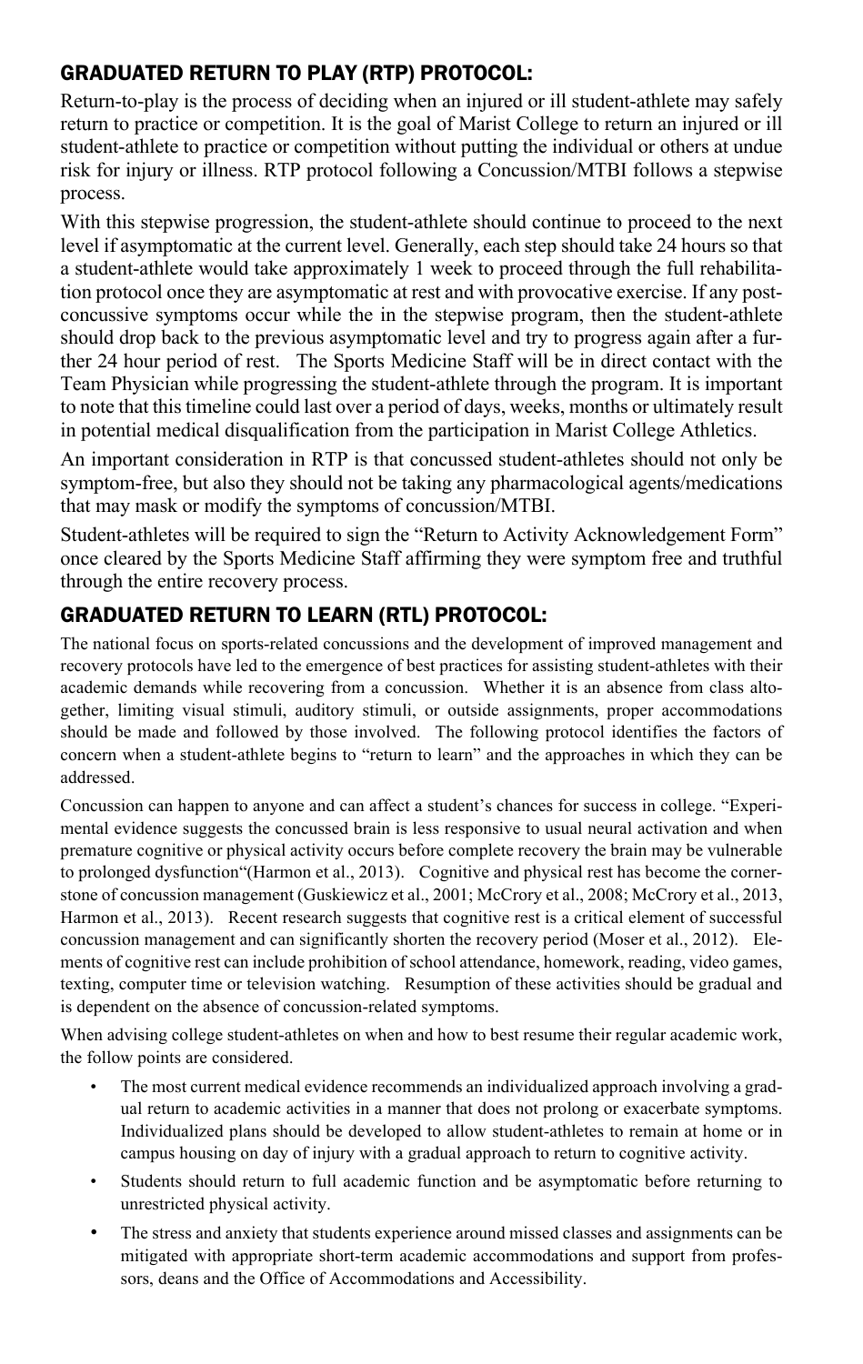## GRADUATED RETURN TO PLAY (RTP) PROTOCOL:

Return-to-play is the process of deciding when an injured or ill student-athlete may safely return to practice or competition. It is the goal of Marist College to return an injured or ill student-athlete to practice or competition without putting the individual or others at undue risk for injury or illness. RTP protocol following a Concussion/MTBI follows a stepwise process.

With this stepwise progression, the student-athlete should continue to proceed to the next level if asymptomatic at the current level. Generally, each step should take 24 hours so that a student-athlete would take approximately 1 week to proceed through the full rehabilitation protocol once they are asymptomatic at rest and with provocative exercise. If any post-concussive symptoms occur while the in the stepwise program, then the student-athlete should drop back to the previous asymptomatic level and try to progress again after a further 24 hour period of rest. The Sports Medicine Staff will be in direct contact with the Team Physician while progressing the student-athlete through the program. It is important to note that this timeline could last over a period of days, weeks, months or ultimately result in potential medical disqualification from the participation in Marist College Athletics.

An important consideration in RTP is that concussed student-athletes should not only be symptom-free, but also they should not be taking any pharmacological agents/medications that may mask or modify the symptoms of concussion/MTBI.

Student-athletes will be required to sign the "Return to Activity Acknowledgement Form" once cleared by the Sports Medicine Staff affirming they were symptom free and truthful through the entire recovery process.

## GRADUATED RETURN TO LEARN (RTL) PROTOCOL:

The national focus on sports-related concussions and the development of improved management and recovery protocols have led to the emergence of best practices for assisting student-athletes with their academic demands while recovering from a concussion. Whether it is an absence from class altogether, limiting visual stimuli, auditory stimuli, or outside assignments, proper accommodations should be made and followed by those involved. The following protocol identifies the factors of concern when a student-athlete begins to "return to learn" and the approaches in which they can be addressed.

Concussion can happen to anyone and can affect a student's chances for success in college. "Experimental evidence suggests the concussed brain is less responsive to usual neural activation and when premature cognitive or physical activity occurs before complete recovery the brain may be vulnerable to prolonged dysfunction"(Harmon et al., 2013). Cognitive and physical rest has become the cornerstone of concussion management (Guskiewicz et al., 2001; McCrory et al., 2008; McCrory et al., 2013, Harmon et al., 2013). Recent research suggests that cognitive rest is a critical element of successful concussion management and can significantly shorten the recovery period (Moser et al., 2012). Elements of cognitive rest can include prohibition of school attendance, homework, reading, video games, texting, computer time or television watching. Resumption of these activities should be gradual and is dependent on the absence of concussion-related symptoms.

When advising college student-athletes on when and how to best resume their regular academic work, the follow points are considered.

- The most current medical evidence recommends an individualized approach involving a gradual return to academic activities in a manner that does not prolong or exacerbate symptoms. Individualized plans should be developed to allow student-athletes to remain at home or in campus housing on day of injury with a gradual approach to return to cognitive activity.
- Students should return to full academic function and be asymptomatic before returning to unrestricted physical activity.
- The stress and anxiety that students experience around missed classes and assignments can be mitigated with appropriate short-term academic accommodations and support from professors, deans and the Office of Accommodations and Accessibility.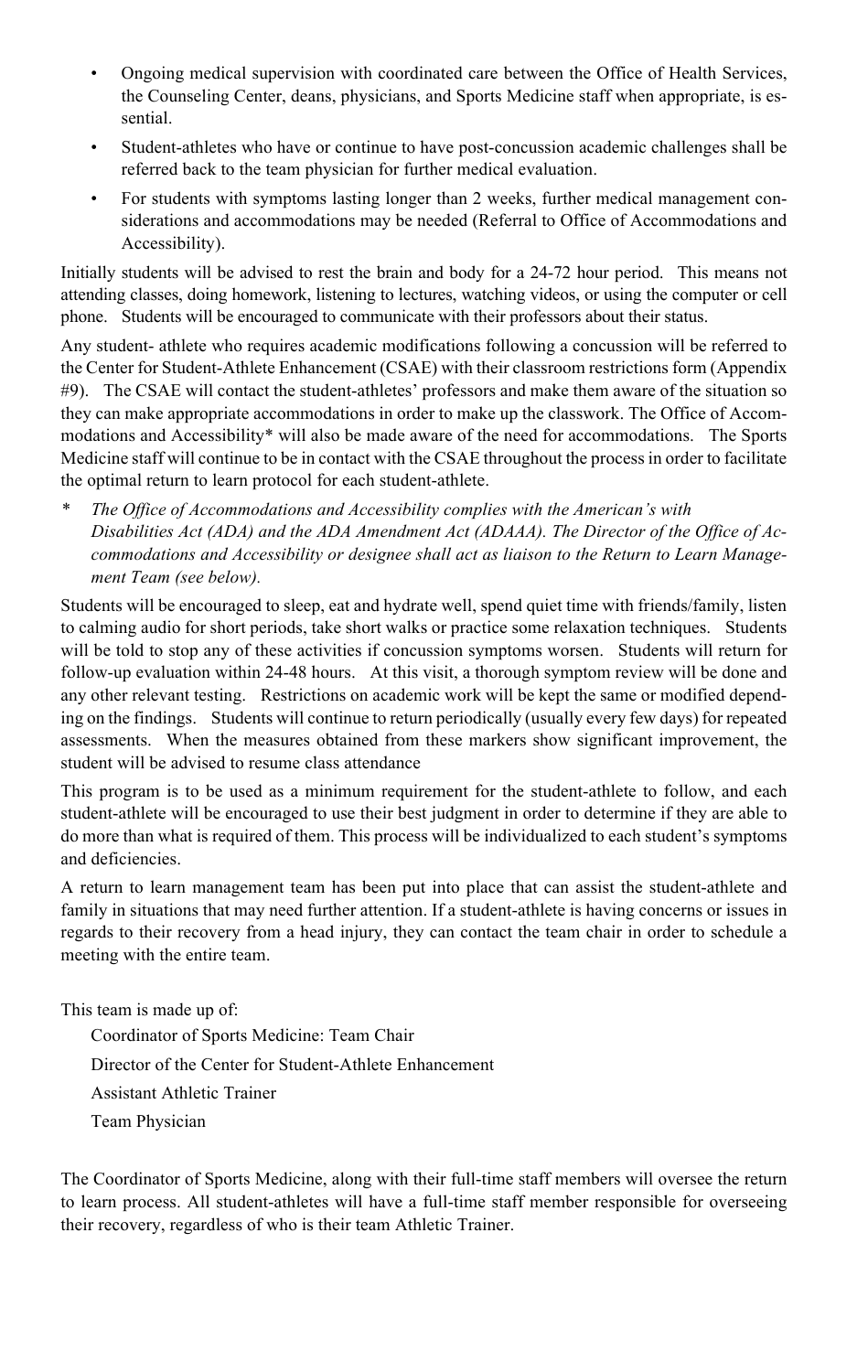- Ongoing medical supervision with coordinated care between the Office of Health Services, the Counseling Center, deans, physicians, and Sports Medicine staff when appropriate, is essential.
- Student-athletes who have or continue to have post-concussion academic challenges shall be referred back to the team physician for further medical evaluation.
- For students with symptoms lasting longer than 2 weeks, further medical management considerations and accommodations may be needed (Referral to Office of Accommodations and Accessibility).

Initially students will be advised to rest the brain and body for a 24-72 hour period. This means not attending classes, doing homework, listening to lectures, watching videos, or using the computer or cell phone. Students will be encouraged to communicate with their professors about their status.

Any student- athlete who requires academic modifications following a concussion will be referred to the Center for Student-Athlete Enhancement (CSAE) with their classroom restrictions form (Appendix #9). The CSAE will contact the student-athletes' professors and make them aware of the situation so they can make appropriate accommodations in order to make up the classwork. The Office of Accommodations and Accessibility* will also be made aware of the need for accommodations. The Sports Medicine staff will continue to be in contact with the CSAE throughout the process in order to facilitate the optimal return to learn protocol for each student-athlete.

\* *The Office of Accommodations and Accessibility complies with the American's with Disabilities Act (ADA) and the ADA Amendment Act (ADAAA). The Director of the Office of Accommodations and Accessibility or designee shall act as liaison to the Return to Learn Management Team (see below).*

Students will be encouraged to sleep, eat and hydrate well, spend quiet time with friends/family, listen to calming audio for short periods, take short walks or practice some relaxation techniques. Students will be told to stop any of these activities if concussion symptoms worsen. Students will return for follow-up evaluation within 24-48 hours. At this visit, a thorough symptom review will be done and any other relevant testing. Restrictions on academic work will be kept the same or modified depending on the findings. Students will continue to return periodically (usually every few days) for repeated assessments. When the measures obtained from these markers show significant improvement, the student will be advised to resume class attendance

This program is to be used as a minimum requirement for the student-athlete to follow, and each student-athlete will be encouraged to use their best judgment in order to determine if they are able to do more than what is required of them. This process will be individualized to each student's symptoms and deficiencies.

A return to learn management team has been put into place that can assist the student-athlete and family in situations that may need further attention. If a student-athlete is having concerns or issues in regards to their recovery from a head injury, they can contact the team chair in order to schedule a meeting with the entire team.

This team is made up of:

Coordinator of Sports Medicine: Team Chair

Director of the Center for Student-Athlete Enhancement

Assistant Athletic Trainer

Team Physician

The Coordinator of Sports Medicine, along with their full-time staff members will oversee the return to learn process. All student-athletes will have a full-time staff member responsible for overseeing their recovery, regardless of who is their team Athletic Trainer.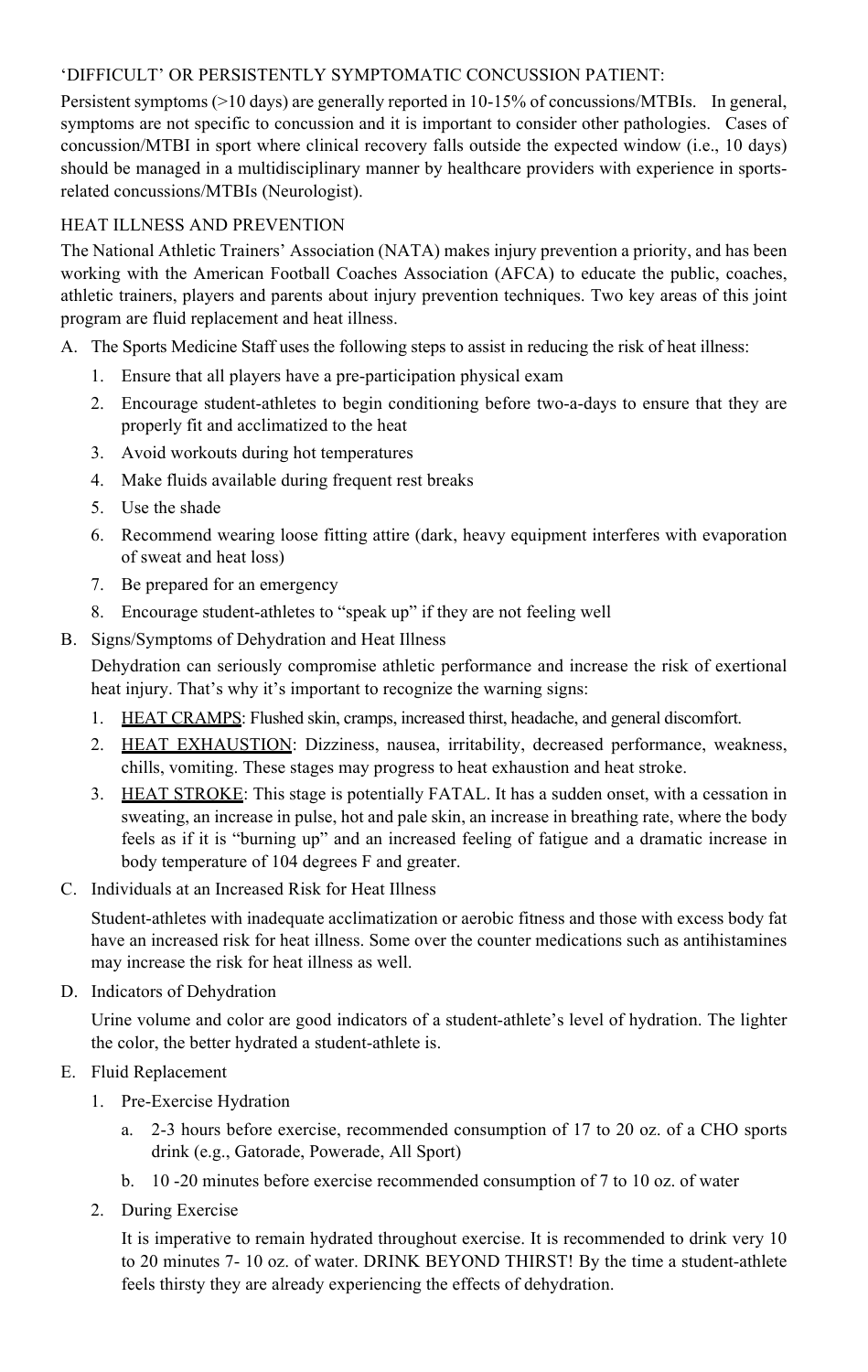## 'DIFFICULT' OR PERSISTENTLY SYMPTOMATIC CONCUSSION PATIENT:

Persistent symptoms (>10 days) are generally reported in 10-15% of concussions/MTBIs. In general, symptoms are not specific to concussion and it is important to consider other pathologies. Cases of concussion/MTBI in sport where clinical recovery falls outside the expected window (i.e., 10 days) should be managed in a multidisciplinary manner by healthcare providers with experience in sports-related concussions/MTBIs (Neurologist).

## HEAT ILLNESS AND PREVENTION

The National Athletic Trainers' Association (NATA) makes injury prevention a priority, and has been working with the American Football Coaches Association (AFCA) to educate the public, coaches, athletic trainers, players and parents about injury prevention techniques. Two key areas of this joint program are fluid replacement and heat illness.

A. The Sports Medicine Staff uses the following steps to assist in reducing the risk of heat illness:
   1. Ensure that all players have a pre-participation physical exam
   2. Encourage student-athletes to begin conditioning before two-a-days to ensure that they are properly fit and acclimatized to the heat
   3. Avoid workouts during hot temperatures
   4. Make fluids available during frequent rest breaks
   5. Use the shade
   6. Recommend wearing loose fitting attire (dark, heavy equipment interferes with evaporation of sweat and heat loss)
   7. Be prepared for an emergency
   8. Encourage student-athletes to "speak up" if they are not feeling well

B. Signs/Symptoms of Dehydration and Heat Illness

   Dehydration can seriously compromise athletic performance and increase the risk of exertional heat injury. That's why it's important to recognize the warning signs:
   1. <u>HEAT CRAMPS</u>: Flushed skin, cramps, increased thirst, headache, and general discomfort.
   2. <u>HEAT EXHAUSTION</u>: Dizziness, nausea, irritability, decreased performance, weakness, chills, vomiting. These stages may progress to heat exhaustion and heat stroke.
   3. <u>HEAT STROKE</u>: This stage is potentially FATAL. It has a sudden onset, with a cessation in sweating, an increase in pulse, hot and pale skin, an increase in breathing rate, where the body feels as if it is "burning up" and an increased feeling of fatigue and a dramatic increase in body temperature of 104 degrees F and greater.

C. Individuals at an Increased Risk for Heat Illness

   Student-athletes with inadequate acclimatization or aerobic fitness and those with excess body fat have an increased risk for heat illness. Some over the counter medications such as antihistamines may increase the risk for heat illness as well.

D. Indicators of Dehydration

   Urine volume and color are good indicators of a student-athlete's level of hydration. The lighter the color, the better hydrated a student-athlete is.

E. Fluid Replacement
   1. Pre-Exercise Hydration
      a. 2-3 hours before exercise, recommended consumption of 17 to 20 oz. of a CHO sports drink (e.g., Gatorade, Powerade, All Sport)
      b. 10 -20 minutes before exercise recommended consumption of 7 to 10 oz. of water
   2. During Exercise

      It is imperative to remain hydrated throughout exercise. It is recommended to drink very 10 to 20 minutes 7- 10 oz. of water. DRINK BEYOND THIRST! By the time a student-athlete feels thirsty they are already experiencing the effects of dehydration.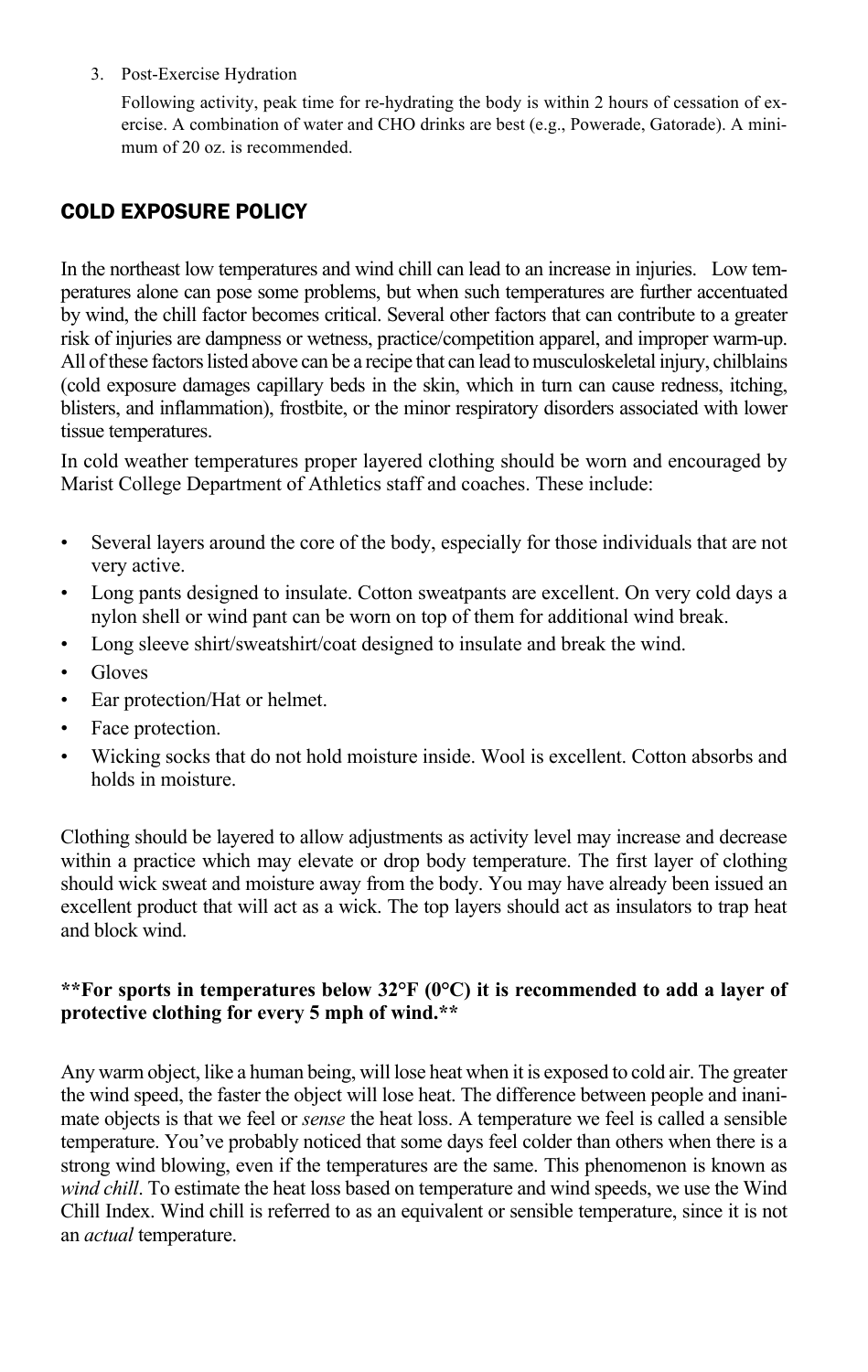3. Post-Exercise Hydration

   Following activity, peak time for re-hydrating the body is within 2 hours of cessation of exercise. A combination of water and CHO drinks are best (e.g., Powerade, Gatorade). A minimum of 20 oz. is recommended.

## COLD EXPOSURE POLICY

In the northeast low temperatures and wind chill can lead to an increase in injuries. Low temperatures alone can pose some problems, but when such temperatures are further accentuated by wind, the chill factor becomes critical. Several other factors that can contribute to a greater risk of injuries are dampness or wetness, practice/competition apparel, and improper warm-up. All of these factors listed above can be a recipe that can lead to musculoskeletal injury, chilblains (cold exposure damages capillary beds in the skin, which in turn can cause redness, itching, blisters, and inflammation), frostbite, or the minor respiratory disorders associated with lower tissue temperatures.

In cold weather temperatures proper layered clothing should be worn and encouraged by Marist College Department of Athletics staff and coaches. These include:

- Several layers around the core of the body, especially for those individuals that are not very active.
- Long pants designed to insulate. Cotton sweatpants are excellent. On very cold days a nylon shell or wind pant can be worn on top of them for additional wind break.
- Long sleeve shirt/sweatshirt/coat designed to insulate and break the wind.
- Gloves
- Ear protection/Hat or helmet.
- Face protection.
- Wicking socks that do not hold moisture inside. Wool is excellent. Cotton absorbs and holds in moisture.

Clothing should be layered to allow adjustments as activity level may increase and decrease within a practice which may elevate or drop body temperature. The first layer of clothing should wick sweat and moisture away from the body. You may have already been issued an excellent product that will act as a wick. The top layers should act as insulators to trap heat and block wind.

**\*\*For sports in temperatures below 32°F (0°C) it is recommended to add a layer of protective clothing for every 5 mph of wind.\*\***

Any warm object, like a human being, will lose heat when it is exposed to cold air. The greater the wind speed, the faster the object will lose heat. The difference between people and inanimate objects is that we feel or *sense* the heat loss. A temperature we feel is called a sensible temperature. You've probably noticed that some days feel colder than others when there is a strong wind blowing, even if the temperatures are the same. This phenomenon is known as *wind chill*. To estimate the heat loss based on temperature and wind speeds, we use the Wind Chill Index. Wind chill is referred to as an equivalent or sensible temperature, since it is not an *actual* temperature.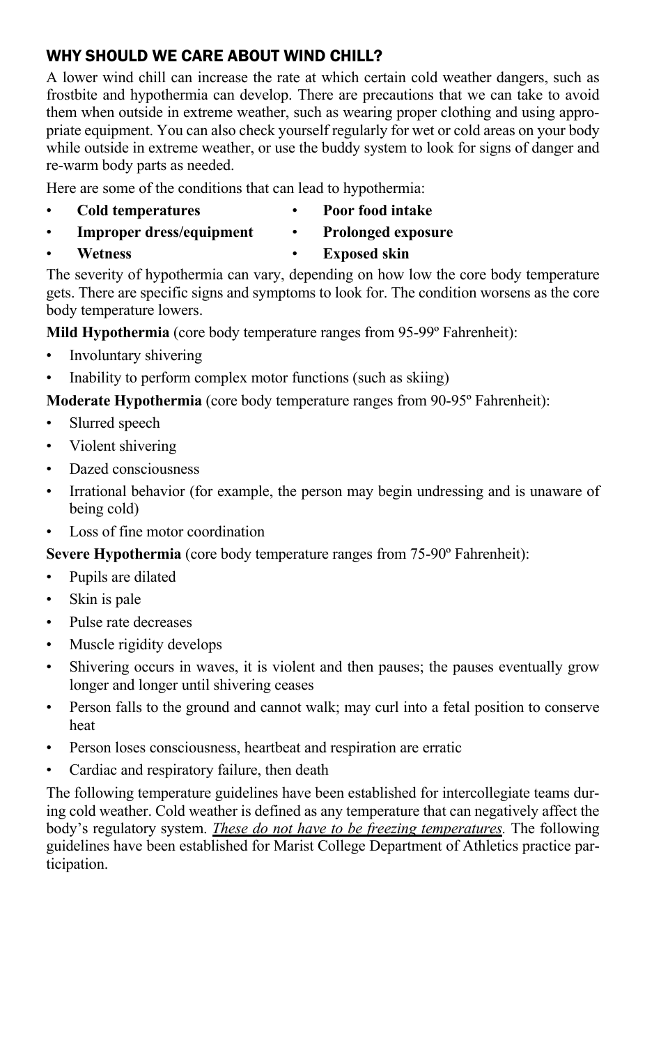## WHY SHOULD WE CARE ABOUT WIND CHILL?

A lower wind chill can increase the rate at which certain cold weather dangers, such as frostbite and hypothermia can develop. There are precautions that we can take to avoid them when outside in extreme weather, such as wearing proper clothing and using appropriate equipment. You can also check yourself regularly for wet or cold areas on your body while outside in extreme weather, or use the buddy system to look for signs of danger and re-warm body parts as needed.

Here are some of the conditions that can lead to hypothermia:

- **Cold temperatures**
- **Improper dress/equipment**
- **Wetness**
- **Poor food intake**
- **Prolonged exposure**
- **Exposed skin**

The severity of hypothermia can vary, depending on how low the core body temperature gets. There are specific signs and symptoms to look for. The condition worsens as the core body temperature lowers.

**Mild Hypothermia** (core body temperature ranges from 95-99º Fahrenheit):

- Involuntary shivering
- Inability to perform complex motor functions (such as skiing)

**Moderate Hypothermia** (core body temperature ranges from 90-95º Fahrenheit):

- Slurred speech
- Violent shivering
- Dazed consciousness
- Irrational behavior (for example, the person may begin undressing and is unaware of being cold)
- Loss of fine motor coordination

**Severe Hypothermia** (core body temperature ranges from 75-90º Fahrenheit):

- Pupils are dilated
- Skin is pale
- Pulse rate decreases
- Muscle rigidity develops
- Shivering occurs in waves, it is violent and then pauses; the pauses eventually grow longer and longer until shivering ceases
- Person falls to the ground and cannot walk; may curl into a fetal position to conserve heat
- Person loses consciousness, heartbeat and respiration are erratic
- Cardiac and respiratory failure, then death

The following temperature guidelines have been established for intercollegiate teams during cold weather. Cold weather is defined as any temperature that can negatively affect the body's regulatory system. ***These do not have to be freezing temperatures.*** The following guidelines have been established for Marist College Department of Athletics practice participation.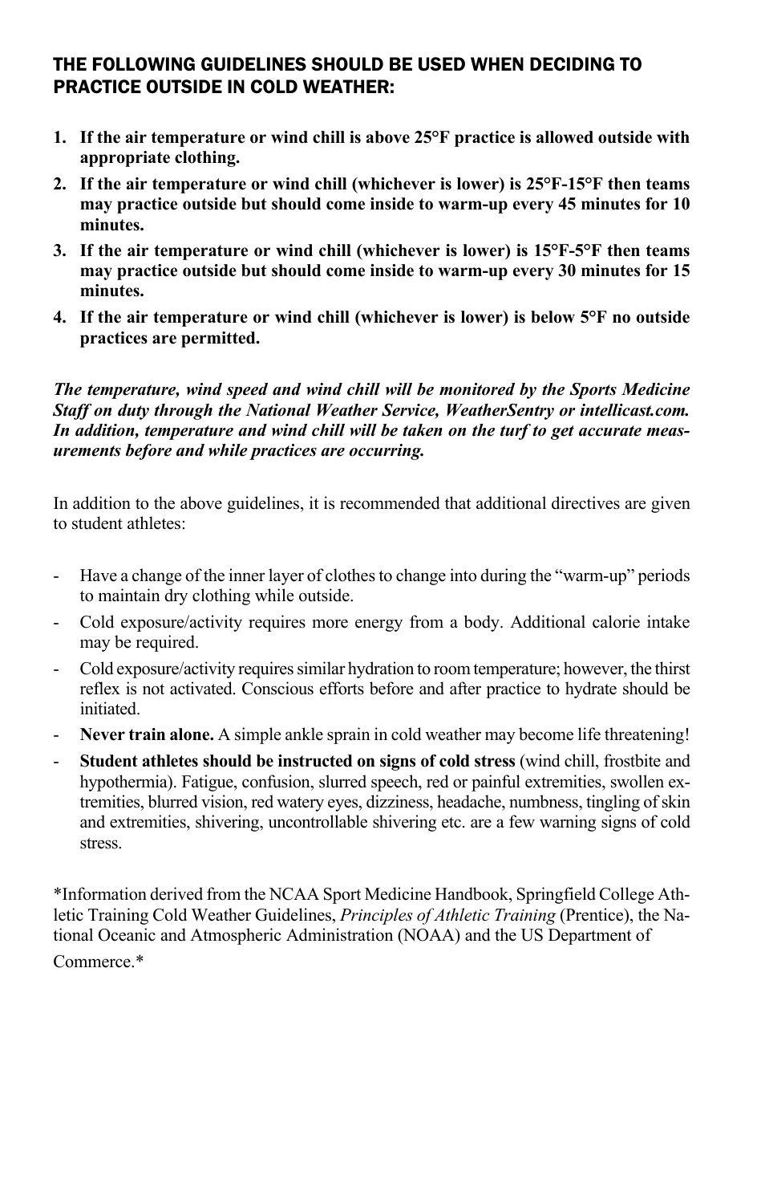## THE FOLLOWING GUIDELINES SHOULD BE USED WHEN DECIDING TO PRACTICE OUTSIDE IN COLD WEATHER:

1. **If the air temperature or wind chill is above 25°F practice is allowed outside with appropriate clothing.**
2. **If the air temperature or wind chill (whichever is lower) is 25°F-15°F then teams may practice outside but should come inside to warm-up every 45 minutes for 10 minutes.**
3. **If the air temperature or wind chill (whichever is lower) is 15°F-5°F then teams may practice outside but should come inside to warm-up every 30 minutes for 15 minutes.**
4. **If the air temperature or wind chill (whichever is lower) is below 5°F no outside practices are permitted.**

***The temperature, wind speed and wind chill will be monitored by the Sports Medicine Staff on duty through the National Weather Service, WeatherSentry or intellicast.com. In addition, temperature and wind chill will be taken on the turf to get accurate measurements before and while practices are occurring.***

In addition to the above guidelines, it is recommended that additional directives are given to student athletes:

- Have a change of the inner layer of clothes to change into during the "warm-up" periods to maintain dry clothing while outside.
- Cold exposure/activity requires more energy from a body. Additional calorie intake may be required.
- Cold exposure/activity requires similar hydration to room temperature; however, the thirst reflex is not activated. Conscious efforts before and after practice to hydrate should be initiated.
- **Never train alone.** A simple ankle sprain in cold weather may become life threatening!
- **Student athletes should be instructed on signs of cold stress** (wind chill, frostbite and hypothermia). Fatigue, confusion, slurred speech, red or painful extremities, swollen extremities, blurred vision, red watery eyes, dizziness, headache, numbness, tingling of skin and extremities, shivering, uncontrollable shivering etc. are a few warning signs of cold stress.

*Information derived from the NCAA Sport Medicine Handbook, Springfield College Athletic Training Cold Weather Guidelines, *Principles of Athletic Training* (Prentice), the National Oceanic and Atmospheric Administration (NOAA) and the US Department of Commerce.*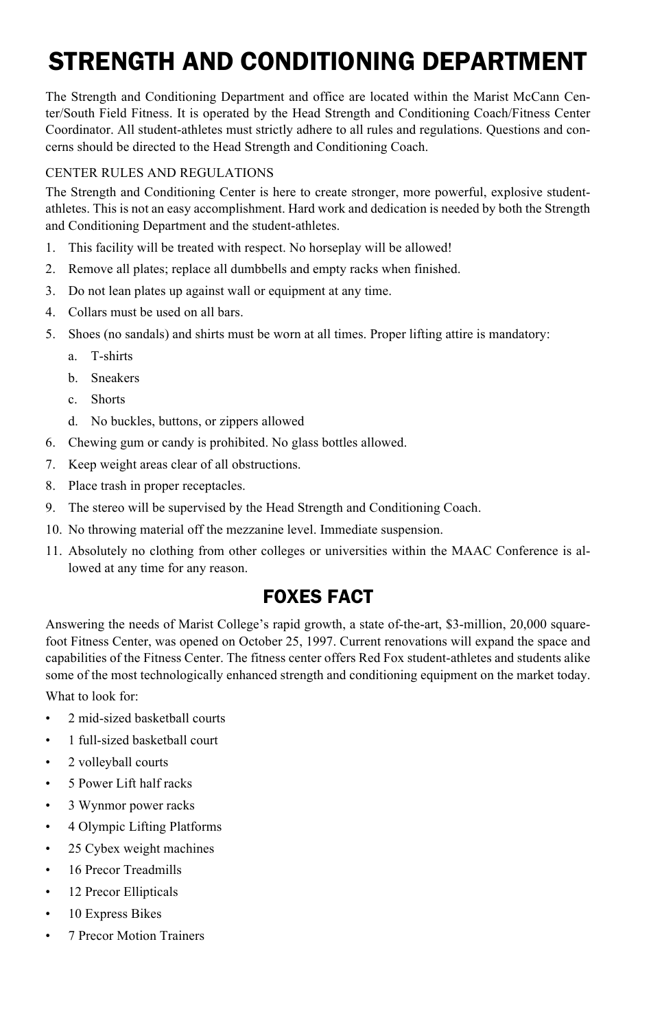# STRENGTH AND CONDITIONING DEPARTMENT

The Strength and Conditioning Department and office are located within the Marist McCann Center/South Field Fitness. It is operated by the Head Strength and Conditioning Coach/Fitness Center Coordinator. All student-athletes must strictly adhere to all rules and regulations. Questions and concerns should be directed to the Head Strength and Conditioning Coach.

CENTER RULES AND REGULATIONS

The Strength and Conditioning Center is here to create stronger, more powerful, explosive student-athletes. This is not an easy accomplishment. Hard work and dedication is needed by both the Strength and Conditioning Department and the student-athletes.

1. This facility will be treated with respect. No horseplay will be allowed!
2. Remove all plates; replace all dumbbells and empty racks when finished.
3. Do not lean plates up against wall or equipment at any time.
4. Collars must be used on all bars.
5. Shoes (no sandals) and shirts must be worn at all times. Proper lifting attire is mandatory:
    a. T-shirts
    b. Sneakers
    c. Shorts
    d. No buckles, buttons, or zippers allowed
6. Chewing gum or candy is prohibited. No glass bottles allowed.
7. Keep weight areas clear of all obstructions.
8. Place trash in proper receptacles.
9. The stereo will be supervised by the Head Strength and Conditioning Coach.
10. No throwing material off the mezzanine level. Immediate suspension.
11. Absolutely no clothing from other colleges or universities within the MAAC Conference is allowed at any time for any reason.

## FOXES FACT

Answering the needs of Marist College's rapid growth, a state of-the-art, $3-million, 20,000 square-foot Fitness Center, was opened on October 25, 1997. Current renovations will expand the space and capabilities of the Fitness Center. The fitness center offers Red Fox student-athletes and students alike some of the most technologically enhanced strength and conditioning equipment on the market today.

What to look for:

- 2 mid-sized basketball courts
- 1 full-sized basketball court
- 2 volleyball courts
- 5 Power Lift half racks
- 3 Wynmor power racks
- 4 Olympic Lifting Platforms
- 25 Cybex weight machines
- 16 Precor Treadmills
- 12 Precor Ellipticals
- 10 Express Bikes
- 7 Precor Motion Trainers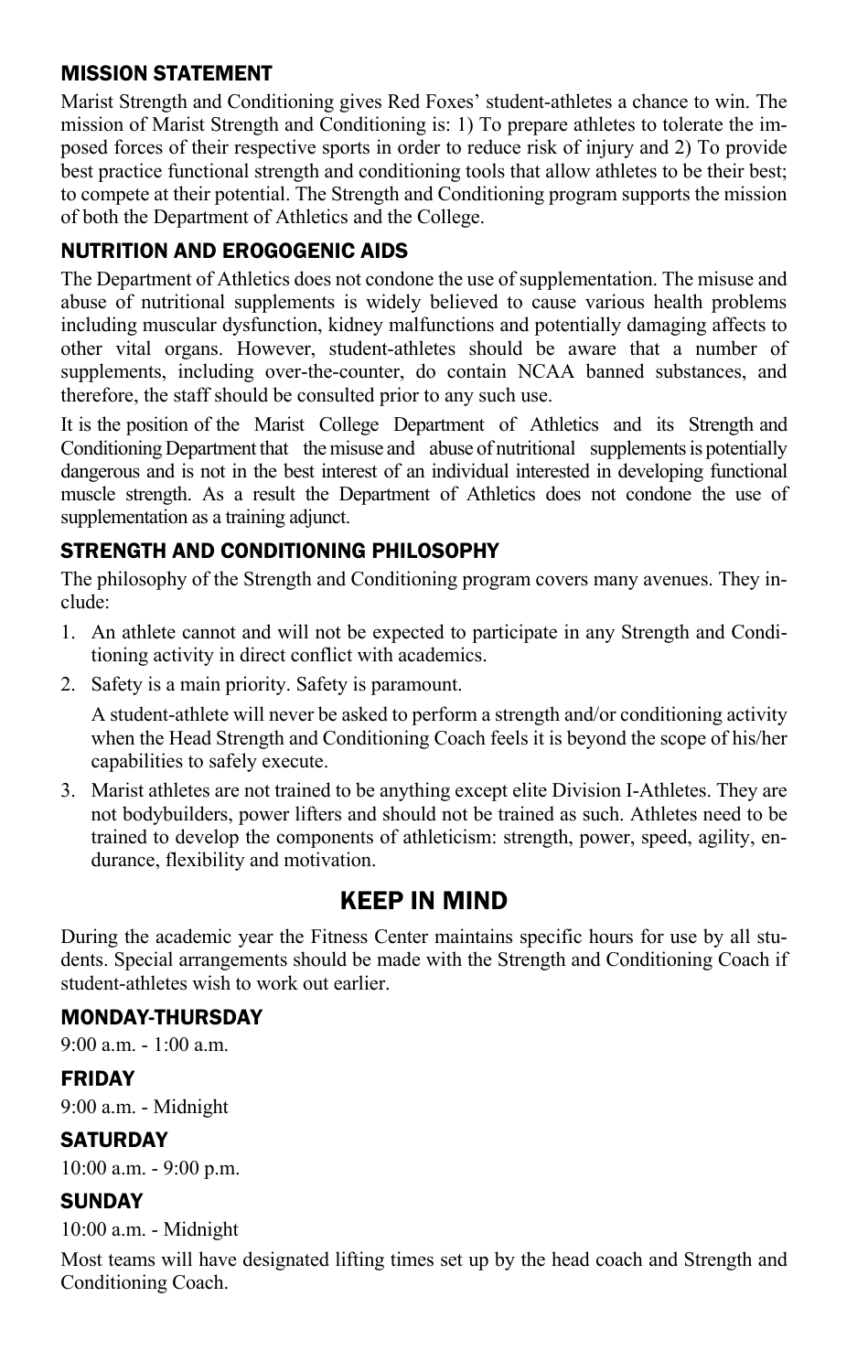## MISSION STATEMENT

Marist Strength and Conditioning gives Red Foxes' student-athletes a chance to win. The mission of Marist Strength and Conditioning is: 1) To prepare athletes to tolerate the imposed forces of their respective sports in order to reduce risk of injury and 2) To provide best practice functional strength and conditioning tools that allow athletes to be their best; to compete at their potential. The Strength and Conditioning program supports the mission of both the Department of Athletics and the College.

## NUTRITION AND EROGOGENIC AIDS

The Department of Athletics does not condone the use of supplementation. The misuse and abuse of nutritional supplements is widely believed to cause various health problems including muscular dysfunction, kidney malfunctions and potentially damaging affects to other vital organs. However, student-athletes should be aware that a number of supplements, including over-the-counter, do contain NCAA banned substances, and therefore, the staff should be consulted prior to any such use.

It is the position of the Marist College Department of Athletics and its Strength and Conditioning Department that the misuse and abuse of nutritional supplements is potentially dangerous and is not in the best interest of an individual interested in developing functional muscle strength. As a result the Department of Athletics does not condone the use of supplementation as a training adjunct.

## STRENGTH AND CONDITIONING PHILOSOPHY

The philosophy of the Strength and Conditioning program covers many avenues. They include:

1. An athlete cannot and will not be expected to participate in any Strength and Conditioning activity in direct conflict with academics.
2. Safety is a main priority. Safety is paramount.

   A student-athlete will never be asked to perform a strength and/or conditioning activity when the Head Strength and Conditioning Coach feels it is beyond the scope of his/her capabilities to safely execute.
3. Marist athletes are not trained to be anything except elite Division I-Athletes. They are not bodybuilders, power lifters and should not be trained as such. Athletes need to be trained to develop the components of athleticism: strength, power, speed, agility, endurance, flexibility and motivation.

# KEEP IN MIND

During the academic year the Fitness Center maintains specific hours for use by all students. Special arrangements should be made with the Strength and Conditioning Coach if student-athletes wish to work out earlier.

### MONDAY-THURSDAY

9:00 a.m. - 1:00 a.m.

### FRIDAY

9:00 a.m. - Midnight

### SATURDAY

10:00 a.m. - 9:00 p.m.

### SUNDAY

10:00 a.m. - Midnight

Most teams will have designated lifting times set up by the head coach and Strength and Conditioning Coach.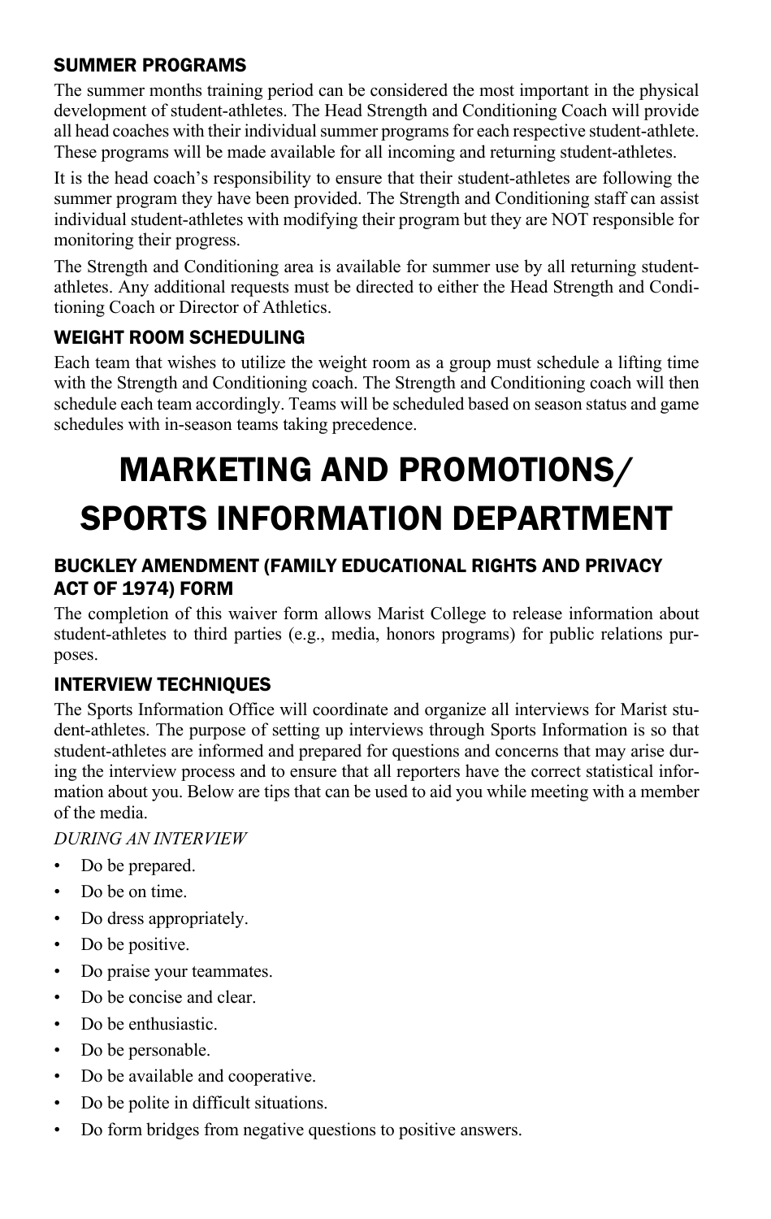### SUMMER PROGRAMS

The summer months training period can be considered the most important in the physical development of student-athletes. The Head Strength and Conditioning Coach will provide all head coaches with their individual summer programs for each respective student-athlete. These programs will be made available for all incoming and returning student-athletes.

It is the head coach's responsibility to ensure that their student-athletes are following the summer program they have been provided. The Strength and Conditioning staff can assist individual student-athletes with modifying their program but they are NOT responsible for monitoring their progress.

The Strength and Conditioning area is available for summer use by all returning student-athletes. Any additional requests must be directed to either the Head Strength and Conditioning Coach or Director of Athletics.

### WEIGHT ROOM SCHEDULING

Each team that wishes to utilize the weight room as a group must schedule a lifting time with the Strength and Conditioning coach. The Strength and Conditioning coach will then schedule each team accordingly. Teams will be scheduled based on season status and game schedules with in-season teams taking precedence.

# MARKETING AND PROMOTIONS/ SPORTS INFORMATION DEPARTMENT

### BUCKLEY AMENDMENT (FAMILY EDUCATIONAL RIGHTS AND PRIVACY ACT OF 1974) FORM

The completion of this waiver form allows Marist College to release information about student-athletes to third parties (e.g., media, honors programs) for public relations purposes.

### INTERVIEW TECHNIQUES

The Sports Information Office will coordinate and organize all interviews for Marist student-athletes. The purpose of setting up interviews through Sports Information is so that student-athletes are informed and prepared for questions and concerns that may arise during the interview process and to ensure that all reporters have the correct statistical information about you. Below are tips that can be used to aid you while meeting with a member of the media.

*DURING AN INTERVIEW*

- Do be prepared.
- Do be on time.
- Do dress appropriately.
- Do be positive.
- Do praise your teammates.
- Do be concise and clear.
- Do be enthusiastic.
- Do be personable.
- Do be available and cooperative.
- Do be polite in difficult situations.
- Do form bridges from negative questions to positive answers.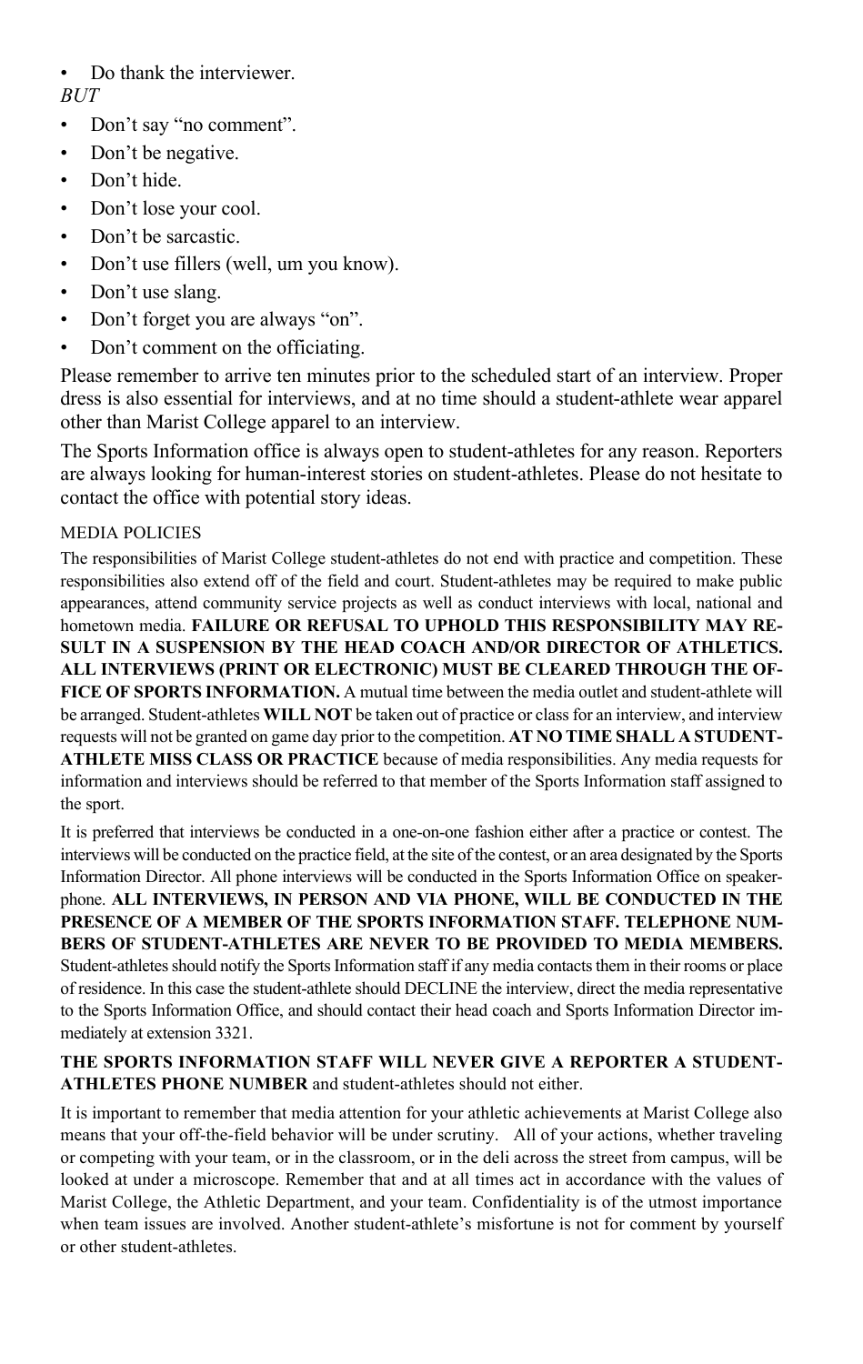- Do thank the interviewer.

*BUT*

- Don't say "no comment".
- Don't be negative.
- Don't hide.
- Don't lose your cool.
- Don't be sarcastic.
- Don't use fillers (well, um you know).
- Don't use slang.
- Don't forget you are always "on".
- Don't comment on the officiating.

Please remember to arrive ten minutes prior to the scheduled start of an interview. Proper dress is also essential for interviews, and at no time should a student-athlete wear apparel other than Marist College apparel to an interview.

The Sports Information office is always open to student-athletes for any reason. Reporters are always looking for human-interest stories on student-athletes. Please do not hesitate to contact the office with potential story ideas.

## MEDIA POLICIES

The responsibilities of Marist College student-athletes do not end with practice and competition. These responsibilities also extend off of the field and court. Student-athletes may be required to make public appearances, attend community service projects as well as conduct interviews with local, national and hometown media. **FAILURE OR REFUSAL TO UPHOLD THIS RESPONSIBILITY MAY RESULT IN A SUSPENSION BY THE HEAD COACH AND/OR DIRECTOR OF ATHLETICS. ALL INTERVIEWS (PRINT OR ELECTRONIC) MUST BE CLEARED THROUGH THE OFFICE OF SPORTS INFORMATION.** A mutual time between the media outlet and student-athlete will be arranged. Student-athletes **WILL NOT** be taken out of practice or class for an interview, and interview requests will not be granted on game day prior to the competition. **AT NO TIME SHALL A STUDENT-ATHLETE MISS CLASS OR PRACTICE** because of media responsibilities. Any media requests for information and interviews should be referred to that member of the Sports Information staff assigned to the sport.

It is preferred that interviews be conducted in a one-on-one fashion either after a practice or contest. The interviews will be conducted on the practice field, at the site of the contest, or an area designated by the Sports Information Director. All phone interviews will be conducted in the Sports Information Office on speakerphone. **ALL INTERVIEWS, IN PERSON AND VIA PHONE, WILL BE CONDUCTED IN THE PRESENCE OF A MEMBER OF THE SPORTS INFORMATION STAFF. TELEPHONE NUMBERS OF STUDENT-ATHLETES ARE NEVER TO BE PROVIDED TO MEDIA MEMBERS.** Student-athletes should notify the Sports Information staff if any media contacts them in their rooms or place of residence. In this case the student-athlete should DECLINE the interview, direct the media representative to the Sports Information Office, and should contact their head coach and Sports Information Director immediately at extension 3321.

**THE SPORTS INFORMATION STAFF WILL NEVER GIVE A REPORTER A STUDENT-ATHLETES PHONE NUMBER** and student-athletes should not either.

It is important to remember that media attention for your athletic achievements at Marist College also means that your off-the-field behavior will be under scrutiny. All of your actions, whether traveling or competing with your team, or in the classroom, or in the deli across the street from campus, will be looked at under a microscope. Remember that and at all times act in accordance with the values of Marist College, the Athletic Department, and your team. Confidentiality is of the utmost importance when team issues are involved. Another student-athlete's misfortune is not for comment by yourself or other student-athletes.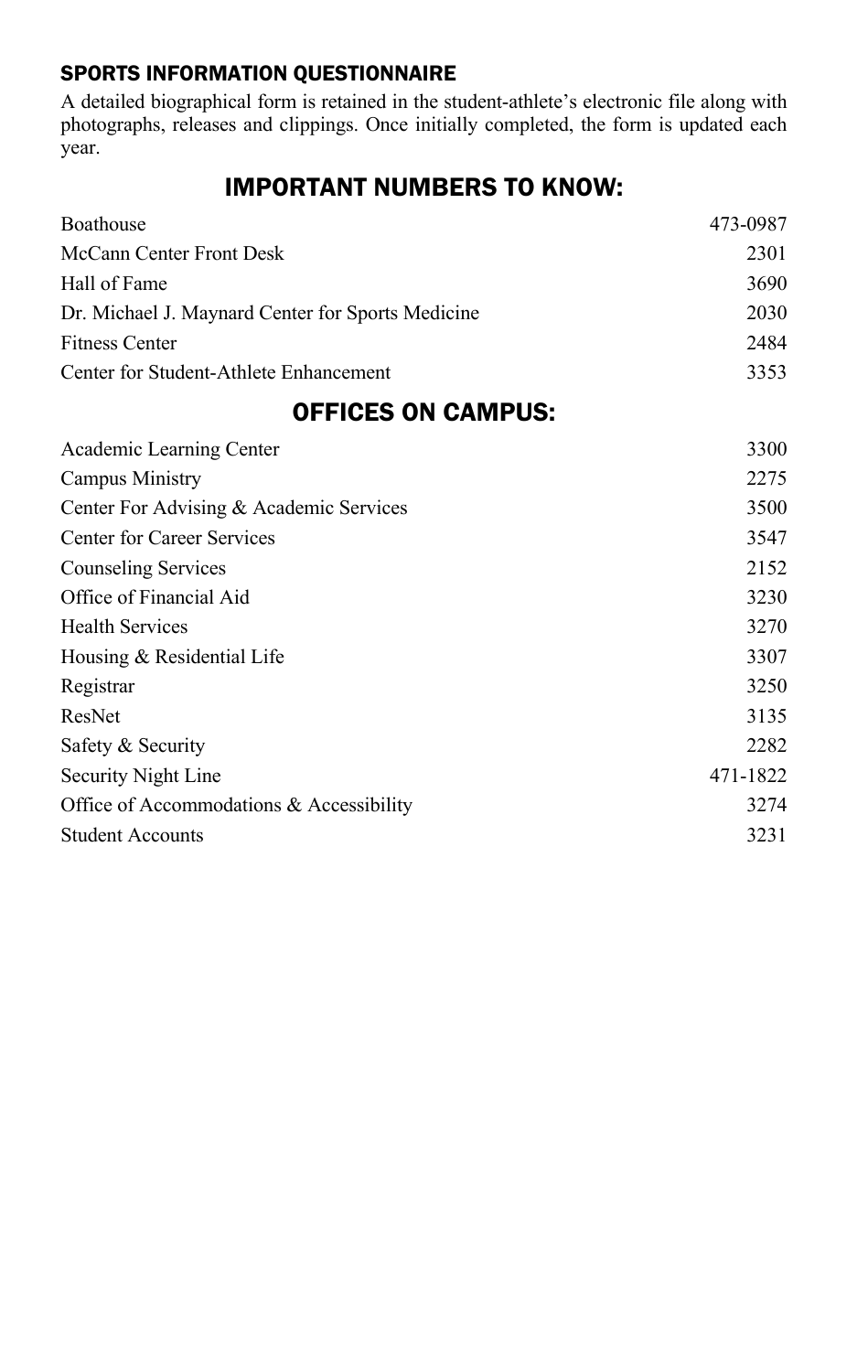### SPORTS INFORMATION QUESTIONNAIRE

A detailed biographical form is retained in the student-athlete's electronic file along with photographs, releases and clippings. Once initially completed, the form is updated each year.

## IMPORTANT NUMBERS TO KNOW:

| | |
|---|---|
| Boathouse | 473-0987 |
| McCann Center Front Desk | 2301 |
| Hall of Fame | 3690 |
| Dr. Michael J. Maynard Center for Sports Medicine | 2030 |
| Fitness Center | 2484 |
| Center for Student-Athlete Enhancement | 3353 |

## OFFICES ON CAMPUS:

| | |
|---|---|
| Academic Learning Center | 3300 |
| Campus Ministry | 2275 |
| Center For Advising & Academic Services | 3500 |
| Center for Career Services | 3547 |
| Counseling Services | 2152 |
| Office of Financial Aid | 3230 |
| Health Services | 3270 |
| Housing & Residential Life | 3307 |
| Registrar | 3250 |
| ResNet | 3135 |
| Safety & Security | 2282 |
| Security Night Line | 471-1822 |
| Office of Accommodations & Accessibility | 3274 |
| Student Accounts | 3231 |